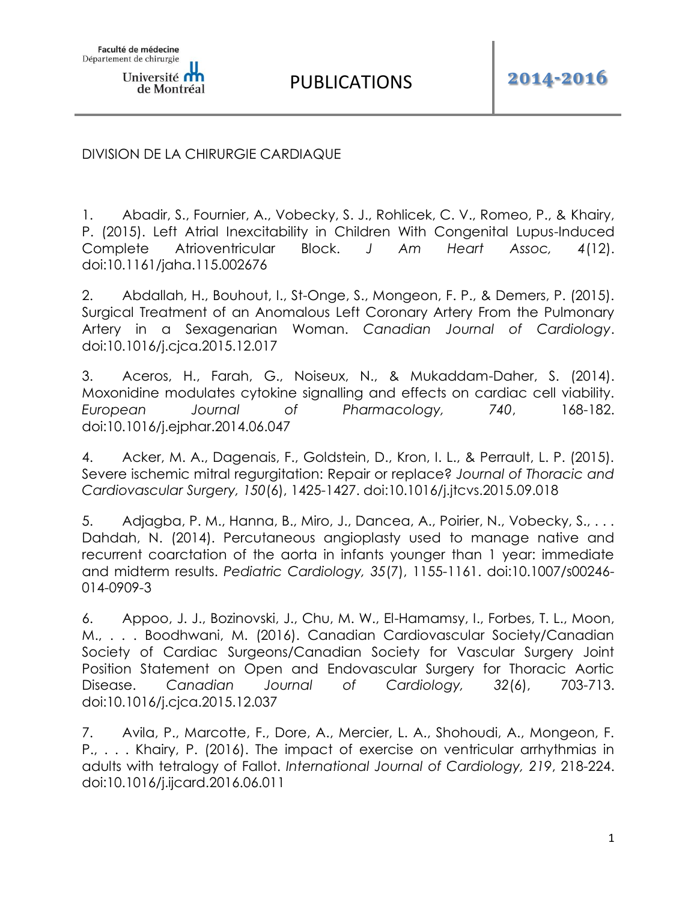Faculté de médecine
Département de chirurgie
Université de Montréal

# PUBLICATIONS 2014-2016

## DIVISION DE LA CHIRURGIE CARDIAQUE

1. Abadir, S., Fournier, A., Vobecky, S. J., Rohlicek, C. V., Romeo, P., & Khairy, P. (2015). Left Atrial Inexcitability in Children With Congenital Lupus-Induced Complete Atrioventricular Block. *J Am Heart Assoc, 4*(12). doi:10.1161/jaha.115.002676

2. Abdallah, H., Bouhout, I., St-Onge, S., Mongeon, F. P., & Demers, P. (2015). Surgical Treatment of an Anomalous Left Coronary Artery From the Pulmonary Artery in a Sexagenarian Woman. *Canadian Journal of Cardiology*. doi:10.1016/j.cjca.2015.12.017

3. Aceros, H., Farah, G., Noiseux, N., & Mukaddam-Daher, S. (2014). Moxonidine modulates cytokine signalling and effects on cardiac cell viability. *European Journal of Pharmacology, 740*, 168-182. doi:10.1016/j.ejphar.2014.06.047

4. Acker, M. A., Dagenais, F., Goldstein, D., Kron, I. L., & Perrault, L. P. (2015). Severe ischemic mitral regurgitation: Repair or replace? *Journal of Thoracic and Cardiovascular Surgery, 150*(6), 1425-1427. doi:10.1016/j.jtcvs.2015.09.018

5. Adjagba, P. M., Hanna, B., Miro, J., Dancea, A., Poirier, N., Vobecky, S., . . . Dahdah, N. (2014). Percutaneous angioplasty used to manage native and recurrent coarctation of the aorta in infants younger than 1 year: immediate and midterm results. *Pediatric Cardiology, 35*(7), 1155-1161. doi:10.1007/s00246-014-0909-3

6. Appoo, J. J., Bozinovski, J., Chu, M. W., El-Hamamsy, I., Forbes, T. L., Moon, M., . . . Boodhwani, M. (2016). Canadian Cardiovascular Society/Canadian Society of Cardiac Surgeons/Canadian Society for Vascular Surgery Joint Position Statement on Open and Endovascular Surgery for Thoracic Aortic Disease. *Canadian Journal of Cardiology, 32*(6), 703-713. doi:10.1016/j.cjca.2015.12.037

7. Avila, P., Marcotte, F., Dore, A., Mercier, L. A., Shohoudi, A., Mongeon, F. P., . . . Khairy, P. (2016). The impact of exercise on ventricular arrhythmias in adults with tetralogy of Fallot. *International Journal of Cardiology, 219*, 218-224. doi:10.1016/j.ijcard.2016.06.011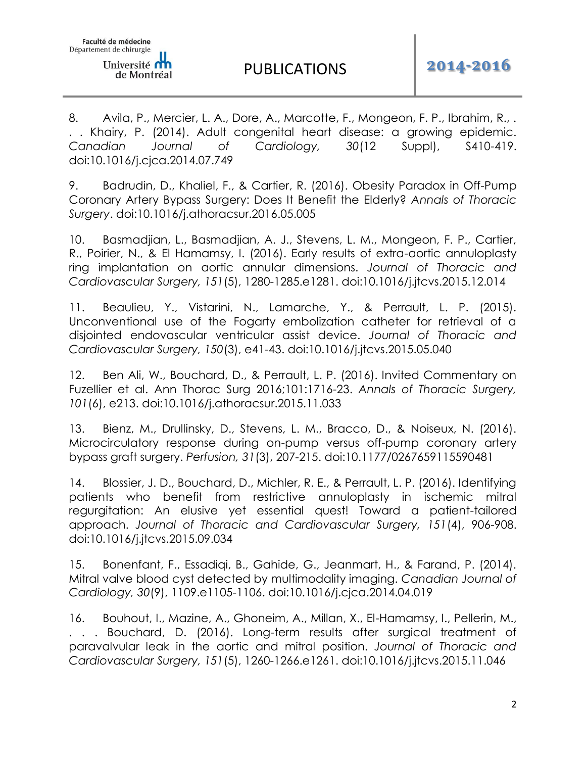8. Avila, P., Mercier, L. A., Dore, A., Marcotte, F., Mongeon, F. P., Ibrahim, R., . . . Khairy, P. (2014). Adult congenital heart disease: a growing epidemic. *Canadian Journal of Cardiology, 30*(12 Suppl), S410-419. doi:10.1016/j.cjca.2014.07.749

9. Badrudin, D., Khaliel, F., & Cartier, R. (2016). Obesity Paradox in Off-Pump Coronary Artery Bypass Surgery: Does It Benefit the Elderly? *Annals of Thoracic Surgery*. doi:10.1016/j.athoracsur.2016.05.005

10. Basmadjian, L., Basmadjian, A. J., Stevens, L. M., Mongeon, F. P., Cartier, R., Poirier, N., & El Hamamsy, I. (2016). Early results of extra-aortic annuloplasty ring implantation on aortic annular dimensions. *Journal of Thoracic and Cardiovascular Surgery, 151*(5), 1280-1285.e1281. doi:10.1016/j.jtcvs.2015.12.014

11. Beaulieu, Y., Vistarini, N., Lamarche, Y., & Perrault, L. P. (2015). Unconventional use of the Fogarty embolization catheter for retrieval of a disjointed endovascular ventricular assist device. *Journal of Thoracic and Cardiovascular Surgery, 150*(3), e41-43. doi:10.1016/j.jtcvs.2015.05.040

12. Ben Ali, W., Bouchard, D., & Perrault, L. P. (2016). Invited Commentary on Fuzellier et al. Ann Thorac Surg 2016;101:1716-23. *Annals of Thoracic Surgery, 101*(6), e213. doi:10.1016/j.athoracsur.2015.11.033

13. Bienz, M., Drullinsky, D., Stevens, L. M., Bracco, D., & Noiseux, N. (2016). Microcirculatory response during on-pump versus off-pump coronary artery bypass graft surgery. *Perfusion, 31*(3), 207-215. doi:10.1177/0267659115590481

14. Blossier, J. D., Bouchard, D., Michler, R. E., & Perrault, L. P. (2016). Identifying patients who benefit from restrictive annuloplasty in ischemic mitral regurgitation: An elusive yet essential quest! Toward a patient-tailored approach. *Journal of Thoracic and Cardiovascular Surgery, 151*(4), 906-908. doi:10.1016/j.jtcvs.2015.09.034

15. Bonenfant, F., Essadiqi, B., Gahide, G., Jeanmart, H., & Farand, P. (2014). Mitral valve blood cyst detected by multimodality imaging. *Canadian Journal of Cardiology, 30*(9), 1109.e1105-1106. doi:10.1016/j.cjca.2014.04.019

16. Bouhout, I., Mazine, A., Ghoneim, A., Millan, X., El-Hamamsy, I., Pellerin, M., . . . Bouchard, D. (2016). Long-term results after surgical treatment of paravalvular leak in the aortic and mitral position. *Journal of Thoracic and Cardiovascular Surgery, 151*(5), 1260-1266.e1261. doi:10.1016/j.jtcvs.2015.11.046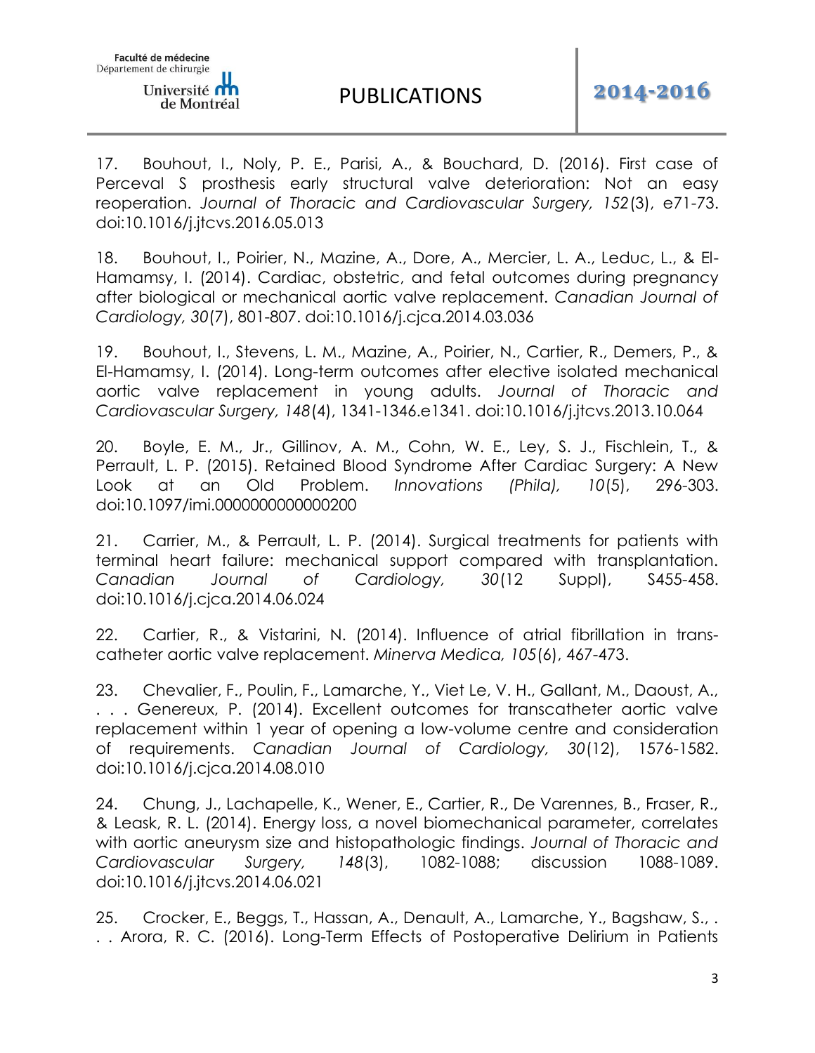17. Bouhout, I., Noly, P. E., Parisi, A., & Bouchard, D. (2016). First case of Perceval S prosthesis early structural valve deterioration: Not an easy reoperation. *Journal of Thoracic and Cardiovascular Surgery, 152*(3), e71-73. doi:10.1016/j.jtcvs.2016.05.013

18. Bouhout, I., Poirier, N., Mazine, A., Dore, A., Mercier, L. A., Leduc, L., & El-Hamamsy, I. (2014). Cardiac, obstetric, and fetal outcomes during pregnancy after biological or mechanical aortic valve replacement. *Canadian Journal of Cardiology, 30*(7), 801-807. doi:10.1016/j.cjca.2014.03.036

19. Bouhout, I., Stevens, L. M., Mazine, A., Poirier, N., Cartier, R., Demers, P., & El-Hamamsy, I. (2014). Long-term outcomes after elective isolated mechanical aortic valve replacement in young adults. *Journal of Thoracic and Cardiovascular Surgery, 148*(4), 1341-1346.e1341. doi:10.1016/j.jtcvs.2013.10.064

20. Boyle, E. M., Jr., Gillinov, A. M., Cohn, W. E., Ley, S. J., Fischlein, T., & Perrault, L. P. (2015). Retained Blood Syndrome After Cardiac Surgery: A New Look at an Old Problem. *Innovations (Phila), 10*(5), 296-303. doi:10.1097/imi.0000000000000200

21. Carrier, M., & Perrault, L. P. (2014). Surgical treatments for patients with terminal heart failure: mechanical support compared with transplantation. *Canadian Journal of Cardiology, 30*(12 Suppl), S455-458. doi:10.1016/j.cjca.2014.06.024

22. Cartier, R., & Vistarini, N. (2014). Influence of atrial fibrillation in trans-catheter aortic valve replacement. *Minerva Medica, 105*(6), 467-473.

23. Chevalier, F., Poulin, F., Lamarche, Y., Viet Le, V. H., Gallant, M., Daoust, A., . . . Genereux, P. (2014). Excellent outcomes for transcatheter aortic valve replacement within 1 year of opening a low-volume centre and consideration of requirements. *Canadian Journal of Cardiology, 30*(12), 1576-1582. doi:10.1016/j.cjca.2014.08.010

24. Chung, J., Lachapelle, K., Wener, E., Cartier, R., De Varennes, B., Fraser, R., & Leask, R. L. (2014). Energy loss, a novel biomechanical parameter, correlates with aortic aneurysm size and histopathologic findings. *Journal of Thoracic and Cardiovascular Surgery, 148*(3), 1082-1088; discussion 1088-1089. doi:10.1016/j.jtcvs.2014.06.021

25. Crocker, E., Beggs, T., Hassan, A., Denault, A., Lamarche, Y., Bagshaw, S., . . . Arora, R. C. (2016). Long-Term Effects of Postoperative Delirium in Patients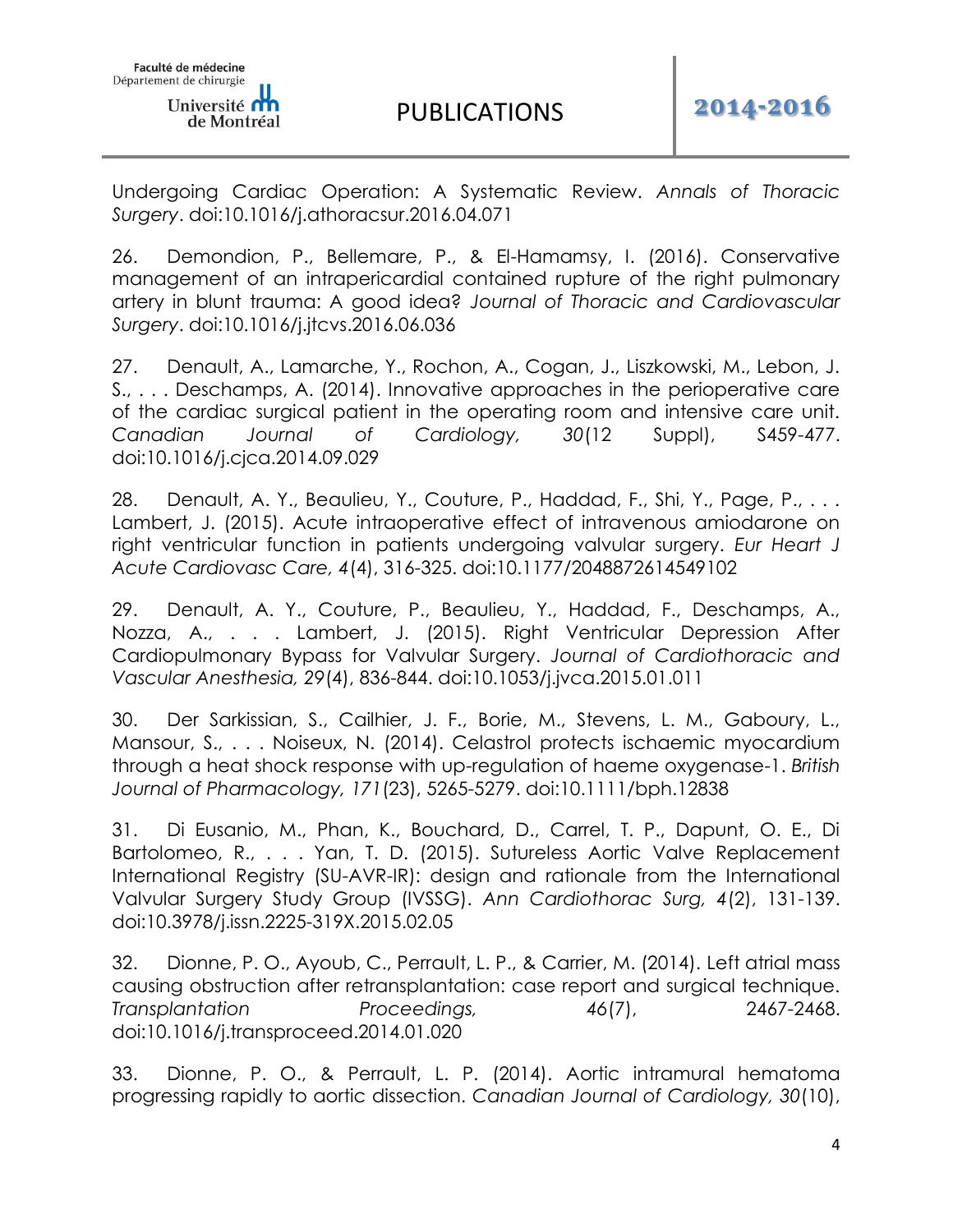Undergoing Cardiac Operation: A Systematic Review. *Annals of Thoracic Surgery*. doi:10.1016/j.athoracsur.2016.04.071

26. Demondion, P., Bellemare, P., & El-Hamamsy, I. (2016). Conservative management of an intrapericardial contained rupture of the right pulmonary artery in blunt trauma: A good idea? *Journal of Thoracic and Cardiovascular Surgery*. doi:10.1016/j.jtcvs.2016.06.036

27. Denault, A., Lamarche, Y., Rochon, A., Cogan, J., Liszkowski, M., Lebon, J. S., . . . Deschamps, A. (2014). Innovative approaches in the perioperative care of the cardiac surgical patient in the operating room and intensive care unit. *Canadian Journal of Cardiology, 30*(12 Suppl), S459-477. doi:10.1016/j.cjca.2014.09.029

28. Denault, A. Y., Beaulieu, Y., Couture, P., Haddad, F., Shi, Y., Page, P., . . . Lambert, J. (2015). Acute intraoperative effect of intravenous amiodarone on right ventricular function in patients undergoing valvular surgery. *Eur Heart J Acute Cardiovasc Care, 4*(4), 316-325. doi:10.1177/2048872614549102

29. Denault, A. Y., Couture, P., Beaulieu, Y., Haddad, F., Deschamps, A., Nozza, A., . . . Lambert, J. (2015). Right Ventricular Depression After Cardiopulmonary Bypass for Valvular Surgery. *Journal of Cardiothoracic and Vascular Anesthesia, 29*(4), 836-844. doi:10.1053/j.jvca.2015.01.011

30. Der Sarkissian, S., Cailhier, J. F., Borie, M., Stevens, L. M., Gaboury, L., Mansour, S., . . . Noiseux, N. (2014). Celastrol protects ischaemic myocardium through a heat shock response with up-regulation of haeme oxygenase-1. *British Journal of Pharmacology, 171*(23), 5265-5279. doi:10.1111/bph.12838

31. Di Eusanio, M., Phan, K., Bouchard, D., Carrel, T. P., Dapunt, O. E., Di Bartolomeo, R., . . . Yan, T. D. (2015). Sutureless Aortic Valve Replacement International Registry (SU-AVR-IR): design and rationale from the International Valvular Surgery Study Group (IVSSG). *Ann Cardiothorac Surg, 4*(2), 131-139. doi:10.3978/j.issn.2225-319X.2015.02.05

32. Dionne, P. O., Ayoub, C., Perrault, L. P., & Carrier, M. (2014). Left atrial mass causing obstruction after retransplantation: case report and surgical technique. *Transplantation Proceedings, 46*(7), 2467-2468. doi:10.1016/j.transproceed.2014.01.020

33. Dionne, P. O., & Perrault, L. P. (2014). Aortic intramural hematoma progressing rapidly to aortic dissection. *Canadian Journal of Cardiology, 30*(10),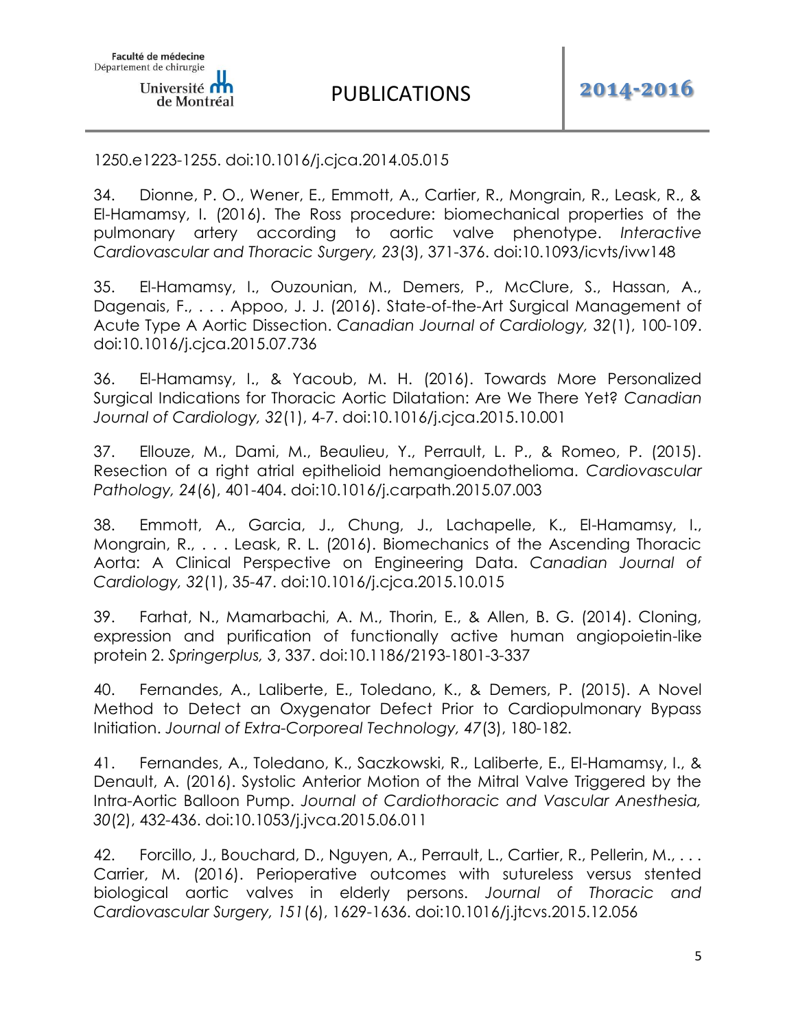1250.e1223-1255. doi:10.1016/j.cjca.2014.05.015

34. Dionne, P. O., Wener, E., Emmott, A., Cartier, R., Mongrain, R., Leask, R., & El-Hamamsy, I. (2016). The Ross procedure: biomechanical properties of the pulmonary artery according to aortic valve phenotype. *Interactive Cardiovascular and Thoracic Surgery, 23*(3), 371-376. doi:10.1093/icvts/ivw148

35. El-Hamamsy, I., Ouzounian, M., Demers, P., McClure, S., Hassan, A., Dagenais, F., . . . Appoo, J. J. (2016). State-of-the-Art Surgical Management of Acute Type A Aortic Dissection. *Canadian Journal of Cardiology, 32*(1), 100-109. doi:10.1016/j.cjca.2015.07.736

36. El-Hamamsy, I., & Yacoub, M. H. (2016). Towards More Personalized Surgical Indications for Thoracic Aortic Dilatation: Are We There Yet? *Canadian Journal of Cardiology, 32*(1), 4-7. doi:10.1016/j.cjca.2015.10.001

37. Ellouze, M., Dami, M., Beaulieu, Y., Perrault, L. P., & Romeo, P. (2015). Resection of a right atrial epithelioid hemangioendothelioma. *Cardiovascular Pathology, 24*(6), 401-404. doi:10.1016/j.carpath.2015.07.003

38. Emmott, A., Garcia, J., Chung, J., Lachapelle, K., El-Hamamsy, I., Mongrain, R., . . . Leask, R. L. (2016). Biomechanics of the Ascending Thoracic Aorta: A Clinical Perspective on Engineering Data. *Canadian Journal of Cardiology, 32*(1), 35-47. doi:10.1016/j.cjca.2015.10.015

39. Farhat, N., Mamarbachi, A. M., Thorin, E., & Allen, B. G. (2014). Cloning, expression and purification of functionally active human angiopoietin-like protein 2. *Springerplus, 3*, 337. doi:10.1186/2193-1801-3-337

40. Fernandes, A., Laliberte, E., Toledano, K., & Demers, P. (2015). A Novel Method to Detect an Oxygenator Defect Prior to Cardiopulmonary Bypass Initiation. *Journal of Extra-Corporeal Technology, 47*(3), 180-182.

41. Fernandes, A., Toledano, K., Saczkowski, R., Laliberte, E., El-Hamamsy, I., & Denault, A. (2016). Systolic Anterior Motion of the Mitral Valve Triggered by the Intra-Aortic Balloon Pump. *Journal of Cardiothoracic and Vascular Anesthesia, 30*(2), 432-436. doi:10.1053/j.jvca.2015.06.011

42. Forcillo, J., Bouchard, D., Nguyen, A., Perrault, L., Cartier, R., Pellerin, M., . . . Carrier, M. (2016). Perioperative outcomes with sutureless versus stented biological aortic valves in elderly persons. *Journal of Thoracic and Cardiovascular Surgery, 151*(6), 1629-1636. doi:10.1016/j.jtcvs.2015.12.056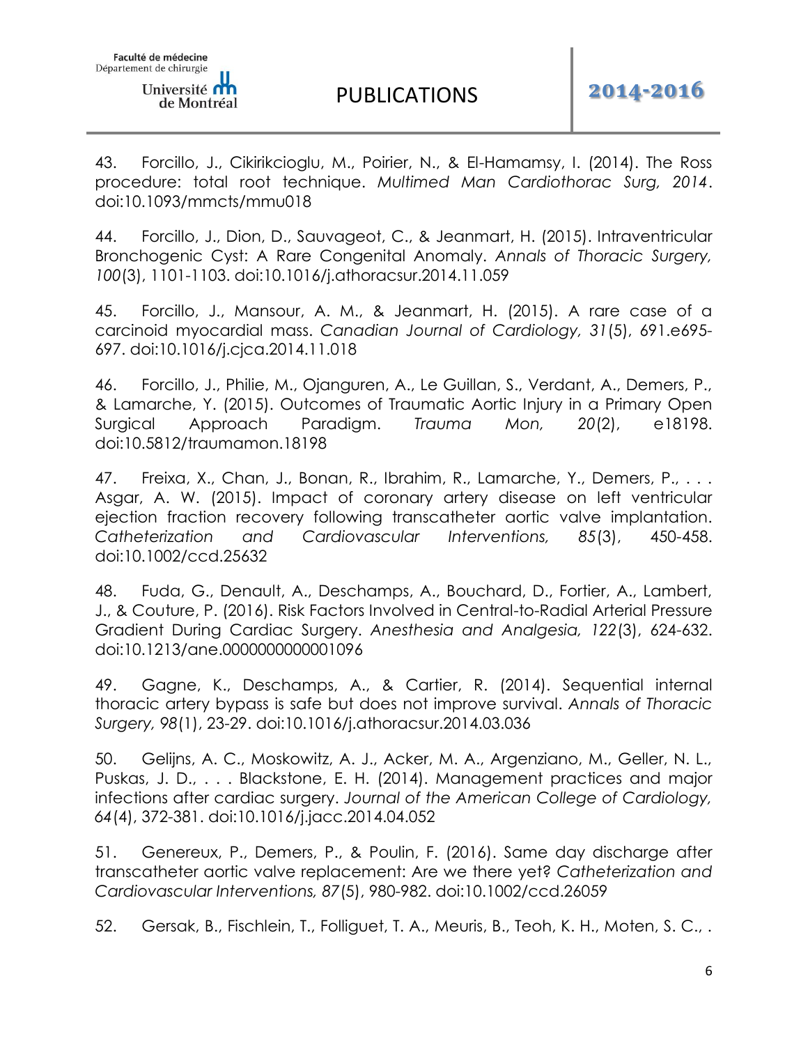43. Forcillo, J., Cikirikcioglu, M., Poirier, N., & El-Hamamsy, I. (2014). The Ross procedure: total root technique. *Multimed Man Cardiothorac Surg, 2014*. doi:10.1093/mmcts/mmu018

44. Forcillo, J., Dion, D., Sauvageot, C., & Jeanmart, H. (2015). Intraventricular Bronchogenic Cyst: A Rare Congenital Anomaly. *Annals of Thoracic Surgery, 100*(3), 1101-1103. doi:10.1016/j.athoracsur.2014.11.059

45. Forcillo, J., Mansour, A. M., & Jeanmart, H. (2015). A rare case of a carcinoid myocardial mass. *Canadian Journal of Cardiology, 31*(5), 691.e695-697. doi:10.1016/j.cjca.2014.11.018

46. Forcillo, J., Philie, M., Ojanguren, A., Le Guillan, S., Verdant, A., Demers, P., & Lamarche, Y. (2015). Outcomes of Traumatic Aortic Injury in a Primary Open Surgical Approach Paradigm. *Trauma Mon, 20*(2), e18198. doi:10.5812/traumamon.18198

47. Freixa, X., Chan, J., Bonan, R., Ibrahim, R., Lamarche, Y., Demers, P., . . . Asgar, A. W. (2015). Impact of coronary artery disease on left ventricular ejection fraction recovery following transcatheter aortic valve implantation. *Catheterization and Cardiovascular Interventions, 85*(3), 450-458. doi:10.1002/ccd.25632

48. Fuda, G., Denault, A., Deschamps, A., Bouchard, D., Fortier, A., Lambert, J., & Couture, P. (2016). Risk Factors Involved in Central-to-Radial Arterial Pressure Gradient During Cardiac Surgery. *Anesthesia and Analgesia, 122*(3), 624-632. doi:10.1213/ane.0000000000001096

49. Gagne, K., Deschamps, A., & Cartier, R. (2014). Sequential internal thoracic artery bypass is safe but does not improve survival. *Annals of Thoracic Surgery, 98*(1), 23-29. doi:10.1016/j.athoracsur.2014.03.036

50. Gelijns, A. C., Moskowitz, A. J., Acker, M. A., Argenziano, M., Geller, N. L., Puskas, J. D., . . . Blackstone, E. H. (2014). Management practices and major infections after cardiac surgery. *Journal of the American College of Cardiology, 64*(4), 372-381. doi:10.1016/j.jacc.2014.04.052

51. Genereux, P., Demers, P., & Poulin, F. (2016). Same day discharge after transcatheter aortic valve replacement: Are we there yet? *Catheterization and Cardiovascular Interventions, 87*(5), 980-982. doi:10.1002/ccd.26059

52. Gersak, B., Fischlein, T., Folliguet, T. A., Meuris, B., Teoh, K. H., Moten, S. C., .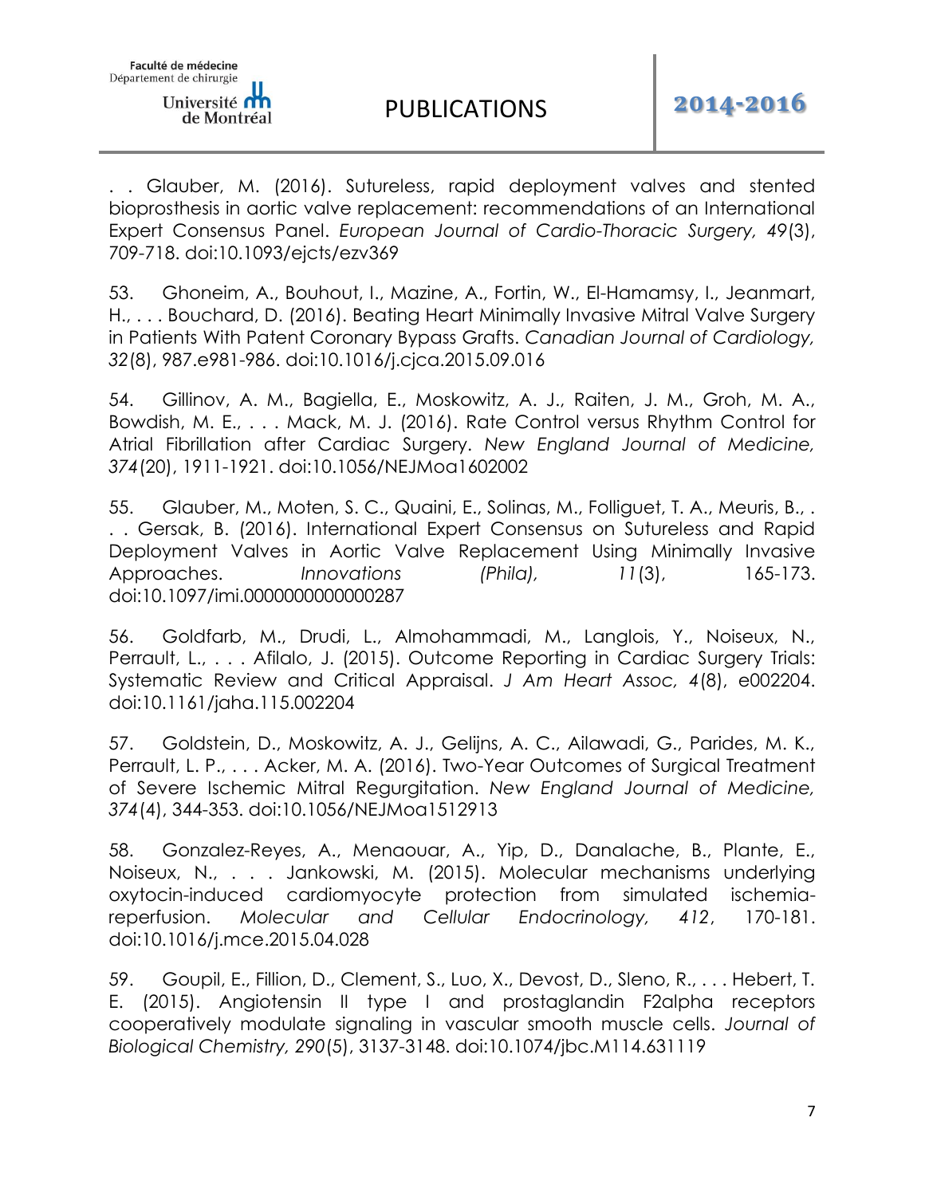. . Glauber, M. (2016). Sutureless, rapid deployment valves and stented bioprosthesis in aortic valve replacement: recommendations of an International Expert Consensus Panel. *European Journal of Cardio-Thoracic Surgery, 49*(3), 709-718. doi:10.1093/ejcts/ezv369

53. Ghoneim, A., Bouhout, I., Mazine, A., Fortin, W., El-Hamamsy, I., Jeanmart, H., . . . Bouchard, D. (2016). Beating Heart Minimally Invasive Mitral Valve Surgery in Patients With Patent Coronary Bypass Grafts. *Canadian Journal of Cardiology, 32*(8), 987.e981-986. doi:10.1016/j.cjca.2015.09.016

54. Gillinov, A. M., Bagiella, E., Moskowitz, A. J., Raiten, J. M., Groh, M. A., Bowdish, M. E., . . . Mack, M. J. (2016). Rate Control versus Rhythm Control for Atrial Fibrillation after Cardiac Surgery. *New England Journal of Medicine, 374*(20), 1911-1921. doi:10.1056/NEJMoa1602002

55. Glauber, M., Moten, S. C., Quaini, E., Solinas, M., Folliguet, T. A., Meuris, B., . . . Gersak, B. (2016). International Expert Consensus on Sutureless and Rapid Deployment Valves in Aortic Valve Replacement Using Minimally Invasive Approaches. *Innovations (Phila), 11*(3), 165-173. doi:10.1097/imi.0000000000000287

56. Goldfarb, M., Drudi, L., Almohammadi, M., Langlois, Y., Noiseux, N., Perrault, L., . . . Afilalo, J. (2015). Outcome Reporting in Cardiac Surgery Trials: Systematic Review and Critical Appraisal. *J Am Heart Assoc, 4*(8), e002204. doi:10.1161/jaha.115.002204

57. Goldstein, D., Moskowitz, A. J., Gelijns, A. C., Ailawadi, G., Parides, M. K., Perrault, L. P., . . . Acker, M. A. (2016). Two-Year Outcomes of Surgical Treatment of Severe Ischemic Mitral Regurgitation. *New England Journal of Medicine, 374*(4), 344-353. doi:10.1056/NEJMoa1512913

58. Gonzalez-Reyes, A., Menaouar, A., Yip, D., Danalache, B., Plante, E., Noiseux, N., . . . Jankowski, M. (2015). Molecular mechanisms underlying oxytocin-induced cardiomyocyte protection from simulated ischemia-reperfusion. *Molecular and Cellular Endocrinology, 412*, 170-181. doi:10.1016/j.mce.2015.04.028

59. Goupil, E., Fillion, D., Clement, S., Luo, X., Devost, D., Sleno, R., . . . Hebert, T. E. (2015). Angiotensin II type I and prostaglandin F2alpha receptors cooperatively modulate signaling in vascular smooth muscle cells. *Journal of Biological Chemistry, 290*(5), 3137-3148. doi:10.1074/jbc.M114.631119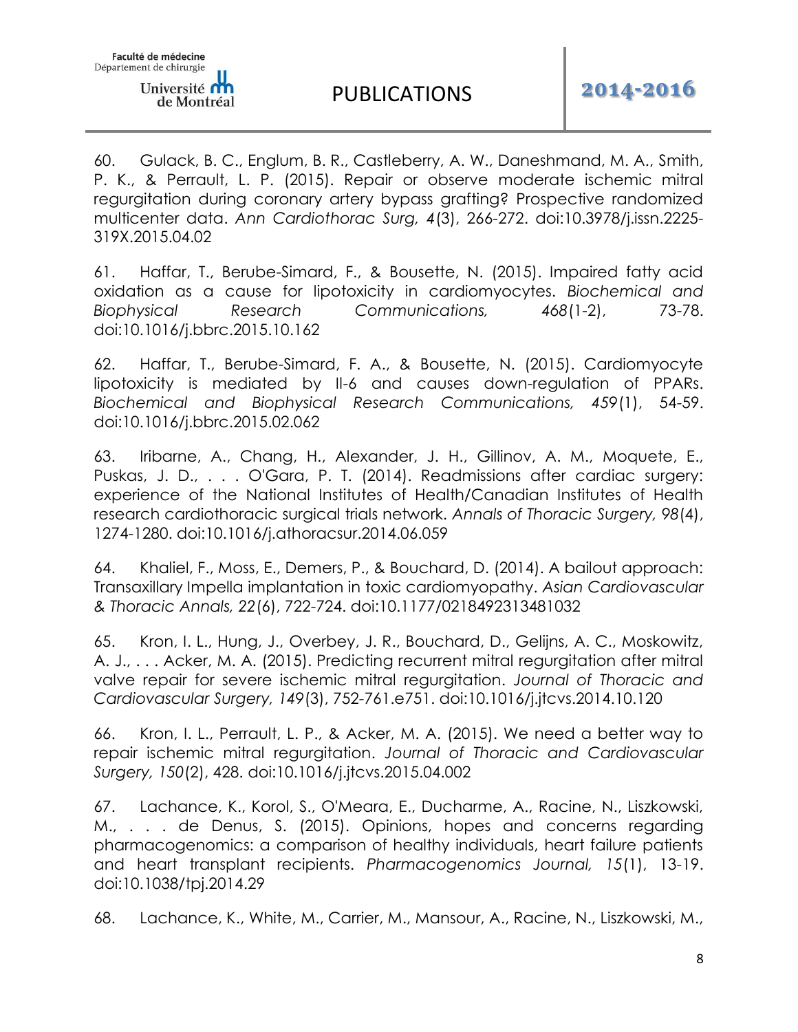60. Gulack, B. C., Englum, B. R., Castleberry, A. W., Daneshmand, M. A., Smith, P. K., & Perrault, L. P. (2015). Repair or observe moderate ischemic mitral regurgitation during coronary artery bypass grafting? Prospective randomized multicenter data. *Ann Cardiothorac Surg, 4*(3), 266-272. doi:10.3978/j.issn.2225-319X.2015.04.02

61. Haffar, T., Berube-Simard, F., & Bousette, N. (2015). Impaired fatty acid oxidation as a cause for lipotoxicity in cardiomyocytes. *Biochemical and Biophysical Research Communications, 468*(1-2), 73-78. doi:10.1016/j.bbrc.2015.10.162

62. Haffar, T., Berube-Simard, F. A., & Bousette, N. (2015). Cardiomyocyte lipotoxicity is mediated by Il-6 and causes down-regulation of PPARs. *Biochemical and Biophysical Research Communications, 459*(1), 54-59. doi:10.1016/j.bbrc.2015.02.062

63. Iribarne, A., Chang, H., Alexander, J. H., Gillinov, A. M., Moquete, E., Puskas, J. D., . . . O'Gara, P. T. (2014). Readmissions after cardiac surgery: experience of the National Institutes of Health/Canadian Institutes of Health research cardiothoracic surgical trials network. *Annals of Thoracic Surgery, 98*(4), 1274-1280. doi:10.1016/j.athoracsur.2014.06.059

64. Khaliel, F., Moss, E., Demers, P., & Bouchard, D. (2014). A bailout approach: Transaxillary Impella implantation in toxic cardiomyopathy. *Asian Cardiovascular & Thoracic Annals, 22*(6), 722-724. doi:10.1177/0218492313481032

65. Kron, I. L., Hung, J., Overbey, J. R., Bouchard, D., Gelijns, A. C., Moskowitz, A. J., . . . Acker, M. A. (2015). Predicting recurrent mitral regurgitation after mitral valve repair for severe ischemic mitral regurgitation. *Journal of Thoracic and Cardiovascular Surgery, 149*(3), 752-761.e751. doi:10.1016/j.jtcvs.2014.10.120

66. Kron, I. L., Perrault, L. P., & Acker, M. A. (2015). We need a better way to repair ischemic mitral regurgitation. *Journal of Thoracic and Cardiovascular Surgery, 150*(2), 428. doi:10.1016/j.jtcvs.2015.04.002

67. Lachance, K., Korol, S., O'Meara, E., Ducharme, A., Racine, N., Liszkowski, M., . . . de Denus, S. (2015). Opinions, hopes and concerns regarding pharmacogenomics: a comparison of healthy individuals, heart failure patients and heart transplant recipients. *Pharmacogenomics Journal, 15*(1), 13-19. doi:10.1038/tpj.2014.29

68. Lachance, K., White, M., Carrier, M., Mansour, A., Racine, N., Liszkowski, M.,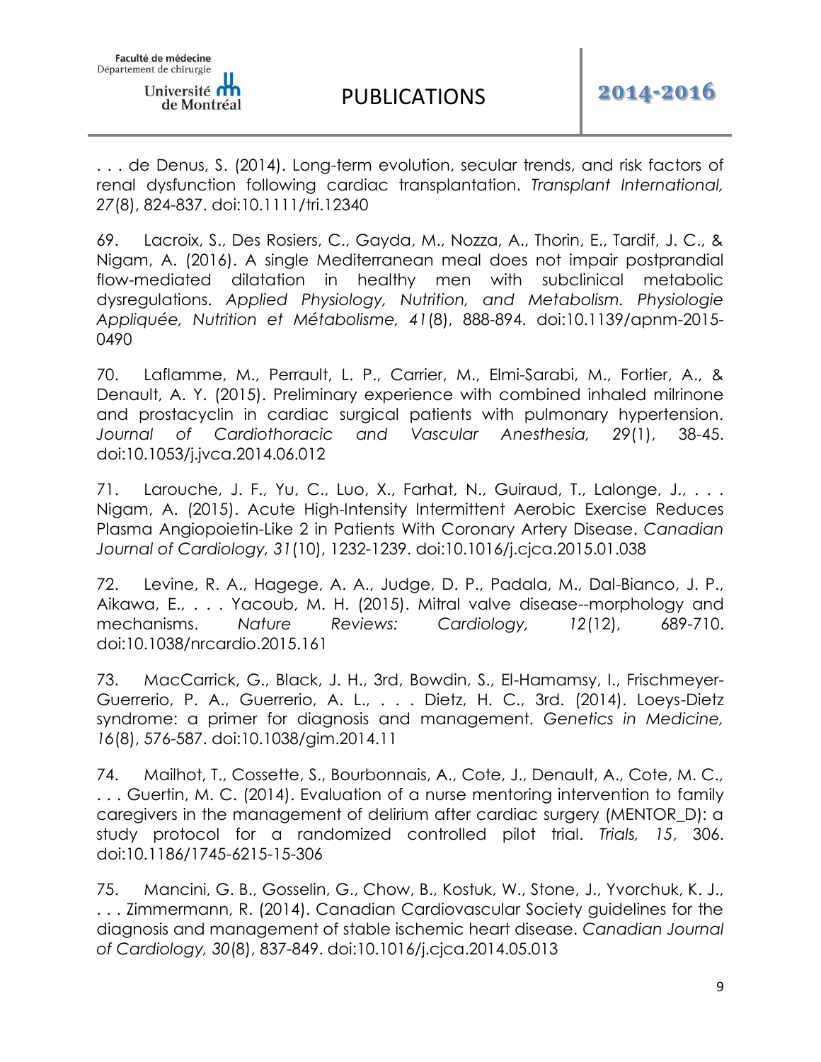. . . de Denus, S. (2014). Long-term evolution, secular trends, and risk factors of renal dysfunction following cardiac transplantation. *Transplant International, 27*(8), 824-837. doi:10.1111/tri.12340

69. Lacroix, S., Des Rosiers, C., Gayda, M., Nozza, A., Thorin, E., Tardif, J. C., & Nigam, A. (2016). A single Mediterranean meal does not impair postprandial flow-mediated dilatation in healthy men with subclinical metabolic dysregulations. *Applied Physiology, Nutrition, and Metabolism. Physiologie Appliquée, Nutrition et Métabolisme, 41*(8), 888-894. doi:10.1139/apnm-2015-0490

70. Laflamme, M., Perrault, L. P., Carrier, M., Elmi-Sarabi, M., Fortier, A., & Denault, A. Y. (2015). Preliminary experience with combined inhaled milrinone and prostacyclin in cardiac surgical patients with pulmonary hypertension. *Journal of Cardiothoracic and Vascular Anesthesia, 29*(1), 38-45. doi:10.1053/j.jvca.2014.06.012

71. Larouche, J. F., Yu, C., Luo, X., Farhat, N., Guiraud, T., Lalonge, J., . . . Nigam, A. (2015). Acute High-Intensity Intermittent Aerobic Exercise Reduces Plasma Angiopoietin-Like 2 in Patients With Coronary Artery Disease. *Canadian Journal of Cardiology, 31*(10), 1232-1239. doi:10.1016/j.cjca.2015.01.038

72. Levine, R. A., Hagege, A. A., Judge, D. P., Padala, M., Dal-Bianco, J. P., Aikawa, E., . . . Yacoub, M. H. (2015). Mitral valve disease--morphology and mechanisms. *Nature Reviews: Cardiology, 12*(12), 689-710. doi:10.1038/nrcardio.2015.161

73. MacCarrick, G., Black, J. H., 3rd, Bowdin, S., El-Hamamsy, I., Frischmeyer-Guerrerio, P. A., Guerrerio, A. L., . . . Dietz, H. C., 3rd. (2014). Loeys-Dietz syndrome: a primer for diagnosis and management. *Genetics in Medicine, 16*(8), 576-587. doi:10.1038/gim.2014.11

74. Mailhot, T., Cossette, S., Bourbonnais, A., Cote, J., Denault, A., Cote, M. C., . . . Guertin, M. C. (2014). Evaluation of a nurse mentoring intervention to family caregivers in the management of delirium after cardiac surgery (MENTOR_D): a study protocol for a randomized controlled pilot trial. *Trials, 15*, 306. doi:10.1186/1745-6215-15-306

75. Mancini, G. B., Gosselin, G., Chow, B., Kostuk, W., Stone, J., Yvorchuk, K. J., . . . Zimmermann, R. (2014). Canadian Cardiovascular Society guidelines for the diagnosis and management of stable ischemic heart disease. *Canadian Journal of Cardiology, 30*(8), 837-849. doi:10.1016/j.cjca.2014.05.013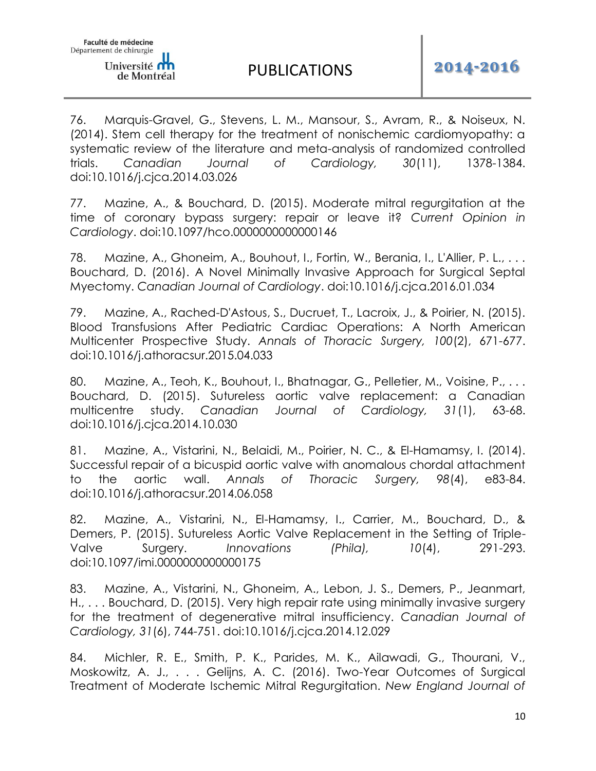76. Marquis-Gravel, G., Stevens, L. M., Mansour, S., Avram, R., & Noiseux, N. (2014). Stem cell therapy for the treatment of nonischemic cardiomyopathy: a systematic review of the literature and meta-analysis of randomized controlled trials. *Canadian Journal of Cardiology, 30*(11), 1378-1384. doi:10.1016/j.cjca.2014.03.026

77. Mazine, A., & Bouchard, D. (2015). Moderate mitral regurgitation at the time of coronary bypass surgery: repair or leave it? *Current Opinion in Cardiology*. doi:10.1097/hco.0000000000000146

78. Mazine, A., Ghoneim, A., Bouhout, I., Fortin, W., Berania, I., L'Allier, P. L., . . . Bouchard, D. (2016). A Novel Minimally Invasive Approach for Surgical Septal Myectomy. *Canadian Journal of Cardiology*. doi:10.1016/j.cjca.2016.01.034

79. Mazine, A., Rached-D'Astous, S., Ducruet, T., Lacroix, J., & Poirier, N. (2015). Blood Transfusions After Pediatric Cardiac Operations: A North American Multicenter Prospective Study. *Annals of Thoracic Surgery, 100*(2), 671-677. doi:10.1016/j.athoracsur.2015.04.033

80. Mazine, A., Teoh, K., Bouhout, I., Bhatnagar, G., Pelletier, M., Voisine, P., . . . Bouchard, D. (2015). Sutureless aortic valve replacement: a Canadian multicentre study. *Canadian Journal of Cardiology, 31*(1), 63-68. doi:10.1016/j.cjca.2014.10.030

81. Mazine, A., Vistarini, N., Belaidi, M., Poirier, N. C., & El-Hamamsy, I. (2014). Successful repair of a bicuspid aortic valve with anomalous chordal attachment to the aortic wall. *Annals of Thoracic Surgery, 98*(4), e83-84. doi:10.1016/j.athoracsur.2014.06.058

82. Mazine, A., Vistarini, N., El-Hamamsy, I., Carrier, M., Bouchard, D., & Demers, P. (2015). Sutureless Aortic Valve Replacement in the Setting of Triple-Valve Surgery. *Innovations (Phila), 10*(4), 291-293. doi:10.1097/imi.0000000000000175

83. Mazine, A., Vistarini, N., Ghoneim, A., Lebon, J. S., Demers, P., Jeanmart, H., . . . Bouchard, D. (2015). Very high repair rate using minimally invasive surgery for the treatment of degenerative mitral insufficiency. *Canadian Journal of Cardiology, 31*(6), 744-751. doi:10.1016/j.cjca.2014.12.029

84. Michler, R. E., Smith, P. K., Parides, M. K., Ailawadi, G., Thourani, V., Moskowitz, A. J., . . . Gelijns, A. C. (2016). Two-Year Outcomes of Surgical Treatment of Moderate Ischemic Mitral Regurgitation. *New England Journal of*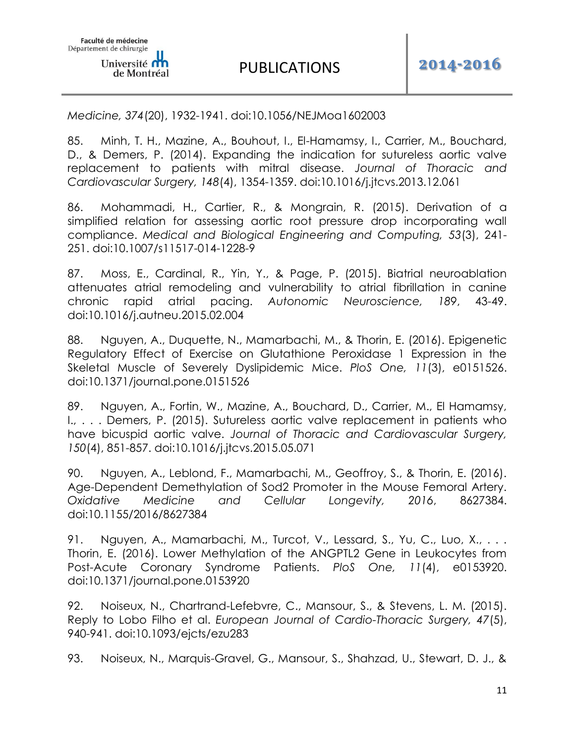*Medicine, 374*(20), 1932-1941. doi:10.1056/NEJMoa1602003

85. Minh, T. H., Mazine, A., Bouhout, I., El-Hamamsy, I., Carrier, M., Bouchard, D., & Demers, P. (2014). Expanding the indication for sutureless aortic valve replacement to patients with mitral disease. *Journal of Thoracic and Cardiovascular Surgery, 148*(4), 1354-1359. doi:10.1016/j.jtcvs.2013.12.061

86. Mohammadi, H., Cartier, R., & Mongrain, R. (2015). Derivation of a simplified relation for assessing aortic root pressure drop incorporating wall compliance. *Medical and Biological Engineering and Computing, 53*(3), 241-251. doi:10.1007/s11517-014-1228-9

87. Moss, E., Cardinal, R., Yin, Y., & Page, P. (2015). Biatrial neuroablation attenuates atrial remodeling and vulnerability to atrial fibrillation in canine chronic rapid atrial pacing. *Autonomic Neuroscience, 189*, 43-49. doi:10.1016/j.autneu.2015.02.004

88. Nguyen, A., Duquette, N., Mamarbachi, M., & Thorin, E. (2016). Epigenetic Regulatory Effect of Exercise on Glutathione Peroxidase 1 Expression in the Skeletal Muscle of Severely Dyslipidemic Mice. *PloS One, 11*(3), e0151526. doi:10.1371/journal.pone.0151526

89. Nguyen, A., Fortin, W., Mazine, A., Bouchard, D., Carrier, M., El Hamamsy, I., . . . Demers, P. (2015). Sutureless aortic valve replacement in patients who have bicuspid aortic valve. *Journal of Thoracic and Cardiovascular Surgery, 150*(4), 851-857. doi:10.1016/j.jtcvs.2015.05.071

90. Nguyen, A., Leblond, F., Mamarbachi, M., Geoffroy, S., & Thorin, E. (2016). Age-Dependent Demethylation of Sod2 Promoter in the Mouse Femoral Artery. *Oxidative Medicine and Cellular Longevity, 2016*, 8627384. doi:10.1155/2016/8627384

91. Nguyen, A., Mamarbachi, M., Turcot, V., Lessard, S., Yu, C., Luo, X., . . . Thorin, E. (2016). Lower Methylation of the ANGPTL2 Gene in Leukocytes from Post-Acute Coronary Syndrome Patients. *PloS One, 11*(4), e0153920. doi:10.1371/journal.pone.0153920

92. Noiseux, N., Chartrand-Lefebvre, C., Mansour, S., & Stevens, L. M. (2015). Reply to Lobo Filho et al. *European Journal of Cardio-Thoracic Surgery, 47*(5), 940-941. doi:10.1093/ejcts/ezu283

93. Noiseux, N., Marquis-Gravel, G., Mansour, S., Shahzad, U., Stewart, D. J., &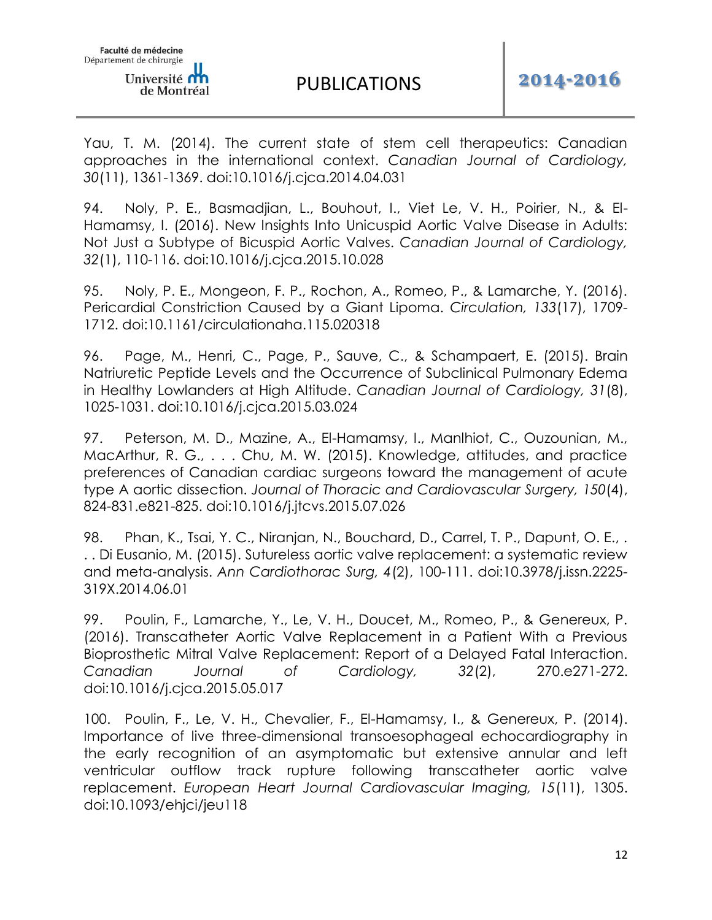Yau, T. M. (2014). The current state of stem cell therapeutics: Canadian approaches in the international context. *Canadian Journal of Cardiology, 30*(11), 1361-1369. doi:10.1016/j.cjca.2014.04.031

94. Noly, P. E., Basmadjian, L., Bouhout, I., Viet Le, V. H., Poirier, N., & El-Hamamsy, I. (2016). New Insights Into Unicuspid Aortic Valve Disease in Adults: Not Just a Subtype of Bicuspid Aortic Valves. *Canadian Journal of Cardiology, 32*(1), 110-116. doi:10.1016/j.cjca.2015.10.028

95. Noly, P. E., Mongeon, F. P., Rochon, A., Romeo, P., & Lamarche, Y. (2016). Pericardial Constriction Caused by a Giant Lipoma. *Circulation, 133*(17), 1709-1712. doi:10.1161/circulationaha.115.020318

96. Page, M., Henri, C., Page, P., Sauve, C., & Schampaert, E. (2015). Brain Natriuretic Peptide Levels and the Occurrence of Subclinical Pulmonary Edema in Healthy Lowlanders at High Altitude. *Canadian Journal of Cardiology, 31*(8), 1025-1031. doi:10.1016/j.cjca.2015.03.024

97. Peterson, M. D., Mazine, A., El-Hamamsy, I., Manlhiot, C., Ouzounian, M., MacArthur, R. G., . . . Chu, M. W. (2015). Knowledge, attitudes, and practice preferences of Canadian cardiac surgeons toward the management of acute type A aortic dissection. *Journal of Thoracic and Cardiovascular Surgery, 150*(4), 824-831.e821-825. doi:10.1016/j.jtcvs.2015.07.026

98. Phan, K., Tsai, Y. C., Niranjan, N., Bouchard, D., Carrel, T. P., Dapunt, O. E., . . . Di Eusanio, M. (2015). Sutureless aortic valve replacement: a systematic review and meta-analysis. *Ann Cardiothorac Surg, 4*(2), 100-111. doi:10.3978/j.issn.2225-319X.2014.06.01

99. Poulin, F., Lamarche, Y., Le, V. H., Doucet, M., Romeo, P., & Genereux, P. (2016). Transcatheter Aortic Valve Replacement in a Patient With a Previous Bioprosthetic Mitral Valve Replacement: Report of a Delayed Fatal Interaction. *Canadian Journal of Cardiology, 32*(2), 270.e271-272. doi:10.1016/j.cjca.2015.05.017

100. Poulin, F., Le, V. H., Chevalier, F., El-Hamamsy, I., & Genereux, P. (2014). Importance of live three-dimensional transoesophageal echocardiography in the early recognition of an asymptomatic but extensive annular and left ventricular outflow track rupture following transcatheter aortic valve replacement. *European Heart Journal Cardiovascular Imaging, 15*(11), 1305. doi:10.1093/ehjci/jeu118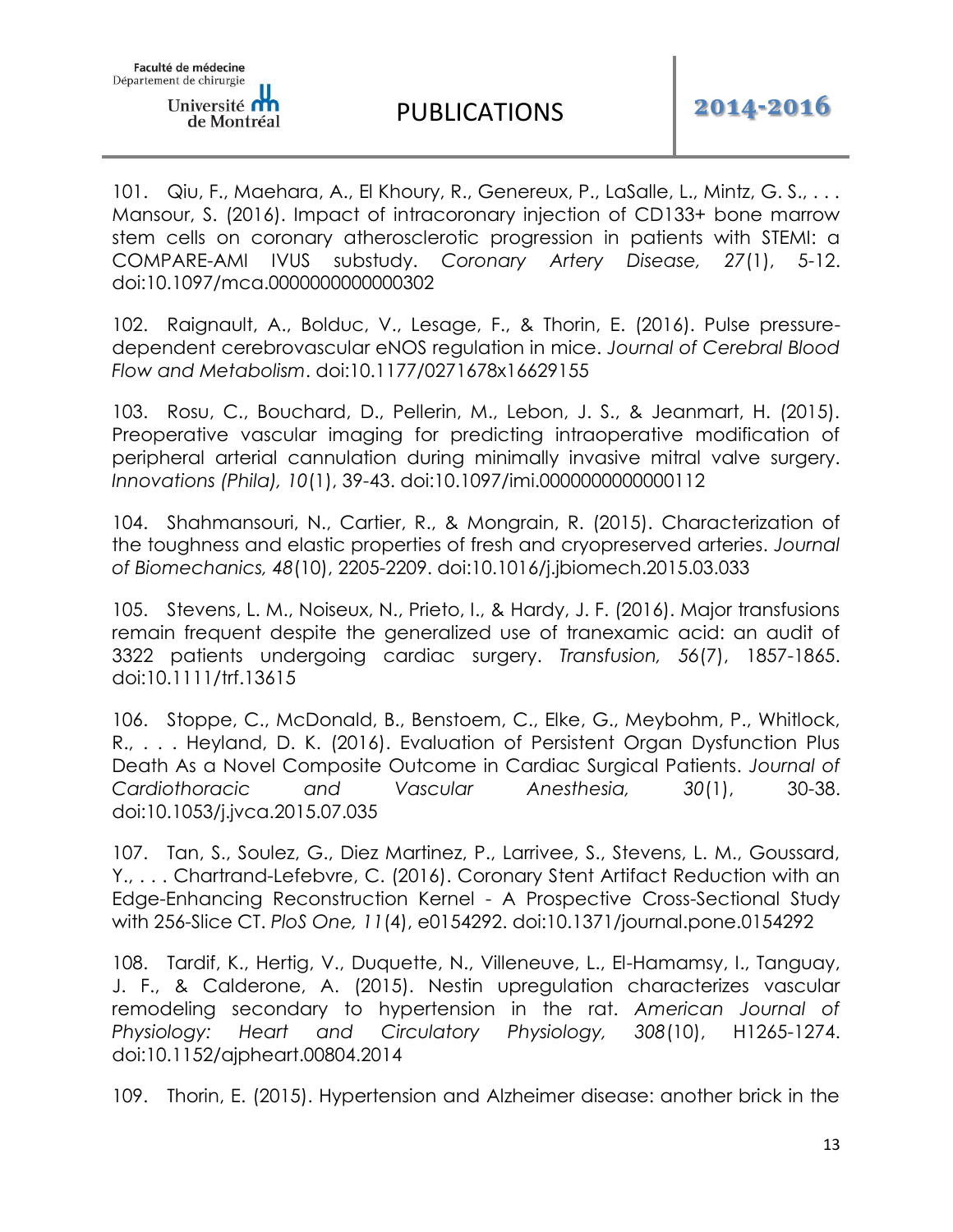101. Qiu, F., Maehara, A., El Khoury, R., Genereux, P., LaSalle, L., Mintz, G. S., . . . Mansour, S. (2016). Impact of intracoronary injection of CD133+ bone marrow stem cells on coronary atherosclerotic progression in patients with STEMI: a COMPARE-AMI IVUS substudy. *Coronary Artery Disease, 27*(1), 5-12. doi:10.1097/mca.0000000000000302

102. Raignault, A., Bolduc, V., Lesage, F., & Thorin, E. (2016). Pulse pressure-dependent cerebrovascular eNOS regulation in mice. *Journal of Cerebral Blood Flow and Metabolism*. doi:10.1177/0271678x16629155

103. Rosu, C., Bouchard, D., Pellerin, M., Lebon, J. S., & Jeanmart, H. (2015). Preoperative vascular imaging for predicting intraoperative modification of peripheral arterial cannulation during minimally invasive mitral valve surgery. *Innovations (Phila), 10*(1), 39-43. doi:10.1097/imi.0000000000000112

104. Shahmansouri, N., Cartier, R., & Mongrain, R. (2015). Characterization of the toughness and elastic properties of fresh and cryopreserved arteries. *Journal of Biomechanics, 48*(10), 2205-2209. doi:10.1016/j.jbiomech.2015.03.033

105. Stevens, L. M., Noiseux, N., Prieto, I., & Hardy, J. F. (2016). Major transfusions remain frequent despite the generalized use of tranexamic acid: an audit of 3322 patients undergoing cardiac surgery. *Transfusion, 56*(7), 1857-1865. doi:10.1111/trf.13615

106. Stoppe, C., McDonald, B., Benstoem, C., Elke, G., Meybohm, P., Whitlock, R., . . . Heyland, D. K. (2016). Evaluation of Persistent Organ Dysfunction Plus Death As a Novel Composite Outcome in Cardiac Surgical Patients. *Journal of Cardiothoracic and Vascular Anesthesia, 30*(1), 30-38. doi:10.1053/j.jvca.2015.07.035

107. Tan, S., Soulez, G., Diez Martinez, P., Larrivee, S., Stevens, L. M., Goussard, Y., . . . Chartrand-Lefebvre, C. (2016). Coronary Stent Artifact Reduction with an Edge-Enhancing Reconstruction Kernel - A Prospective Cross-Sectional Study with 256-Slice CT. *PloS One, 11*(4), e0154292. doi:10.1371/journal.pone.0154292

108. Tardif, K., Hertig, V., Duquette, N., Villeneuve, L., El-Hamamsy, I., Tanguay, J. F., & Calderone, A. (2015). Nestin upregulation characterizes vascular remodeling secondary to hypertension in the rat. *American Journal of Physiology: Heart and Circulatory Physiology, 308*(10), H1265-1274. doi:10.1152/ajpheart.00804.2014

109. Thorin, E. (2015). Hypertension and Alzheimer disease: another brick in the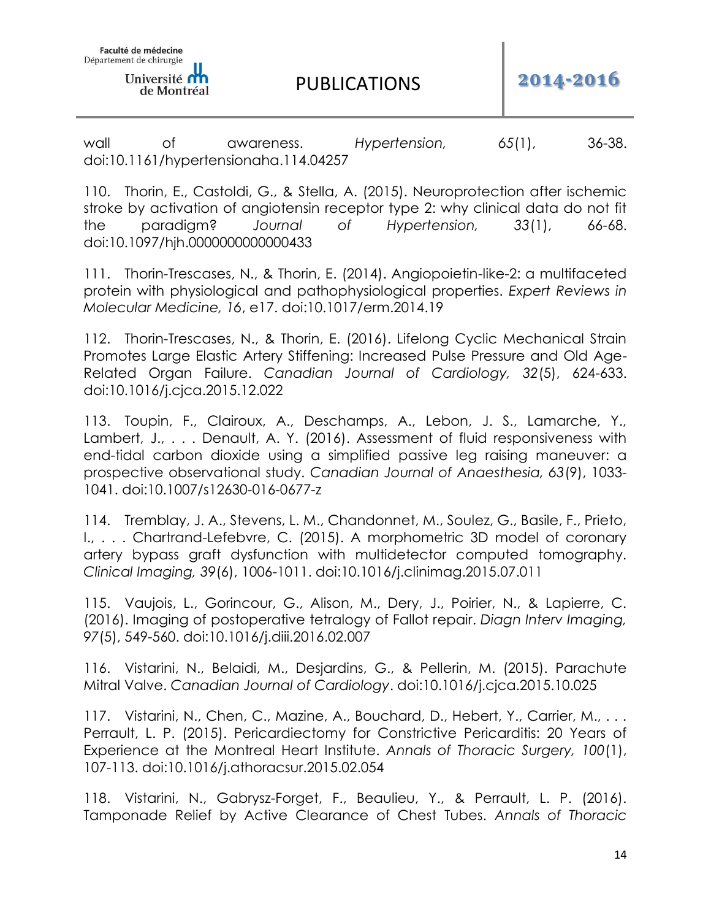wall of awareness. *Hypertension, 65*(1), 36-38. doi:10.1161/hypertensionaha.114.04257

110. Thorin, E., Castoldi, G., & Stella, A. (2015). Neuroprotection after ischemic stroke by activation of angiotensin receptor type 2: why clinical data do not fit the paradigm? *Journal of Hypertension, 33*(1), 66-68. doi:10.1097/hjh.0000000000000433

111. Thorin-Trescases, N., & Thorin, E. (2014). Angiopoietin-like-2: a multifaceted protein with physiological and pathophysiological properties. *Expert Reviews in Molecular Medicine, 16*, e17. doi:10.1017/erm.2014.19

112. Thorin-Trescases, N., & Thorin, E. (2016). Lifelong Cyclic Mechanical Strain Promotes Large Elastic Artery Stiffening: Increased Pulse Pressure and Old Age-Related Organ Failure. *Canadian Journal of Cardiology, 32*(5), 624-633. doi:10.1016/j.cjca.2015.12.022

113. Toupin, F., Clairoux, A., Deschamps, A., Lebon, J. S., Lamarche, Y., Lambert, J., . . . Denault, A. Y. (2016). Assessment of fluid responsiveness with end-tidal carbon dioxide using a simplified passive leg raising maneuver: a prospective observational study. *Canadian Journal of Anaesthesia, 63*(9), 1033-1041. doi:10.1007/s12630-016-0677-z

114. Tremblay, J. A., Stevens, L. M., Chandonnet, M., Soulez, G., Basile, F., Prieto, I., . . . Chartrand-Lefebvre, C. (2015). A morphometric 3D model of coronary artery bypass graft dysfunction with multidetector computed tomography. *Clinical Imaging, 39*(6), 1006-1011. doi:10.1016/j.clinimag.2015.07.011

115. Vaujois, L., Gorincour, G., Alison, M., Dery, J., Poirier, N., & Lapierre, C. (2016). Imaging of postoperative tetralogy of Fallot repair. *Diagn Interv Imaging, 97*(5), 549-560. doi:10.1016/j.diii.2016.02.007

116. Vistarini, N., Belaidi, M., Desjardins, G., & Pellerin, M. (2015). Parachute Mitral Valve. *Canadian Journal of Cardiology*. doi:10.1016/j.cjca.2015.10.025

117. Vistarini, N., Chen, C., Mazine, A., Bouchard, D., Hebert, Y., Carrier, M., . . . Perrault, L. P. (2015). Pericardiectomy for Constrictive Pericarditis: 20 Years of Experience at the Montreal Heart Institute. *Annals of Thoracic Surgery, 100*(1), 107-113. doi:10.1016/j.athoracsur.2015.02.054

118. Vistarini, N., Gabrysz-Forget, F., Beaulieu, Y., & Perrault, L. P. (2016). Tamponade Relief by Active Clearance of Chest Tubes. *Annals of Thoracic*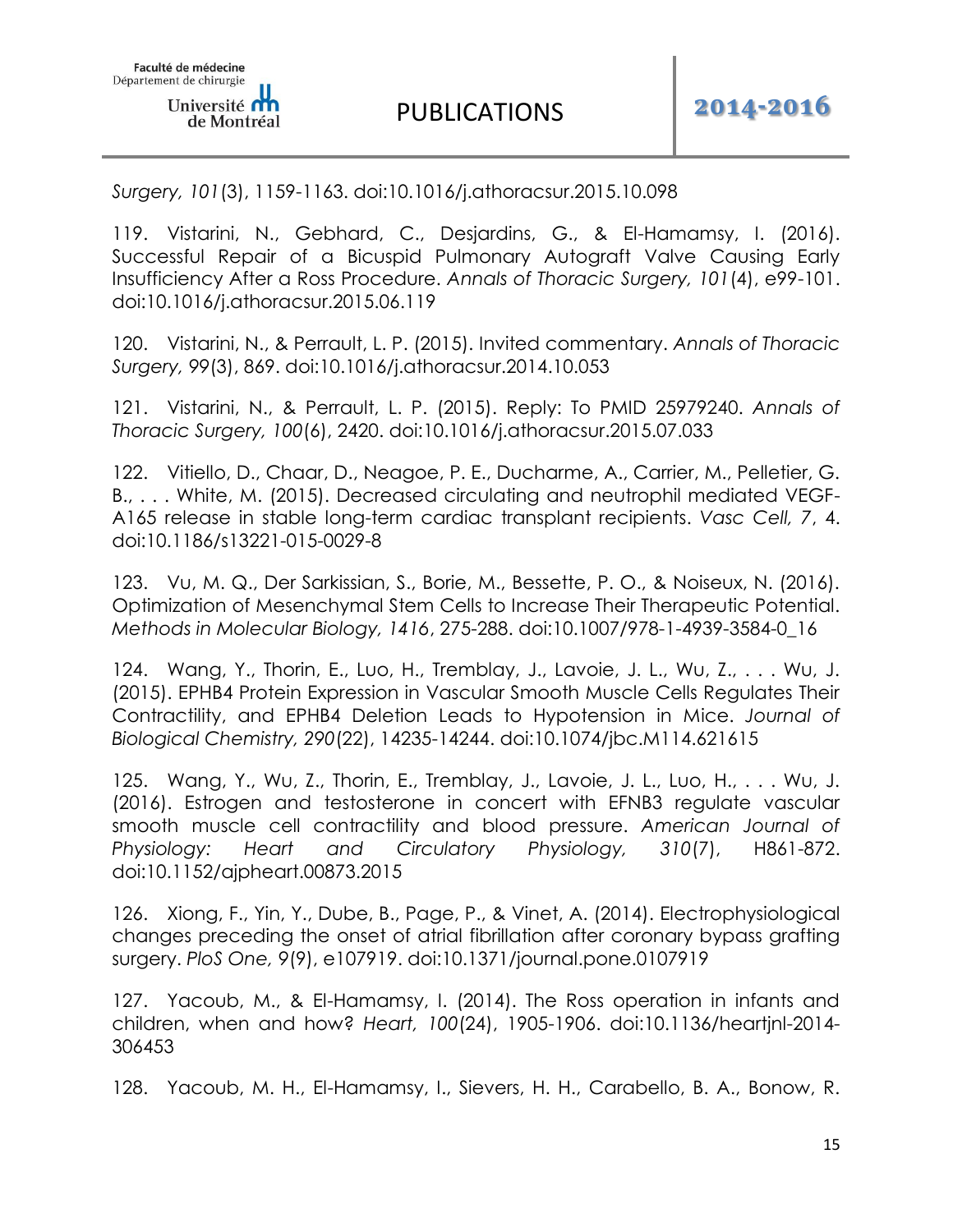*Surgery, 101*(3), 1159-1163. doi:10.1016/j.athoracsur.2015.10.098

119. Vistarini, N., Gebhard, C., Desjardins, G., & El-Hamamsy, I. (2016). Successful Repair of a Bicuspid Pulmonary Autograft Valve Causing Early Insufficiency After a Ross Procedure. *Annals of Thoracic Surgery, 101*(4), e99-101. doi:10.1016/j.athoracsur.2015.06.119

120. Vistarini, N., & Perrault, L. P. (2015). Invited commentary. *Annals of Thoracic Surgery, 99*(3), 869. doi:10.1016/j.athoracsur.2014.10.053

121. Vistarini, N., & Perrault, L. P. (2015). Reply: To PMID 25979240. *Annals of Thoracic Surgery, 100*(6), 2420. doi:10.1016/j.athoracsur.2015.07.033

122. Vitiello, D., Chaar, D., Neagoe, P. E., Ducharme, A., Carrier, M., Pelletier, G. B., . . . White, M. (2015). Decreased circulating and neutrophil mediated VEGF-A165 release in stable long-term cardiac transplant recipients. *Vasc Cell, 7*, 4. doi:10.1186/s13221-015-0029-8

123. Vu, M. Q., Der Sarkissian, S., Borie, M., Bessette, P. O., & Noiseux, N. (2016). Optimization of Mesenchymal Stem Cells to Increase Their Therapeutic Potential. *Methods in Molecular Biology, 1416*, 275-288. doi:10.1007/978-1-4939-3584-0_16

124. Wang, Y., Thorin, E., Luo, H., Tremblay, J., Lavoie, J. L., Wu, Z., . . . Wu, J. (2015). EPHB4 Protein Expression in Vascular Smooth Muscle Cells Regulates Their Contractility, and EPHB4 Deletion Leads to Hypotension in Mice. *Journal of Biological Chemistry, 290*(22), 14235-14244. doi:10.1074/jbc.M114.621615

125. Wang, Y., Wu, Z., Thorin, E., Tremblay, J., Lavoie, J. L., Luo, H., . . . Wu, J. (2016). Estrogen and testosterone in concert with EFNB3 regulate vascular smooth muscle cell contractility and blood pressure. *American Journal of Physiology: Heart and Circulatory Physiology, 310*(7), H861-872. doi:10.1152/ajpheart.00873.2015

126. Xiong, F., Yin, Y., Dube, B., Page, P., & Vinet, A. (2014). Electrophysiological changes preceding the onset of atrial fibrillation after coronary bypass grafting surgery. *PloS One, 9*(9), e107919. doi:10.1371/journal.pone.0107919

127. Yacoub, M., & El-Hamamsy, I. (2014). The Ross operation in infants and children, when and how? *Heart, 100*(24), 1905-1906. doi:10.1136/heartjnl-2014-306453

128. Yacoub, M. H., El-Hamamsy, I., Sievers, H. H., Carabello, B. A., Bonow, R.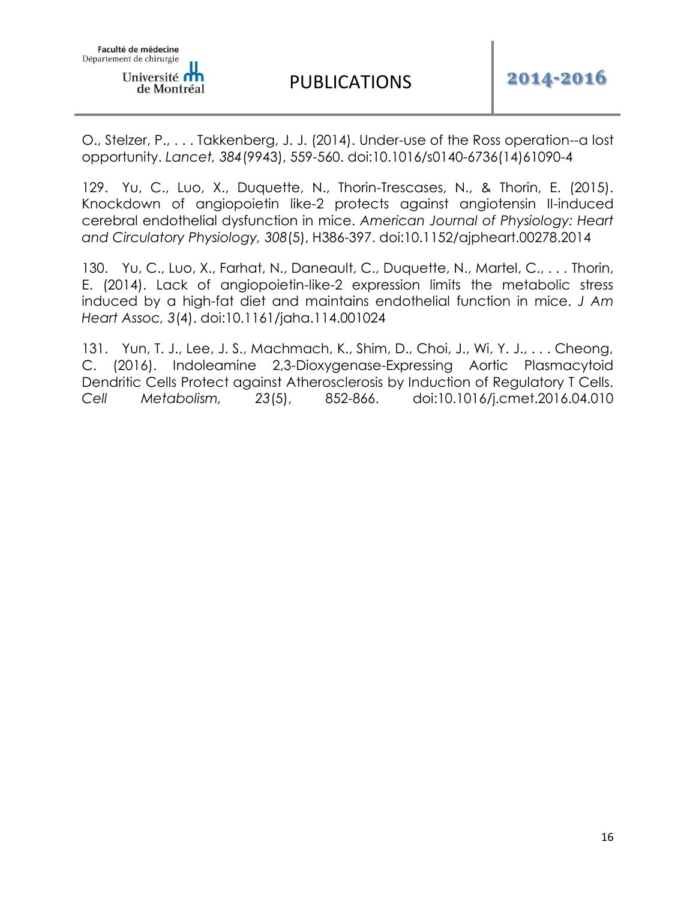O., Stelzer, P., . . . Takkenberg, J. J. (2014). Under-use of the Ross operation--a lost opportunity. *Lancet, 384*(9943), 559-560. doi:10.1016/s0140-6736(14)61090-4

129. Yu, C., Luo, X., Duquette, N., Thorin-Trescases, N., & Thorin, E. (2015). Knockdown of angiopoietin like-2 protects against angiotensin II-induced cerebral endothelial dysfunction in mice. *American Journal of Physiology: Heart and Circulatory Physiology, 308*(5), H386-397. doi:10.1152/ajpheart.00278.2014

130. Yu, C., Luo, X., Farhat, N., Daneault, C., Duquette, N., Martel, C., . . . Thorin, E. (2014). Lack of angiopoietin-like-2 expression limits the metabolic stress induced by a high-fat diet and maintains endothelial function in mice. *J Am Heart Assoc, 3*(4). doi:10.1161/jaha.114.001024

131. Yun, T. J., Lee, J. S., Machmach, K., Shim, D., Choi, J., Wi, Y. J., . . . Cheong, C. (2016). Indoleamine 2,3-Dioxygenase-Expressing Aortic Plasmacytoid Dendritic Cells Protect against Atherosclerosis by Induction of Regulatory T Cells. *Cell Metabolism, 23*(5), 852-866. doi:10.1016/j.cmet.2016.04.010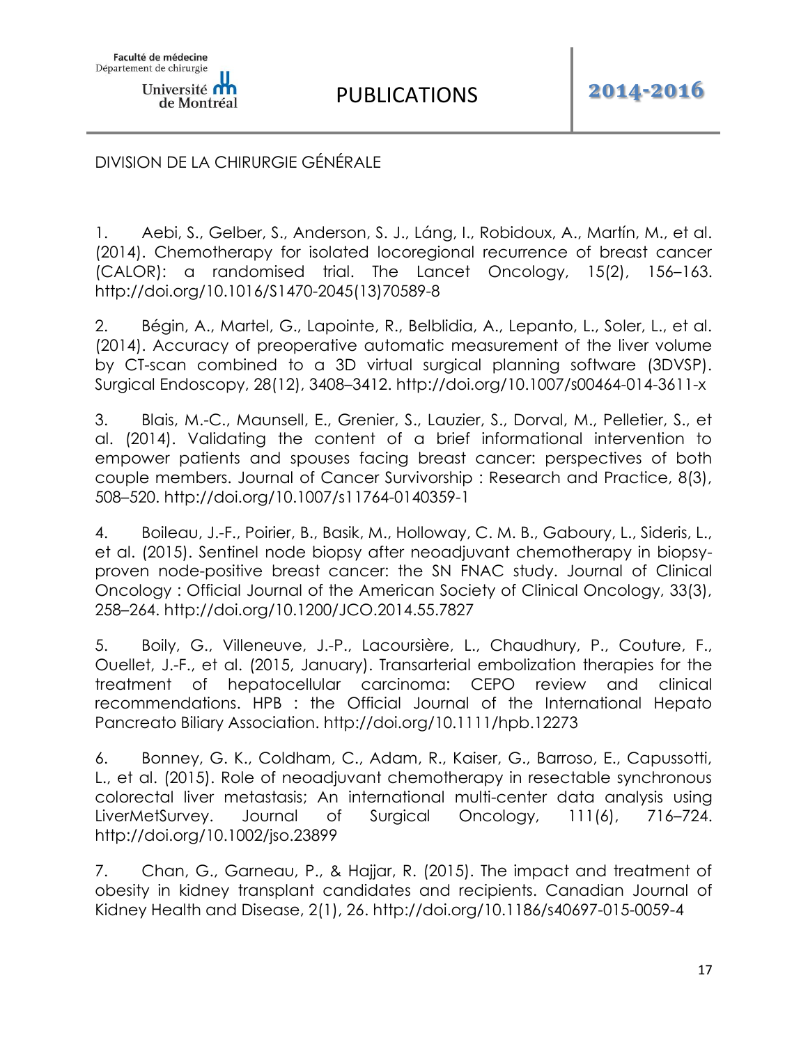## DIVISION DE LA CHIRURGIE GÉNÉRALE

1. Aebi, S., Gelber, S., Anderson, S. J., Láng, I., Robidoux, A., Martín, M., et al. (2014). Chemotherapy for isolated locoregional recurrence of breast cancer (CALOR): a randomised trial. The Lancet Oncology, 15(2), 156–163. http://doi.org/10.1016/S1470-2045(13)70589-8

2. Bégin, A., Martel, G., Lapointe, R., Belblidia, A., Lepanto, L., Soler, L., et al. (2014). Accuracy of preoperative automatic measurement of the liver volume by CT-scan combined to a 3D virtual surgical planning software (3DVSP). Surgical Endoscopy, 28(12), 3408–3412. http://doi.org/10.1007/s00464-014-3611-x

3. Blais, M.-C., Maunsell, E., Grenier, S., Lauzier, S., Dorval, M., Pelletier, S., et al. (2014). Validating the content of a brief informational intervention to empower patients and spouses facing breast cancer: perspectives of both couple members. Journal of Cancer Survivorship : Research and Practice, 8(3), 508–520. http://doi.org/10.1007/s11764-0140359-1

4. Boileau, J.-F., Poirier, B., Basik, M., Holloway, C. M. B., Gaboury, L., Sideris, L., et al. (2015). Sentinel node biopsy after neoadjuvant chemotherapy in biopsy-proven node-positive breast cancer: the SN FNAC study. Journal of Clinical Oncology : Official Journal of the American Society of Clinical Oncology, 33(3), 258–264. http://doi.org/10.1200/JCO.2014.55.7827

5. Boily, G., Villeneuve, J.-P., Lacoursière, L., Chaudhury, P., Couture, F., Ouellet, J.-F., et al. (2015, January). Transarterial embolization therapies for the treatment of hepatocellular carcinoma: CEPO review and clinical recommendations. HPB : the Official Journal of the International Hepato Pancreato Biliary Association. http://doi.org/10.1111/hpb.12273

6. Bonney, G. K., Coldham, C., Adam, R., Kaiser, G., Barroso, E., Capussotti, L., et al. (2015). Role of neoadjuvant chemotherapy in resectable synchronous colorectal liver metastasis; An international multi-center data analysis using LiverMetSurvey. Journal of Surgical Oncology, 111(6), 716–724. http://doi.org/10.1002/jso.23899

7. Chan, G., Garneau, P., & Hajjar, R. (2015). The impact and treatment of obesity in kidney transplant candidates and recipients. Canadian Journal of Kidney Health and Disease, 2(1), 26. http://doi.org/10.1186/s40697-015-0059-4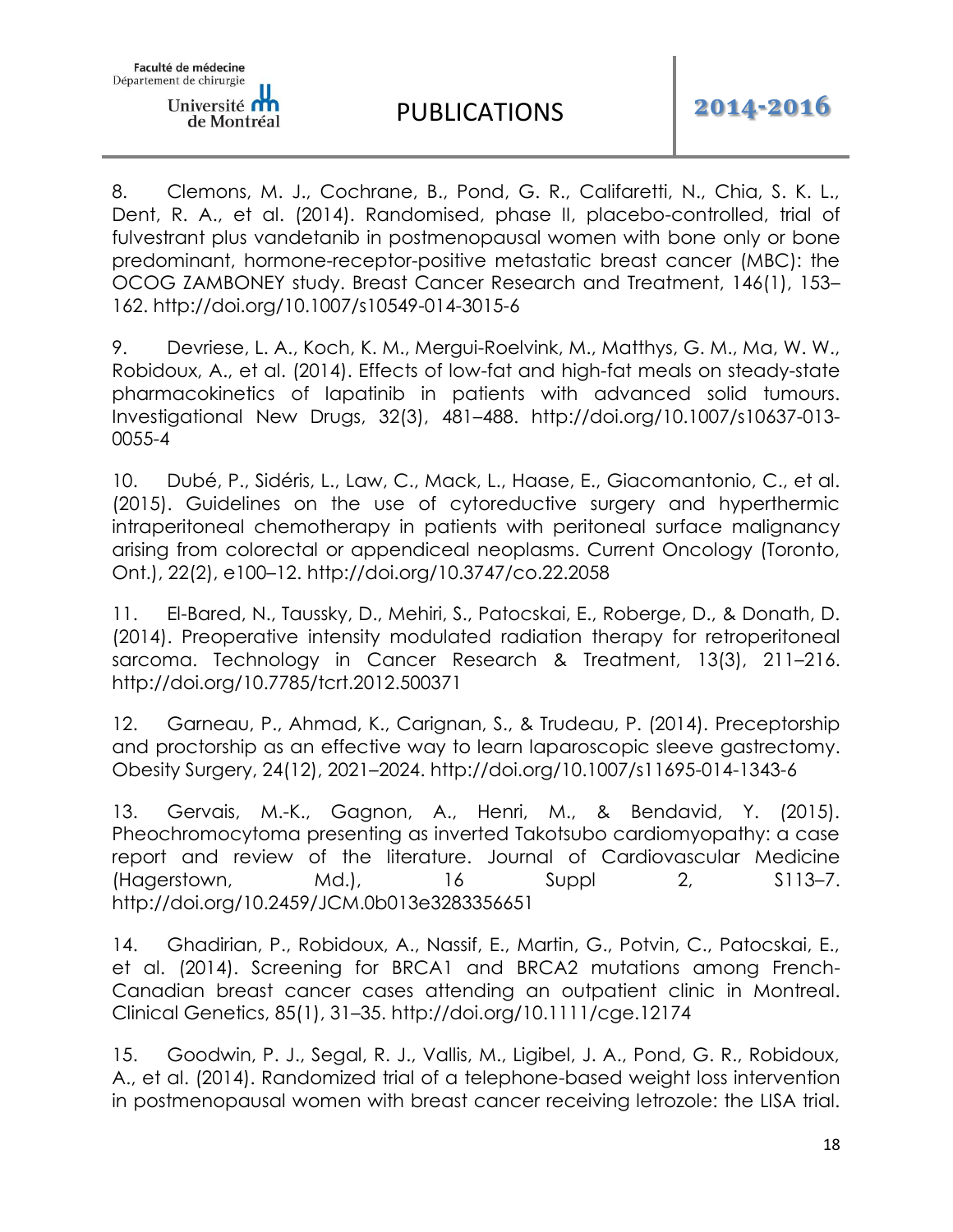8. Clemons, M. J., Cochrane, B., Pond, G. R., Califaretti, N., Chia, S. K. L., Dent, R. A., et al. (2014). Randomised, phase II, placebo-controlled, trial of fulvestrant plus vandetanib in postmenopausal women with bone only or bone predominant, hormone-receptor-positive metastatic breast cancer (MBC): the OCOG ZAMBONEY study. Breast Cancer Research and Treatment, 146(1), 153–162. http://doi.org/10.1007/s10549-014-3015-6

9. Devriese, L. A., Koch, K. M., Mergui-Roelvink, M., Matthys, G. M., Ma, W. W., Robidoux, A., et al. (2014). Effects of low-fat and high-fat meals on steady-state pharmacokinetics of lapatinib in patients with advanced solid tumours. Investigational New Drugs, 32(3), 481–488. http://doi.org/10.1007/s10637-013-0055-4

10. Dubé, P., Sidéris, L., Law, C., Mack, L., Haase, E., Giacomantonio, C., et al. (2015). Guidelines on the use of cytoreductive surgery and hyperthermic intraperitoneal chemotherapy in patients with peritoneal surface malignancy arising from colorectal or appendiceal neoplasms. Current Oncology (Toronto, Ont.), 22(2), e100–12. http://doi.org/10.3747/co.22.2058

11. El-Bared, N., Taussky, D., Mehiri, S., Patocskai, E., Roberge, D., & Donath, D. (2014). Preoperative intensity modulated radiation therapy for retroperitoneal sarcoma. Technology in Cancer Research & Treatment, 13(3), 211–216. http://doi.org/10.7785/tcrt.2012.500371

12. Garneau, P., Ahmad, K., Carignan, S., & Trudeau, P. (2014). Preceptorship and proctorship as an effective way to learn laparoscopic sleeve gastrectomy. Obesity Surgery, 24(12), 2021–2024. http://doi.org/10.1007/s11695-014-1343-6

13. Gervais, M.-K., Gagnon, A., Henri, M., & Bendavid, Y. (2015). Pheochromocytoma presenting as inverted Takotsubo cardiomyopathy: a case report and review of the literature. Journal of Cardiovascular Medicine (Hagerstown, Md.), 16 Suppl 2, S113–7. http://doi.org/10.2459/JCM.0b013e3283356651

14. Ghadirian, P., Robidoux, A., Nassif, E., Martin, G., Potvin, C., Patocskai, E., et al. (2014). Screening for BRCA1 and BRCA2 mutations among French-Canadian breast cancer cases attending an outpatient clinic in Montreal. Clinical Genetics, 85(1), 31–35. http://doi.org/10.1111/cge.12174

15. Goodwin, P. J., Segal, R. J., Vallis, M., Ligibel, J. A., Pond, G. R., Robidoux, A., et al. (2014). Randomized trial of a telephone-based weight loss intervention in postmenopausal women with breast cancer receiving letrozole: the LISA trial.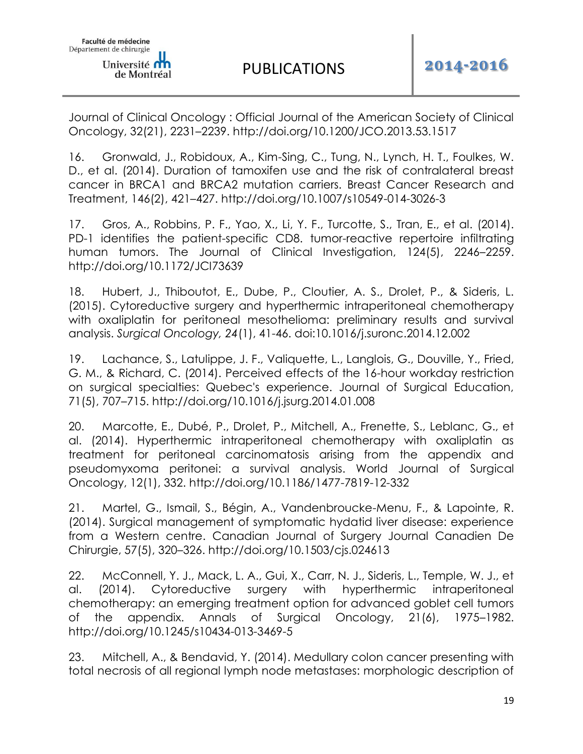Journal of Clinical Oncology : Official Journal of the American Society of Clinical Oncology, 32(21), 2231–2239. http://doi.org/10.1200/JCO.2013.53.1517

16. Gronwald, J., Robidoux, A., Kim-Sing, C., Tung, N., Lynch, H. T., Foulkes, W. D., et al. (2014). Duration of tamoxifen use and the risk of contralateral breast cancer in BRCA1 and BRCA2 mutation carriers. Breast Cancer Research and Treatment, 146(2), 421–427. http://doi.org/10.1007/s10549-014-3026-3

17. Gros, A., Robbins, P. F., Yao, X., Li, Y. F., Turcotte, S., Tran, E., et al. (2014). PD-1 identifies the patient-specific CD8. tumor-reactive repertoire infiltrating human tumors. The Journal of Clinical Investigation, 124(5), 2246–2259. http://doi.org/10.1172/JCI73639

18. Hubert, J., Thiboutot, E., Dube, P., Cloutier, A. S., Drolet, P., & Sideris, L. (2015). Cytoreductive surgery and hyperthermic intraperitoneal chemotherapy with oxaliplatin for peritoneal mesothelioma: preliminary results and survival analysis. *Surgical Oncology, 24*(1), 41-46. doi:10.1016/j.suronc.2014.12.002

19. Lachance, S., Latulippe, J. F., Valiquette, L., Langlois, G., Douville, Y., Fried, G. M., & Richard, C. (2014). Perceived effects of the 16-hour workday restriction on surgical specialties: Quebec's experience. Journal of Surgical Education, 71(5), 707–715. http://doi.org/10.1016/j.jsurg.2014.01.008

20. Marcotte, E., Dubé, P., Drolet, P., Mitchell, A., Frenette, S., Leblanc, G., et al. (2014). Hyperthermic intraperitoneal chemotherapy with oxaliplatin as treatment for peritoneal carcinomatosis arising from the appendix and pseudomyxoma peritonei: a survival analysis. World Journal of Surgical Oncology, 12(1), 332. http://doi.org/10.1186/1477-7819-12-332

21. Martel, G., Ismail, S., Bégin, A., Vandenbroucke-Menu, F., & Lapointe, R. (2014). Surgical management of symptomatic hydatid liver disease: experience from a Western centre. Canadian Journal of Surgery Journal Canadien De Chirurgie, 57(5), 320–326. http://doi.org/10.1503/cjs.024613

22. McConnell, Y. J., Mack, L. A., Gui, X., Carr, N. J., Sideris, L., Temple, W. J., et al. (2014). Cytoreductive surgery with hyperthermic intraperitoneal chemotherapy: an emerging treatment option for advanced goblet cell tumors of the appendix. Annals of Surgical Oncology, 21(6), 1975–1982. http://doi.org/10.1245/s10434-013-3469-5

23. Mitchell, A., & Bendavid, Y. (2014). Medullary colon cancer presenting with total necrosis of all regional lymph node metastases: morphologic description of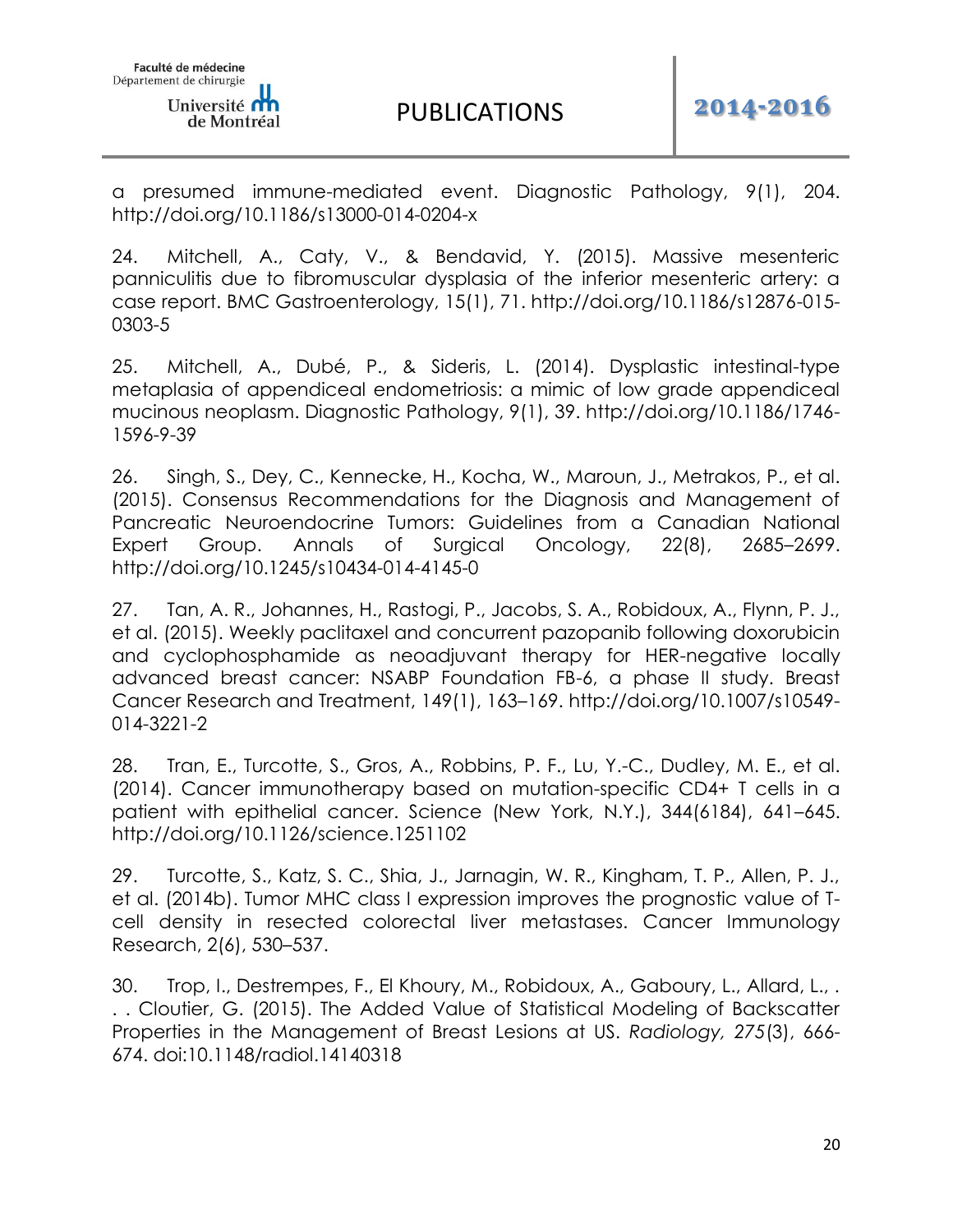a presumed immune-mediated event. Diagnostic Pathology, 9(1), 204. http://doi.org/10.1186/s13000-014-0204-x

24. Mitchell, A., Caty, V., & Bendavid, Y. (2015). Massive mesenteric panniculitis due to fibromuscular dysplasia of the inferior mesenteric artery: a case report. BMC Gastroenterology, 15(1), 71. http://doi.org/10.1186/s12876-015-0303-5

25. Mitchell, A., Dubé, P., & Sideris, L. (2014). Dysplastic intestinal-type metaplasia of appendiceal endometriosis: a mimic of low grade appendiceal mucinous neoplasm. Diagnostic Pathology, 9(1), 39. http://doi.org/10.1186/1746-1596-9-39

26. Singh, S., Dey, C., Kennecke, H., Kocha, W., Maroun, J., Metrakos, P., et al. (2015). Consensus Recommendations for the Diagnosis and Management of Pancreatic Neuroendocrine Tumors: Guidelines from a Canadian National Expert Group. Annals of Surgical Oncology, 22(8), 2685–2699. http://doi.org/10.1245/s10434-014-4145-0

27. Tan, A. R., Johannes, H., Rastogi, P., Jacobs, S. A., Robidoux, A., Flynn, P. J., et al. (2015). Weekly paclitaxel and concurrent pazopanib following doxorubicin and cyclophosphamide as neoadjuvant therapy for HER-negative locally advanced breast cancer: NSABP Foundation FB-6, a phase II study. Breast Cancer Research and Treatment, 149(1), 163–169. http://doi.org/10.1007/s10549-014-3221-2

28. Tran, E., Turcotte, S., Gros, A., Robbins, P. F., Lu, Y.-C., Dudley, M. E., et al. (2014). Cancer immunotherapy based on mutation-specific CD4+ T cells in a patient with epithelial cancer. Science (New York, N.Y.), 344(6184), 641–645. http://doi.org/10.1126/science.1251102

29. Turcotte, S., Katz, S. C., Shia, J., Jarnagin, W. R., Kingham, T. P., Allen, P. J., et al. (2014b). Tumor MHC class I expression improves the prognostic value of T-cell density in resected colorectal liver metastases. Cancer Immunology Research, 2(6), 530–537.

30. Trop, I., Destrempes, F., El Khoury, M., Robidoux, A., Gaboury, L., Allard, L., . . . Cloutier, G. (2015). The Added Value of Statistical Modeling of Backscatter Properties in the Management of Breast Lesions at US. *Radiology, 275*(3), 666-674. doi:10.1148/radiol.14140318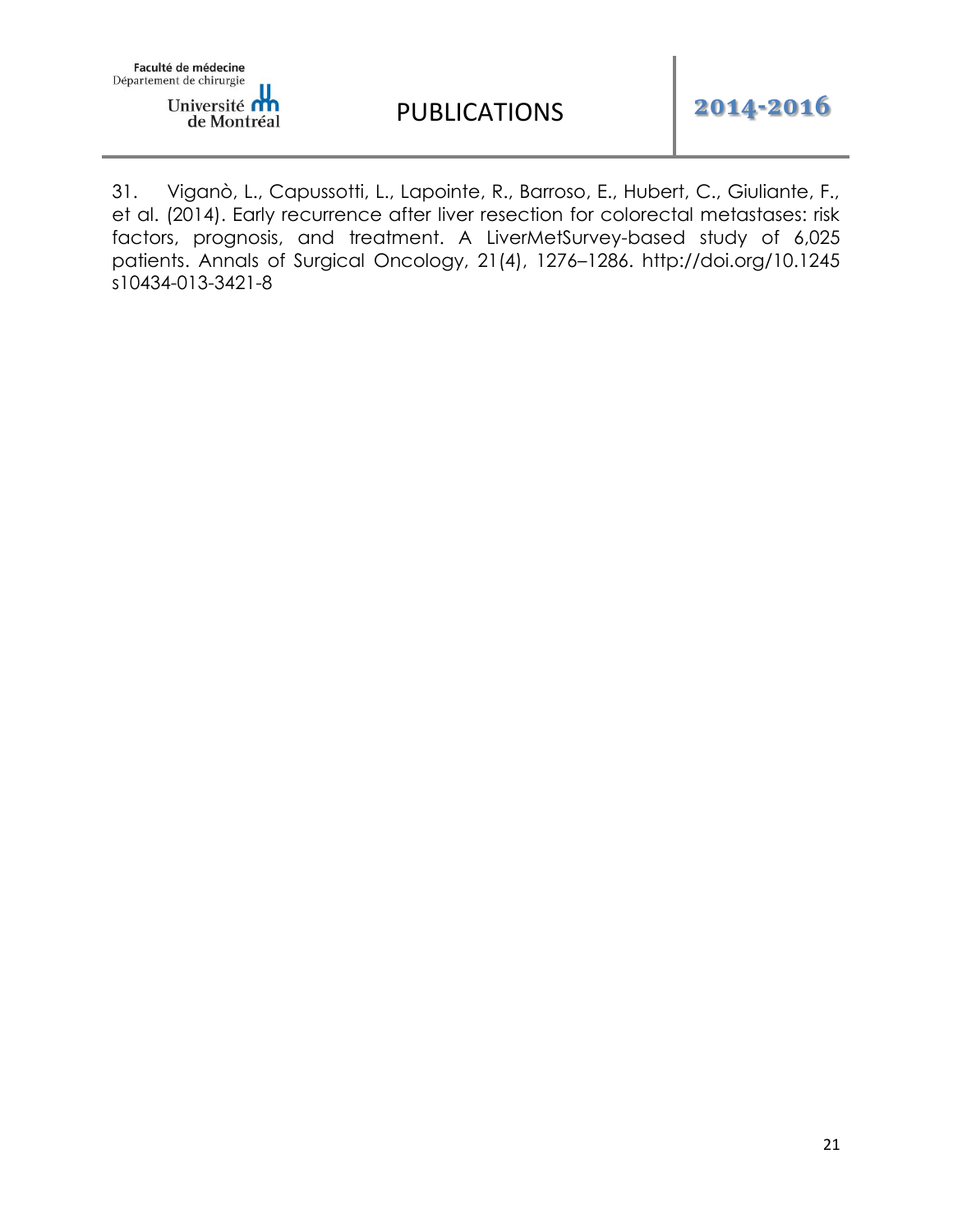31. Viganò, L., Capussotti, L., Lapointe, R., Barroso, E., Hubert, C., Giuliante, F., et al. (2014). Early recurrence after liver resection for colorectal metastases: risk factors, prognosis, and treatment. A LiverMetSurvey-based study of 6,025 patients. Annals of Surgical Oncology, 21(4), 1276–1286. http://doi.org/10.1245 s10434-013-3421-8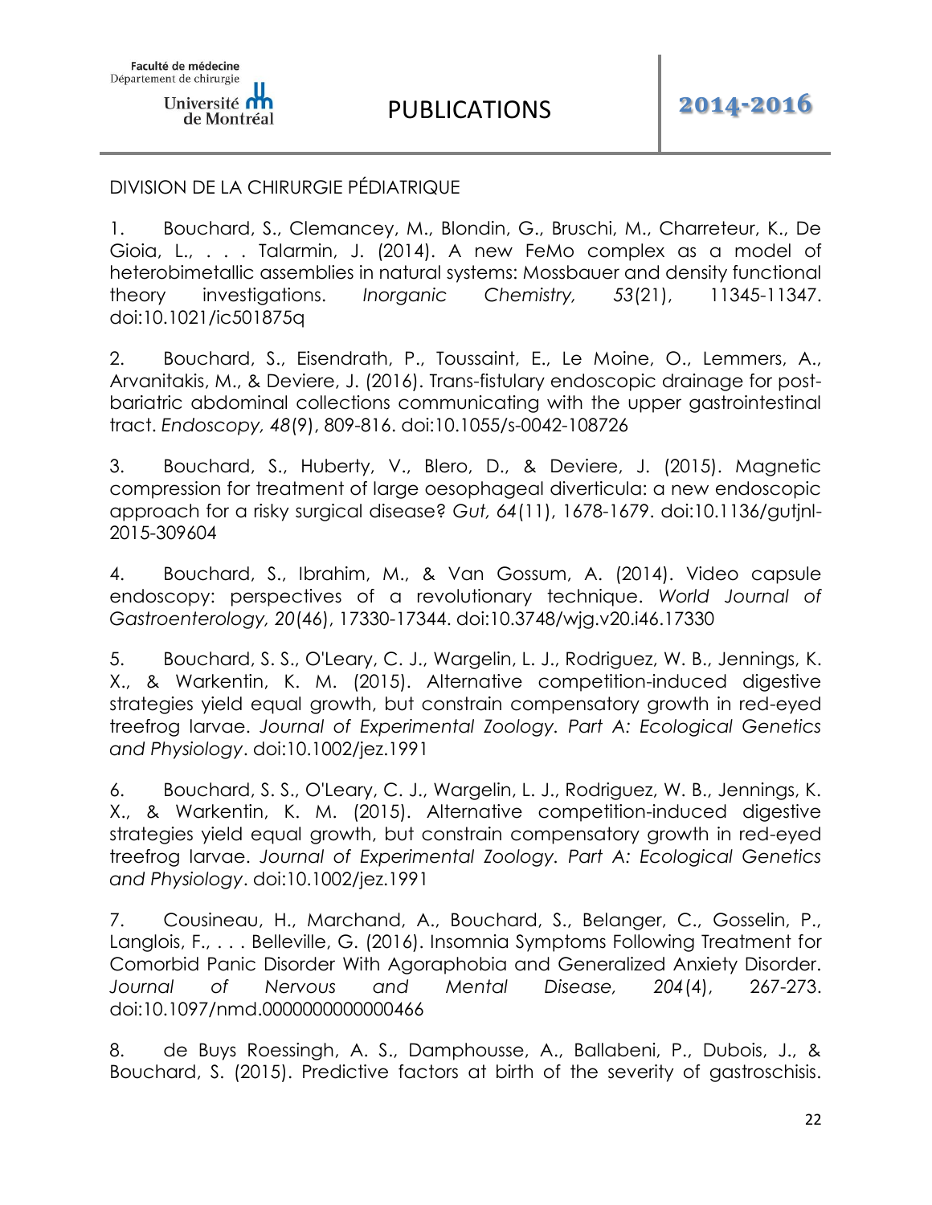DIVISION DE LA CHIRURGIE PÉDIATRIQUE

1. Bouchard, S., Clemancey, M., Blondin, G., Bruschi, M., Charreteur, K., De Gioia, L., . . . Talarmin, J. (2014). A new FeMo complex as a model of heterobimetallic assemblies in natural systems: Mossbauer and density functional theory investigations. *Inorganic Chemistry, 53*(21), 11345-11347. doi:10.1021/ic501875q

2. Bouchard, S., Eisendrath, P., Toussaint, E., Le Moine, O., Lemmers, A., Arvanitakis, M., & Deviere, J. (2016). Trans-fistulary endoscopic drainage for post-bariatric abdominal collections communicating with the upper gastrointestinal tract. *Endoscopy, 48*(9), 809-816. doi:10.1055/s-0042-108726

3. Bouchard, S., Huberty, V., Blero, D., & Deviere, J. (2015). Magnetic compression for treatment of large oesophageal diverticula: a new endoscopic approach for a risky surgical disease? *Gut, 64*(11), 1678-1679. doi:10.1136/gutjnl-2015-309604

4. Bouchard, S., Ibrahim, M., & Van Gossum, A. (2014). Video capsule endoscopy: perspectives of a revolutionary technique. *World Journal of Gastroenterology, 20*(46), 17330-17344. doi:10.3748/wjg.v20.i46.17330

5. Bouchard, S. S., O'Leary, C. J., Wargelin, L. J., Rodriguez, W. B., Jennings, K. X., & Warkentin, K. M. (2015). Alternative competition-induced digestive strategies yield equal growth, but constrain compensatory growth in red-eyed treefrog larvae. *Journal of Experimental Zoology. Part A: Ecological Genetics and Physiology*. doi:10.1002/jez.1991

6. Bouchard, S. S., O'Leary, C. J., Wargelin, L. J., Rodriguez, W. B., Jennings, K. X., & Warkentin, K. M. (2015). Alternative competition-induced digestive strategies yield equal growth, but constrain compensatory growth in red-eyed treefrog larvae. *Journal of Experimental Zoology. Part A: Ecological Genetics and Physiology*. doi:10.1002/jez.1991

7. Cousineau, H., Marchand, A., Bouchard, S., Belanger, C., Gosselin, P., Langlois, F., . . . Belleville, G. (2016). Insomnia Symptoms Following Treatment for Comorbid Panic Disorder With Agoraphobia and Generalized Anxiety Disorder. *Journal of Nervous and Mental Disease, 204*(4), 267-273. doi:10.1097/nmd.0000000000000466

8. de Buys Roessingh, A. S., Damphousse, A., Ballabeni, P., Dubois, J., & Bouchard, S. (2015). Predictive factors at birth of the severity of gastroschisis.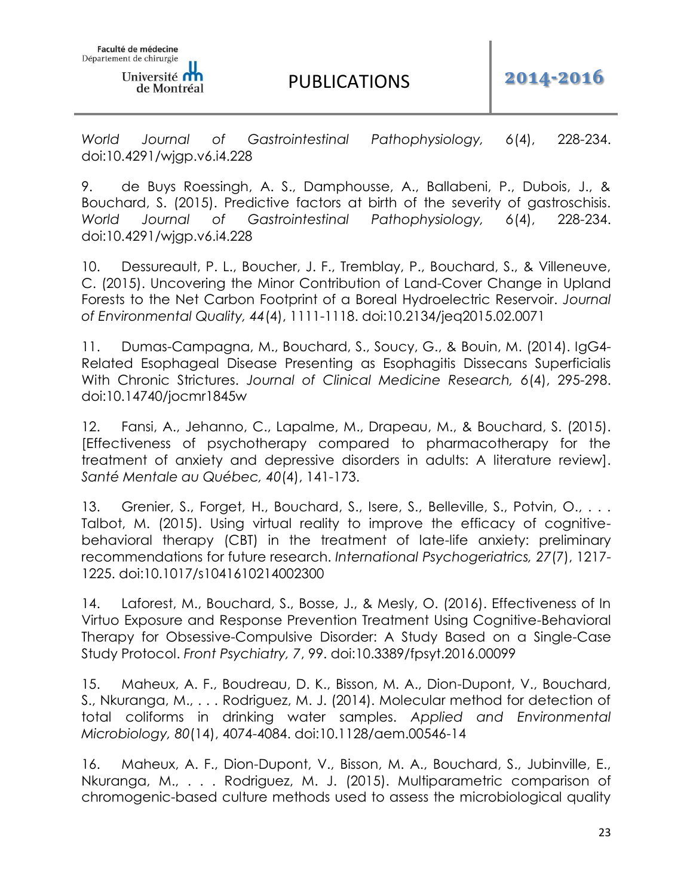*World Journal of Gastrointestinal Pathophysiology, 6*(4), 228-234. doi:10.4291/wjgp.v6.i4.228

9. de Buys Roessingh, A. S., Damphousse, A., Ballabeni, P., Dubois, J., & Bouchard, S. (2015). Predictive factors at birth of the severity of gastroschisis. *World Journal of Gastrointestinal Pathophysiology, 6*(4), 228-234. doi:10.4291/wjgp.v6.i4.228

10. Dessureault, P. L., Boucher, J. F., Tremblay, P., Bouchard, S., & Villeneuve, C. (2015). Uncovering the Minor Contribution of Land-Cover Change in Upland Forests to the Net Carbon Footprint of a Boreal Hydroelectric Reservoir. *Journal of Environmental Quality, 44*(4), 1111-1118. doi:10.2134/jeq2015.02.0071

11. Dumas-Campagna, M., Bouchard, S., Soucy, G., & Bouin, M. (2014). IgG4-Related Esophageal Disease Presenting as Esophagitis Dissecans Superficialis With Chronic Strictures. *Journal of Clinical Medicine Research, 6*(4), 295-298. doi:10.14740/jocmr1845w

12. Fansi, A., Jehanno, C., Lapalme, M., Drapeau, M., & Bouchard, S. (2015). [Effectiveness of psychotherapy compared to pharmacotherapy for the treatment of anxiety and depressive disorders in adults: A literature review]. *Santé Mentale au Québec, 40*(4), 141-173.

13. Grenier, S., Forget, H., Bouchard, S., Isere, S., Belleville, S., Potvin, O., . . . Talbot, M. (2015). Using virtual reality to improve the efficacy of cognitive-behavioral therapy (CBT) in the treatment of late-life anxiety: preliminary recommendations for future research. *International Psychogeriatrics, 27*(7), 1217-1225. doi:10.1017/s1041610214002300

14. Laforest, M., Bouchard, S., Bosse, J., & Mesly, O. (2016). Effectiveness of In Virtuo Exposure and Response Prevention Treatment Using Cognitive-Behavioral Therapy for Obsessive-Compulsive Disorder: A Study Based on a Single-Case Study Protocol. *Front Psychiatry, 7*, 99. doi:10.3389/fpsyt.2016.00099

15. Maheux, A. F., Boudreau, D. K., Bisson, M. A., Dion-Dupont, V., Bouchard, S., Nkuranga, M., . . . Rodriguez, M. J. (2014). Molecular method for detection of total coliforms in drinking water samples. *Applied and Environmental Microbiology, 80*(14), 4074-4084. doi:10.1128/aem.00546-14

16. Maheux, A. F., Dion-Dupont, V., Bisson, M. A., Bouchard, S., Jubinville, E., Nkuranga, M., . . . Rodriguez, M. J. (2015). Multiparametric comparison of chromogenic-based culture methods used to assess the microbiological quality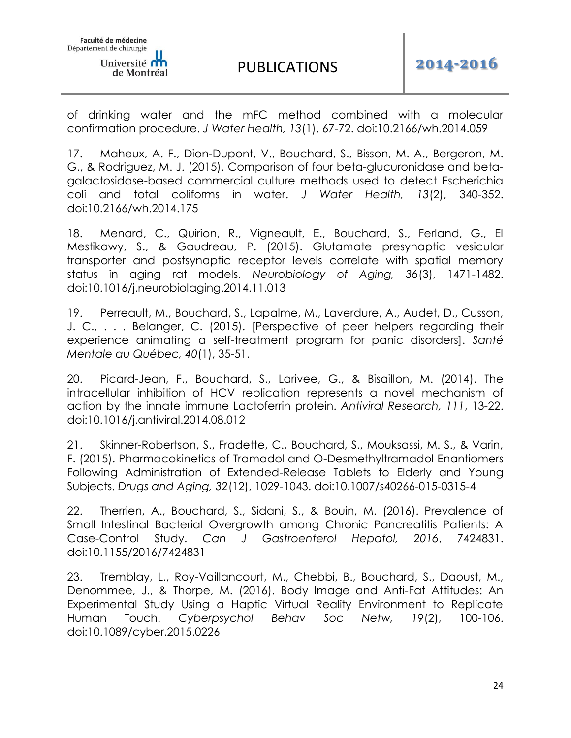of drinking water and the mFC method combined with a molecular confirmation procedure. *J Water Health, 13*(1), 67-72. doi:10.2166/wh.2014.059

17. Maheux, A. F., Dion-Dupont, V., Bouchard, S., Bisson, M. A., Bergeron, M. G., & Rodriguez, M. J. (2015). Comparison of four beta-glucuronidase and beta-galactosidase-based commercial culture methods used to detect Escherichia coli and total coliforms in water. *J Water Health, 13*(2), 340-352. doi:10.2166/wh.2014.175

18. Menard, C., Quirion, R., Vigneault, E., Bouchard, S., Ferland, G., El Mestikawy, S., & Gaudreau, P. (2015). Glutamate presynaptic vesicular transporter and postsynaptic receptor levels correlate with spatial memory status in aging rat models. *Neurobiology of Aging, 36*(3), 1471-1482. doi:10.1016/j.neurobiolaging.2014.11.013

19. Perreault, M., Bouchard, S., Lapalme, M., Laverdure, A., Audet, D., Cusson, J. C., . . . Belanger, C. (2015). [Perspective of peer helpers regarding their experience animating a self-treatment program for panic disorders]. *Santé Mentale au Québec, 40*(1), 35-51.

20. Picard-Jean, F., Bouchard, S., Larivee, G., & Bisaillon, M. (2014). The intracellular inhibition of HCV replication represents a novel mechanism of action by the innate immune Lactoferrin protein. *Antiviral Research, 111*, 13-22. doi:10.1016/j.antiviral.2014.08.012

21. Skinner-Robertson, S., Fradette, C., Bouchard, S., Mouksassi, M. S., & Varin, F. (2015). Pharmacokinetics of Tramadol and O-Desmethyltramadol Enantiomers Following Administration of Extended-Release Tablets to Elderly and Young Subjects. *Drugs and Aging, 32*(12), 1029-1043. doi:10.1007/s40266-015-0315-4

22. Therrien, A., Bouchard, S., Sidani, S., & Bouin, M. (2016). Prevalence of Small Intestinal Bacterial Overgrowth among Chronic Pancreatitis Patients: A Case-Control Study. *Can J Gastroenterol Hepatol, 2016*, 7424831. doi:10.1155/2016/7424831

23. Tremblay, L., Roy-Vaillancourt, M., Chebbi, B., Bouchard, S., Daoust, M., Denommee, J., & Thorpe, M. (2016). Body Image and Anti-Fat Attitudes: An Experimental Study Using a Haptic Virtual Reality Environment to Replicate Human Touch. *Cyberpsychol Behav Soc Netw, 19*(2), 100-106. doi:10.1089/cyber.2015.0226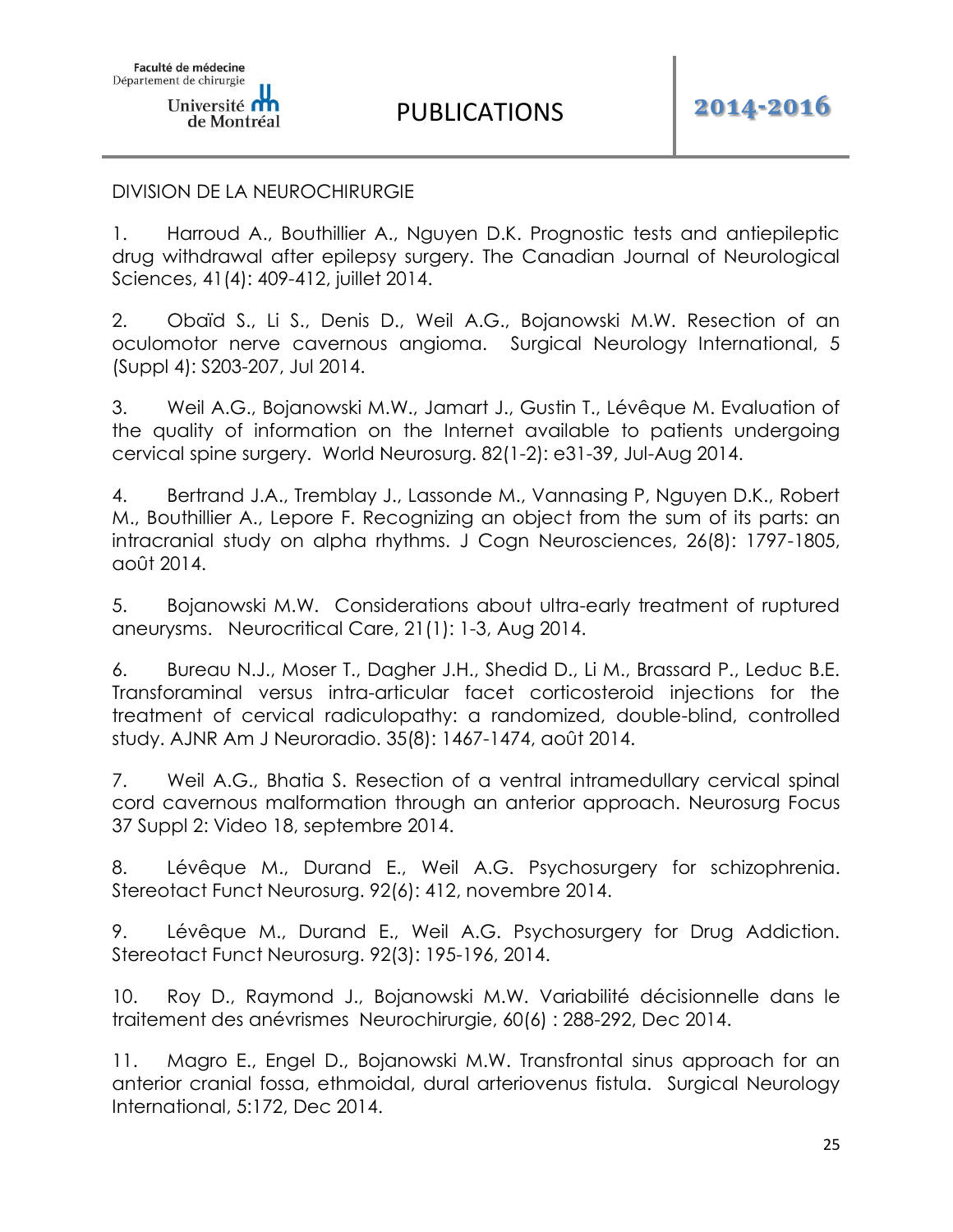DIVISION DE LA NEUROCHIRURGIE

1. Harroud A., Bouthillier A., Nguyen D.K. Prognostic tests and antiepileptic drug withdrawal after epilepsy surgery. The Canadian Journal of Neurological Sciences, 41(4): 409-412, juillet 2014.

2. Obaïd S., Li S., Denis D., Weil A.G., Bojanowski M.W. Resection of an oculomotor nerve cavernous angioma. Surgical Neurology International, 5 (Suppl 4): S203-207, Jul 2014.

3. Weil A.G., Bojanowski M.W., Jamart J., Gustin T., Lévêque M. Evaluation of the quality of information on the Internet available to patients undergoing cervical spine surgery. World Neurosurg. 82(1-2): e31-39, Jul-Aug 2014.

4. Bertrand J.A., Tremblay J., Lassonde M., Vannasing P, Nguyen D.K., Robert M., Bouthillier A., Lepore F. Recognizing an object from the sum of its parts: an intracranial study on alpha rhythms. J Cogn Neurosciences, 26(8): 1797-1805, août 2014.

5. Bojanowski M.W. Considerations about ultra-early treatment of ruptured aneurysms. Neurocritical Care, 21(1): 1-3, Aug 2014.

6. Bureau N.J., Moser T., Dagher J.H., Shedid D., Li M., Brassard P., Leduc B.E. Transforaminal versus intra-articular facet corticosteroid injections for the treatment of cervical radiculopathy: a randomized, double-blind, controlled study. AJNR Am J Neuroradio. 35(8): 1467-1474, août 2014.

7. Weil A.G., Bhatia S. Resection of a ventral intramedullary cervical spinal cord cavernous malformation through an anterior approach. Neurosurg Focus 37 Suppl 2: Video 18, septembre 2014.

8. Lévêque M., Durand E., Weil A.G. Psychosurgery for schizophrenia. Stereotact Funct Neurosurg. 92(6): 412, novembre 2014.

9. Lévêque M., Durand E., Weil A.G. Psychosurgery for Drug Addiction. Stereotact Funct Neurosurg. 92(3): 195-196, 2014.

10. Roy D., Raymond J., Bojanowski M.W. Variabilité décisionnelle dans le traitement des anévrismes Neurochirurgie, 60(6) : 288-292, Dec 2014.

11. Magro E., Engel D., Bojanowski M.W. Transfrontal sinus approach for an anterior cranial fossa, ethmoidal, dural arteriovenus fistula. Surgical Neurology International, 5:172, Dec 2014.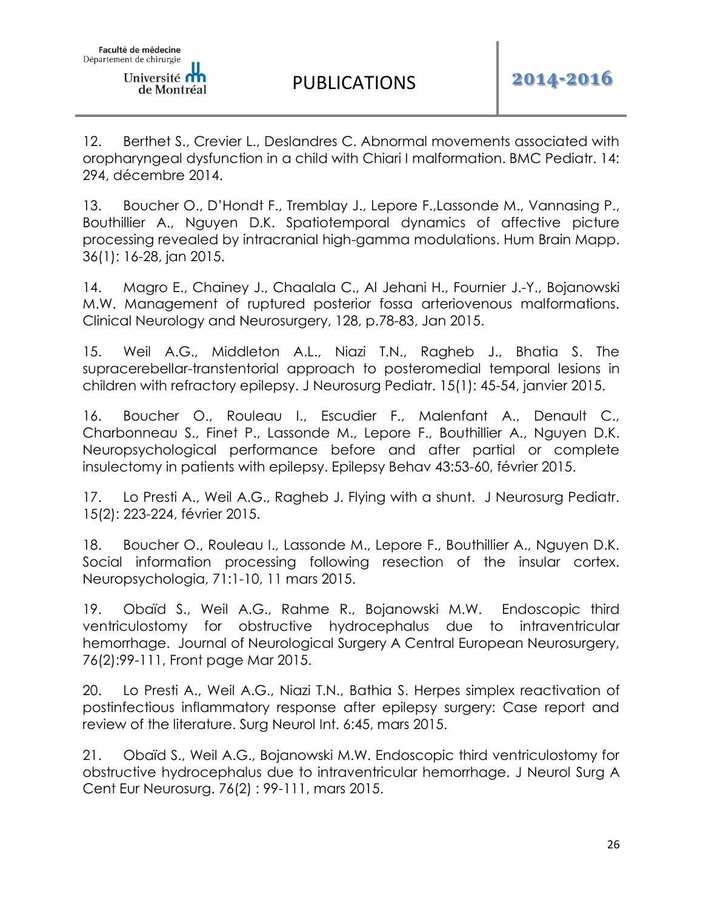12. Berthet S., Crevier L., Deslandres C. Abnormal movements associated with oropharyngeal dysfunction in a child with Chiari I malformation. BMC Pediatr. 14: 294, décembre 2014.

13. Boucher O., D'Hondt F., Tremblay J., Lepore F.,Lassonde M., Vannasing P., Bouthillier A., Nguyen D.K. Spatiotemporal dynamics of affective picture processing revealed by intracranial high-gamma modulations. Hum Brain Mapp. 36(1): 16-28, jan 2015.

14. Magro E., Chainey J., Chaalala C., Al Jehani H., Fournier J.-Y., Bojanowski M.W. Management of ruptured posterior fossa arteriovenous malformations. Clinical Neurology and Neurosurgery, 128, p.78-83, Jan 2015.

15. Weil A.G., Middleton A.L., Niazi T.N., Ragheb J., Bhatia S. The supracerebellar-transtentorial approach to posteromedial temporal lesions in children with refractory epilepsy. J Neurosurg Pediatr. 15(1): 45-54, janvier 2015.

16. Boucher O., Rouleau I., Escudier F., Malenfant A., Denault C., Charbonneau S., Finet P., Lassonde M., Lepore F., Bouthillier A., Nguyen D.K. Neuropsychological performance before and after partial or complete insulectomy in patients with epilepsy. Epilepsy Behav 43:53-60, février 2015.

17. Lo Presti A., Weil A.G., Ragheb J. Flying with a shunt. J Neurosurg Pediatr. 15(2): 223-224, février 2015.

18. Boucher O., Rouleau I., Lassonde M., Lepore F., Bouthillier A., Nguyen D.K. Social information processing following resection of the insular cortex. Neuropsychologia, 71:1-10, 11 mars 2015.

19. Obaïd S., Weil A.G., Rahme R., Bojanowski M.W. Endoscopic third ventriculostomy for obstructive hydrocephalus due to intraventricular hemorrhage. Journal of Neurological Surgery A Central European Neurosurgery, 76(2):99-111, Front page Mar 2015.

20. Lo Presti A., Weil A.G., Niazi T.N., Bathia S. Herpes simplex reactivation of postinfectious inflammatory response after epilepsy surgery: Case report and review of the literature. Surg Neurol Int. 6:45, mars 2015.

21. Obaïd S., Weil A.G., Bojanowski M.W. Endoscopic third ventriculostomy for obstructive hydrocephalus due to intraventricular hemorrhage. J Neurol Surg A Cent Eur Neurosurg. 76(2) : 99-111, mars 2015.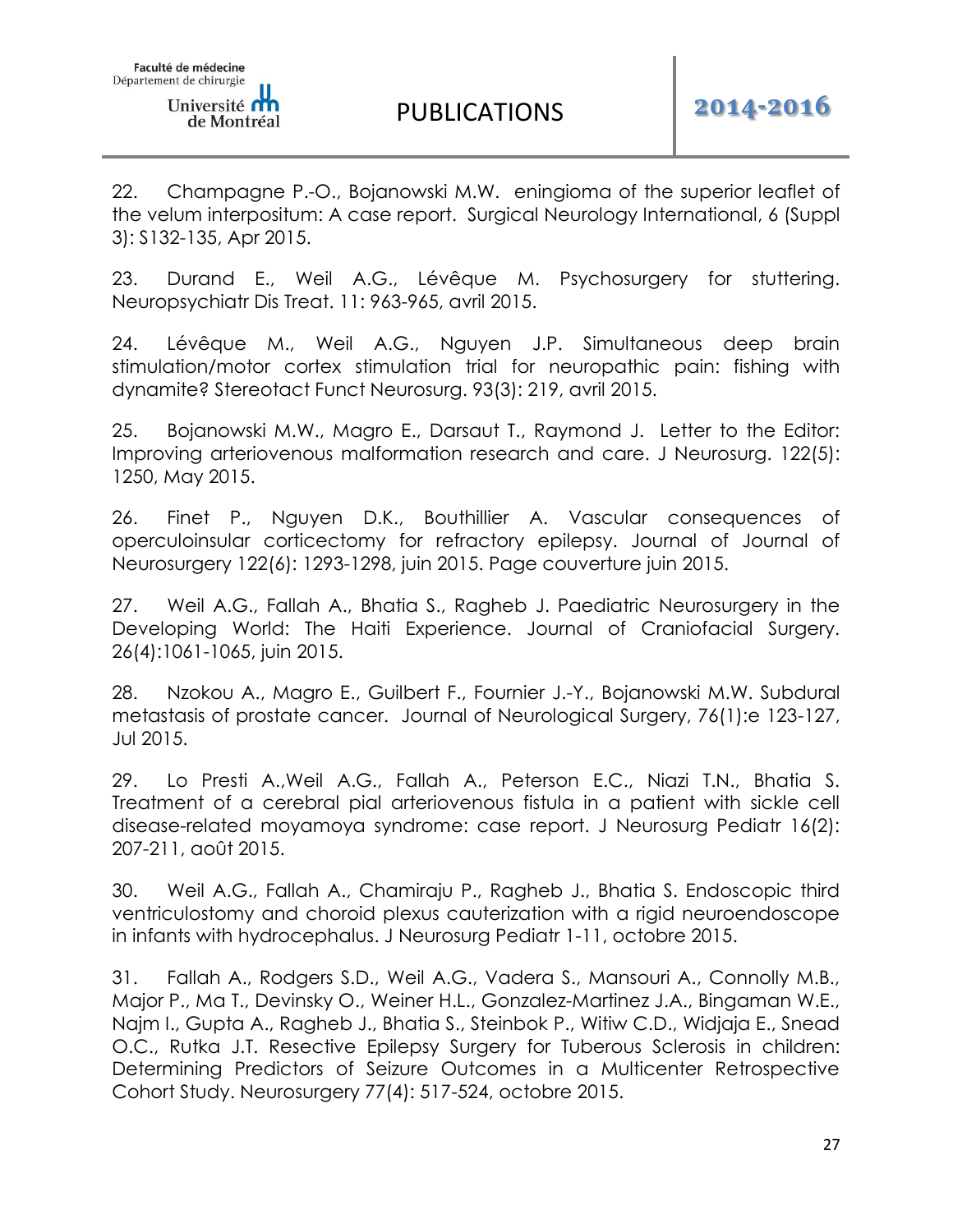22. Champagne P.-O., Bojanowski M.W. eningioma of the superior leaflet of the velum interpositum: A case report. Surgical Neurology International, 6 (Suppl 3): S132-135, Apr 2015.

23. Durand E., Weil A.G., Lévêque M. Psychosurgery for stuttering. Neuropsychiatr Dis Treat. 11: 963-965, avril 2015.

24. Lévêque M., Weil A.G., Nguyen J.P. Simultaneous deep brain stimulation/motor cortex stimulation trial for neuropathic pain: fishing with dynamite? Stereotact Funct Neurosurg. 93(3): 219, avril 2015.

25. Bojanowski M.W., Magro E., Darsaut T., Raymond J. Letter to the Editor: Improving arteriovenous malformation research and care. J Neurosurg. 122(5): 1250, May 2015.

26. Finet P., Nguyen D.K., Bouthillier A. Vascular consequences of operculoinsular corticectomy for refractory epilepsy. Journal of Journal of Neurosurgery 122(6): 1293-1298, juin 2015. Page couverture juin 2015.

27. Weil A.G., Fallah A., Bhatia S., Ragheb J. Paediatric Neurosurgery in the Developing World: The Haiti Experience. Journal of Craniofacial Surgery. 26(4):1061-1065, juin 2015.

28. Nzokou A., Magro E., Guilbert F., Fournier J.-Y., Bojanowski M.W. Subdural metastasis of prostate cancer. Journal of Neurological Surgery, 76(1):e 123-127, Jul 2015.

29. Lo Presti A.,Weil A.G., Fallah A., Peterson E.C., Niazi T.N., Bhatia S. Treatment of a cerebral pial arteriovenous fistula in a patient with sickle cell disease-related moyamoya syndrome: case report. J Neurosurg Pediatr 16(2): 207-211, août 2015.

30. Weil A.G., Fallah A., Chamiraju P., Ragheb J., Bhatia S. Endoscopic third ventriculostomy and choroid plexus cauterization with a rigid neuroendoscope in infants with hydrocephalus. J Neurosurg Pediatr 1-11, octobre 2015.

31. Fallah A., Rodgers S.D., Weil A.G., Vadera S., Mansouri A., Connolly M.B., Major P., Ma T., Devinsky O., Weiner H.L., Gonzalez-Martinez J.A., Bingaman W.E., Najm I., Gupta A., Ragheb J., Bhatia S., Steinbok P., Witiw C.D., Widjaja E., Snead O.C., Rutka J.T. Resective Epilepsy Surgery for Tuberous Sclerosis in children: Determining Predictors of Seizure Outcomes in a Multicenter Retrospective Cohort Study. Neurosurgery 77(4): 517-524, octobre 2015.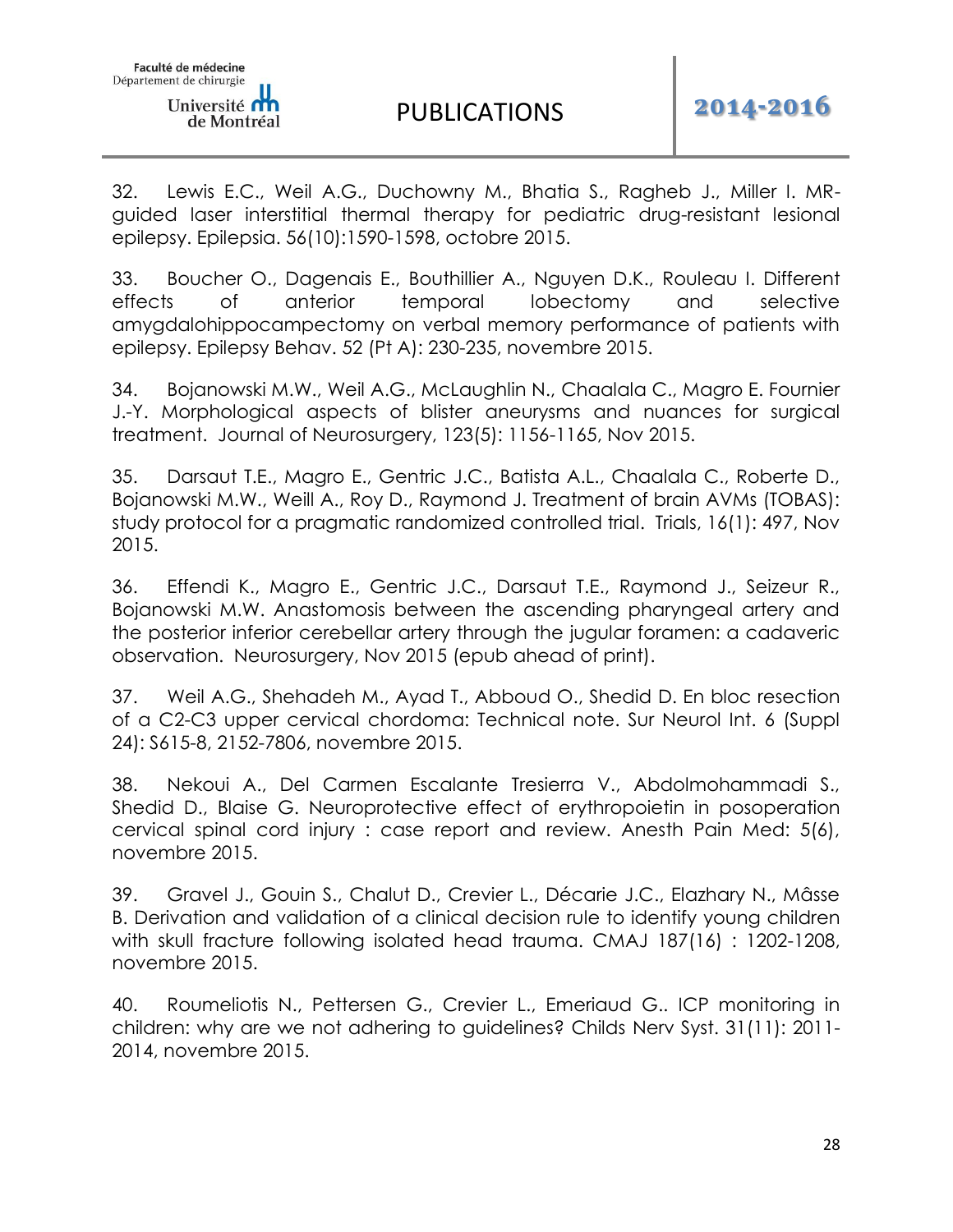32. Lewis E.C., Weil A.G., Duchowny M., Bhatia S., Ragheb J., Miller I. MR-guided laser interstitial thermal therapy for pediatric drug-resistant lesional epilepsy. Epilepsia. 56(10):1590-1598, octobre 2015.

33. Boucher O., Dagenais E., Bouthillier A., Nguyen D.K., Rouleau I. Different effects of anterior temporal lobectomy and selective amygdalohippocampectomy on verbal memory performance of patients with epilepsy. Epilepsy Behav. 52 (Pt A): 230-235, novembre 2015.

34. Bojanowski M.W., Weil A.G., McLaughlin N., Chaalala C., Magro E. Fournier J.-Y. Morphological aspects of blister aneurysms and nuances for surgical treatment. Journal of Neurosurgery, 123(5): 1156-1165, Nov 2015.

35. Darsaut T.E., Magro E., Gentric J.C., Batista A.L., Chaalala C., Roberte D., Bojanowski M.W., Weill A., Roy D., Raymond J. Treatment of brain AVMs (TOBAS): study protocol for a pragmatic randomized controlled trial. Trials, 16(1): 497, Nov 2015.

36. Effendi K., Magro E., Gentric J.C., Darsaut T.E., Raymond J., Seizeur R., Bojanowski M.W. Anastomosis between the ascending pharyngeal artery and the posterior inferior cerebellar artery through the jugular foramen: a cadaveric observation. Neurosurgery, Nov 2015 (epub ahead of print).

37. Weil A.G., Shehadeh M., Ayad T., Abboud O., Shedid D. En bloc resection of a C2-C3 upper cervical chordoma: Technical note. Sur Neurol Int. 6 (Suppl 24): S615-8, 2152-7806, novembre 2015.

38. Nekoui A., Del Carmen Escalante Tresierra V., Abdolmohammadi S., Shedid D., Blaise G. Neuroprotective effect of erythropoietin in posoperation cervical spinal cord injury : case report and review. Anesth Pain Med: 5(6), novembre 2015.

39. Gravel J., Gouin S., Chalut D., Crevier L., Décarie J.C., Elazhary N., Mâsse B. Derivation and validation of a clinical decision rule to identify young children with skull fracture following isolated head trauma. CMAJ 187(16) : 1202-1208, novembre 2015.

40. Roumeliotis N., Pettersen G., Crevier L., Emeriaud G.. ICP monitoring in children: why are we not adhering to guidelines? Childs Nerv Syst. 31(11): 2011-2014, novembre 2015.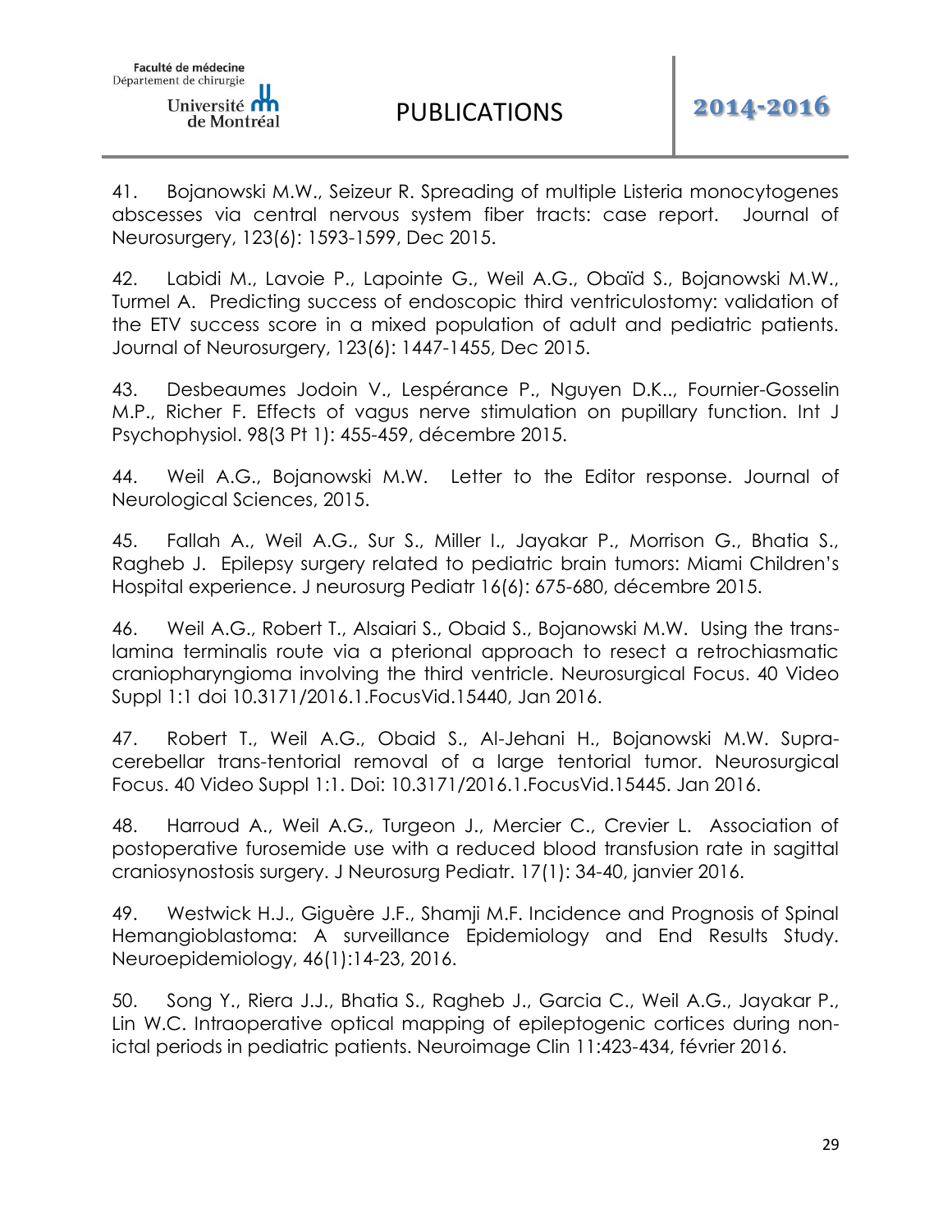41. Bojanowski M.W., Seizeur R. Spreading of multiple Listeria monocytogenes abscesses via central nervous system fiber tracts: case report. Journal of Neurosurgery, 123(6): 1593-1599, Dec 2015.

42. Labidi M., Lavoie P., Lapointe G., Weil A.G., Obaïd S., Bojanowski M.W., Turmel A. Predicting success of endoscopic third ventriculostomy: validation of the ETV success score in a mixed population of adult and pediatric patients. Journal of Neurosurgery, 123(6): 1447-1455, Dec 2015.

43. Desbeaumes Jodoin V., Lespérance P., Nguyen D.K.., Fournier-Gosselin M.P., Richer F. Effects of vagus nerve stimulation on pupillary function. Int J Psychophysiol. 98(3 Pt 1): 455-459, décembre 2015.

44. Weil A.G., Bojanowski M.W. Letter to the Editor response. Journal of Neurological Sciences, 2015.

45. Fallah A., Weil A.G., Sur S., Miller I., Jayakar P., Morrison G., Bhatia S., Ragheb J. Epilepsy surgery related to pediatric brain tumors: Miami Children's Hospital experience. J neurosurg Pediatr 16(6): 675-680, décembre 2015.

46. Weil A.G., Robert T., Alsaiari S., Obaid S., Bojanowski M.W. Using the trans-lamina terminalis route via a pterional approach to resect a retrochiasmatic craniopharyngioma involving the third ventricle. Neurosurgical Focus. 40 Video Suppl 1:1 doi 10.3171/2016.1.FocusVid.15440, Jan 2016.

47. Robert T., Weil A.G., Obaid S., Al-Jehani H., Bojanowski M.W. Supra-cerebellar trans-tentorial removal of a large tentorial tumor. Neurosurgical Focus. 40 Video Suppl 1:1. Doi: 10.3171/2016.1.FocusVid.15445. Jan 2016.

48. Harroud A., Weil A.G., Turgeon J., Mercier C., Crevier L. Association of postoperative furosemide use with a reduced blood transfusion rate in sagittal craniosynostosis surgery. J Neurosurg Pediatr. 17(1): 34-40, janvier 2016.

49. Westwick H.J., Giguère J.F., Shamji M.F. Incidence and Prognosis of Spinal Hemangioblastoma: A surveillance Epidemiology and End Results Study. Neuroepidemiology, 46(1):14-23, 2016.

50. Song Y., Riera J.J., Bhatia S., Ragheb J., Garcia C., Weil A.G., Jayakar P., Lin W.C. Intraoperative optical mapping of epileptogenic cortices during non-ictal periods in pediatric patients. Neuroimage Clin 11:423-434, février 2016.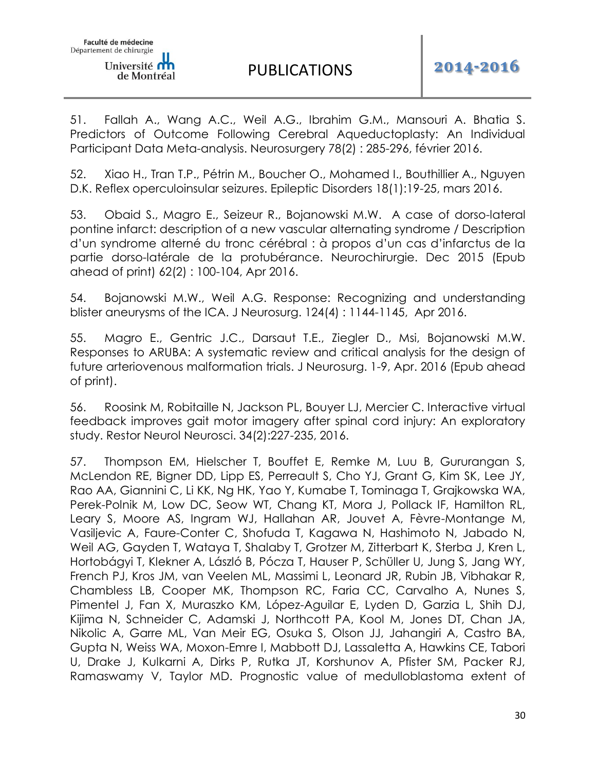51. Fallah A., Wang A.C., Weil A.G., Ibrahim G.M., Mansouri A. Bhatia S. Predictors of Outcome Following Cerebral Aqueductoplasty: An Individual Participant Data Meta-analysis. Neurosurgery 78(2) : 285-296, février 2016.

52. Xiao H., Tran T.P., Pétrin M., Boucher O., Mohamed I., Bouthillier A., Nguyen D.K. Reflex operculoinsular seizures. Epileptic Disorders 18(1):19-25, mars 2016.

53. Obaid S., Magro E., Seizeur R., Bojanowski M.W. A case of dorso-lateral pontine infarct: description of a new vascular alternating syndrome / Description d'un syndrome alterné du tronc cérébral : à propos d'un cas d'infarctus de la partie dorso-latérale de la protubérance. Neurochirurgie. Dec 2015 (Epub ahead of print) 62(2) : 100-104, Apr 2016.

54. Bojanowski M.W., Weil A.G. Response: Recognizing and understanding blister aneurysms of the ICA. J Neurosurg. 124(4) : 1144-1145, Apr 2016.

55. Magro E., Gentric J.C., Darsaut T.E., Ziegler D., Msi, Bojanowski M.W. Responses to ARUBA: A systematic review and critical analysis for the design of future arteriovenous malformation trials. J Neurosurg. 1-9, Apr. 2016 (Epub ahead of print).

56. Roosink M, Robitaille N, Jackson PL, Bouyer LJ, Mercier C. Interactive virtual feedback improves gait motor imagery after spinal cord injury: An exploratory study. Restor Neurol Neurosci. 34(2):227-235, 2016.

57. Thompson EM, Hielscher T, Bouffet E, Remke M, Luu B, Gururangan S, McLendon RE, Bigner DD, Lipp ES, Perreault S, Cho YJ, Grant G, Kim SK, Lee JY, Rao AA, Giannini C, Li KK, Ng HK, Yao Y, Kumabe T, Tominaga T, Grajkowska WA, Perek-Polnik M, Low DC, Seow WT, Chang KT, Mora J, Pollack IF, Hamilton RL, Leary S, Moore AS, Ingram WJ, Hallahan AR, Jouvet A, Fèvre-Montange M, Vasiljevic A, Faure-Conter C, Shofuda T, Kagawa N, Hashimoto N, Jabado N, Weil AG, Gayden T, Wataya T, Shalaby T, Grotzer M, Zitterbart K, Sterba J, Kren L, Hortobágyi T, Klekner A, László B, Pócza T, Hauser P, Schüller U, Jung S, Jang WY, French PJ, Kros JM, van Veelen ML, Massimi L, Leonard JR, Rubin JB, Vibhakar R, Chambless LB, Cooper MK, Thompson RC, Faria CC, Carvalho A, Nunes S, Pimentel J, Fan X, Muraszko KM, López-Aguilar E, Lyden D, Garzia L, Shih DJ, Kijima N, Schneider C, Adamski J, Northcott PA, Kool M, Jones DT, Chan JA, Nikolic A, Garre ML, Van Meir EG, Osuka S, Olson JJ, Jahangiri A, Castro BA, Gupta N, Weiss WA, Moxon-Emre I, Mabbott DJ, Lassaletta A, Hawkins CE, Tabori U, Drake J, Kulkarni A, Dirks P, Rutka JT, Korshunov A, Pfister SM, Packer RJ, Ramaswamy V, Taylor MD. Prognostic value of medulloblastoma extent of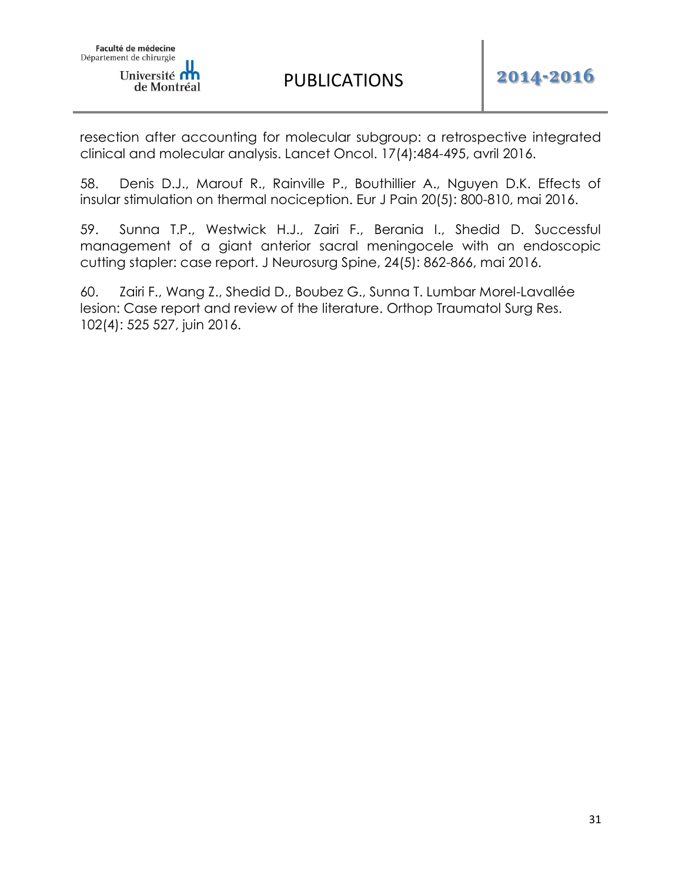resection after accounting for molecular subgroup: a retrospective integrated clinical and molecular analysis. Lancet Oncol. 17(4):484-495, avril 2016.

58. Denis D.J., Marouf R., Rainville P., Bouthillier A., Nguyen D.K. Effects of insular stimulation on thermal nociception. Eur J Pain 20(5): 800-810, mai 2016.

59. Sunna T.P., Westwick H.J., Zairi F., Berania I., Shedid D. Successful management of a giant anterior sacral meningocele with an endoscopic cutting stapler: case report. J Neurosurg Spine, 24(5): 862-866, mai 2016.

60. Zairi F., Wang Z., Shedid D., Boubez G., Sunna T. Lumbar Morel-Lavallée lesion: Case report and review of the literature. Orthop Traumatol Surg Res. 102(4): 525 527, juin 2016.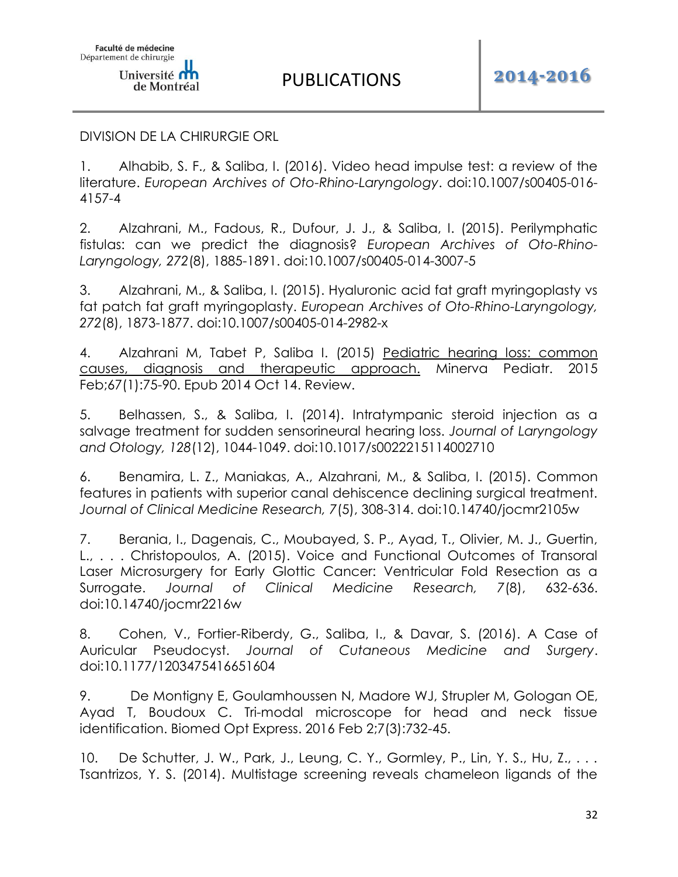DIVISION DE LA CHIRURGIE ORL

1. Alhabib, S. F., & Saliba, I. (2016). Video head impulse test: a review of the literature. *European Archives of Oto-Rhino-Laryngology*. doi:10.1007/s00405-016-4157-4

2. Alzahrani, M., Fadous, R., Dufour, J. J., & Saliba, I. (2015). Perilymphatic fistulas: can we predict the diagnosis? *European Archives of Oto-Rhino-Laryngology, 272*(8), 1885-1891. doi:10.1007/s00405-014-3007-5

3. Alzahrani, M., & Saliba, I. (2015). Hyaluronic acid fat graft myringoplasty vs fat patch fat graft myringoplasty. *European Archives of Oto-Rhino-Laryngology, 272*(8), 1873-1877. doi:10.1007/s00405-014-2982-x

4. Alzahrani M, Tabet P, Saliba I. (2015) Pediatric hearing loss: common causes, diagnosis and therapeutic approach. Minerva Pediatr. 2015 Feb;67(1):75-90. Epub 2014 Oct 14. Review.

5. Belhassen, S., & Saliba, I. (2014). Intratympanic steroid injection as a salvage treatment for sudden sensorineural hearing loss. *Journal of Laryngology and Otology, 128*(12), 1044-1049. doi:10.1017/s0022215114002710

6. Benamira, L. Z., Maniakas, A., Alzahrani, M., & Saliba, I. (2015). Common features in patients with superior canal dehiscence declining surgical treatment. *Journal of Clinical Medicine Research, 7*(5), 308-314. doi:10.14740/jocmr2105w

7. Berania, I., Dagenais, C., Moubayed, S. P., Ayad, T., Olivier, M. J., Guertin, L., . . . Christopoulos, A. (2015). Voice and Functional Outcomes of Transoral Laser Microsurgery for Early Glottic Cancer: Ventricular Fold Resection as a Surrogate. *Journal of Clinical Medicine Research, 7*(8), 632-636. doi:10.14740/jocmr2216w

8. Cohen, V., Fortier-Riberdy, G., Saliba, I., & Davar, S. (2016). A Case of Auricular Pseudocyst. *Journal of Cutaneous Medicine and Surgery*. doi:10.1177/1203475416651604

9. De Montigny E, Goulamhoussen N, Madore WJ, Strupler M, Gologan OE, Ayad T, Boudoux C. Tri-modal microscope for head and neck tissue identification. Biomed Opt Express. 2016 Feb 2;7(3):732-45.

10. De Schutter, J. W., Park, J., Leung, C. Y., Gormley, P., Lin, Y. S., Hu, Z., . . . Tsantrizos, Y. S. (2014). Multistage screening reveals chameleon ligands of the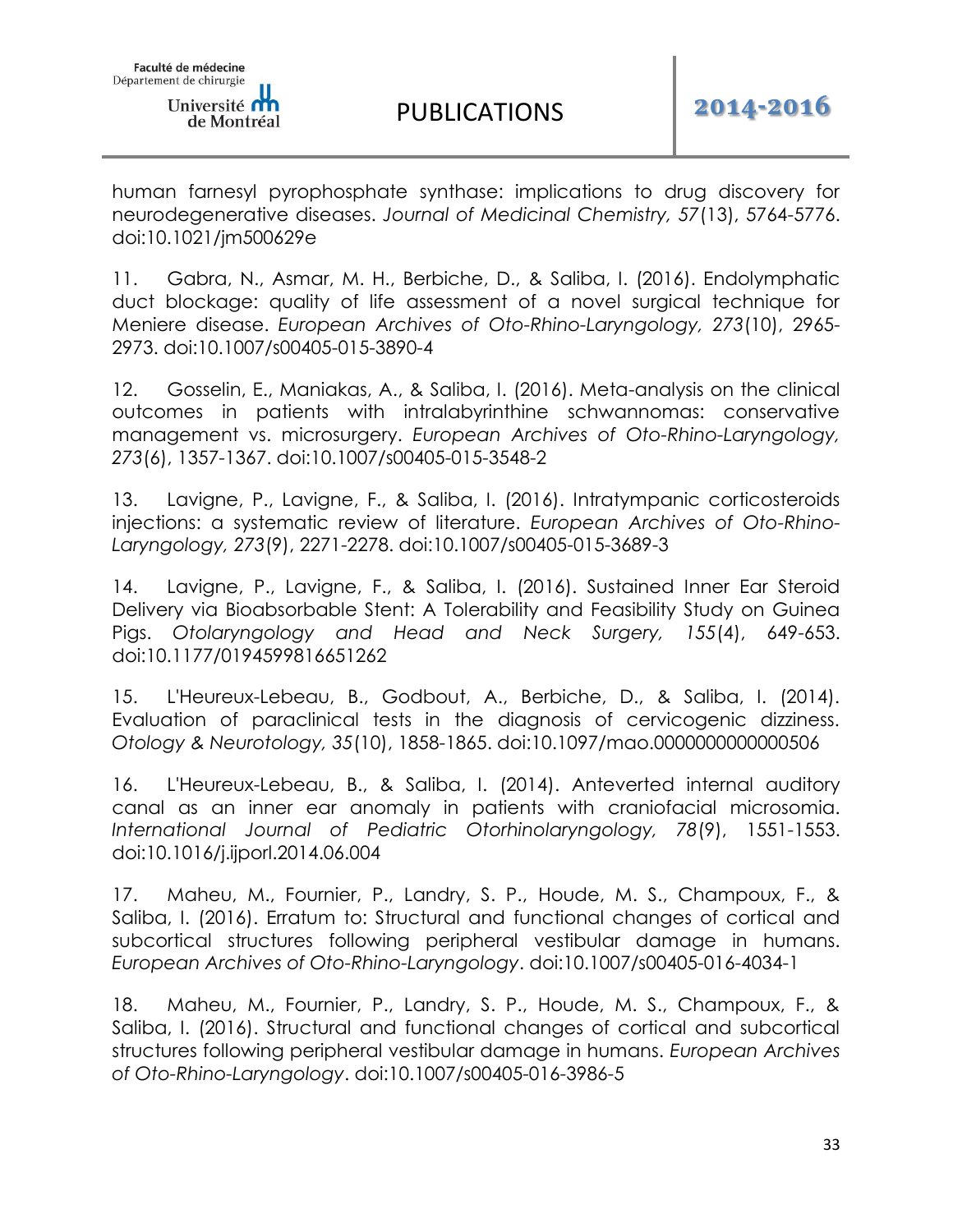human farnesyl pyrophosphate synthase: implications to drug discovery for neurodegenerative diseases. *Journal of Medicinal Chemistry, 57*(13), 5764-5776. doi:10.1021/jm500629e

11. Gabra, N., Asmar, M. H., Berbiche, D., & Saliba, I. (2016). Endolymphatic duct blockage: quality of life assessment of a novel surgical technique for Meniere disease. *European Archives of Oto-Rhino-Laryngology, 273*(10), 2965-2973. doi:10.1007/s00405-015-3890-4

12. Gosselin, E., Maniakas, A., & Saliba, I. (2016). Meta-analysis on the clinical outcomes in patients with intralabyrinthine schwannomas: conservative management vs. microsurgery. *European Archives of Oto-Rhino-Laryngology, 273*(6), 1357-1367. doi:10.1007/s00405-015-3548-2

13. Lavigne, P., Lavigne, F., & Saliba, I. (2016). Intratympanic corticosteroids injections: a systematic review of literature. *European Archives of Oto-Rhino-Laryngology, 273*(9), 2271-2278. doi:10.1007/s00405-015-3689-3

14. Lavigne, P., Lavigne, F., & Saliba, I. (2016). Sustained Inner Ear Steroid Delivery via Bioabsorbable Stent: A Tolerability and Feasibility Study on Guinea Pigs. *Otolaryngology and Head and Neck Surgery, 155*(4), 649-653. doi:10.1177/0194599816651262

15. L'Heureux-Lebeau, B., Godbout, A., Berbiche, D., & Saliba, I. (2014). Evaluation of paraclinical tests in the diagnosis of cervicogenic dizziness. *Otology & Neurotology, 35*(10), 1858-1865. doi:10.1097/mao.0000000000000506

16. L'Heureux-Lebeau, B., & Saliba, I. (2014). Anteverted internal auditory canal as an inner ear anomaly in patients with craniofacial microsomia. *International Journal of Pediatric Otorhinolaryngology, 78*(9), 1551-1553. doi:10.1016/j.ijporl.2014.06.004

17. Maheu, M., Fournier, P., Landry, S. P., Houde, M. S., Champoux, F., & Saliba, I. (2016). Erratum to: Structural and functional changes of cortical and subcortical structures following peripheral vestibular damage in humans. *European Archives of Oto-Rhino-Laryngology*. doi:10.1007/s00405-016-4034-1

18. Maheu, M., Fournier, P., Landry, S. P., Houde, M. S., Champoux, F., & Saliba, I. (2016). Structural and functional changes of cortical and subcortical structures following peripheral vestibular damage in humans. *European Archives of Oto-Rhino-Laryngology*. doi:10.1007/s00405-016-3986-5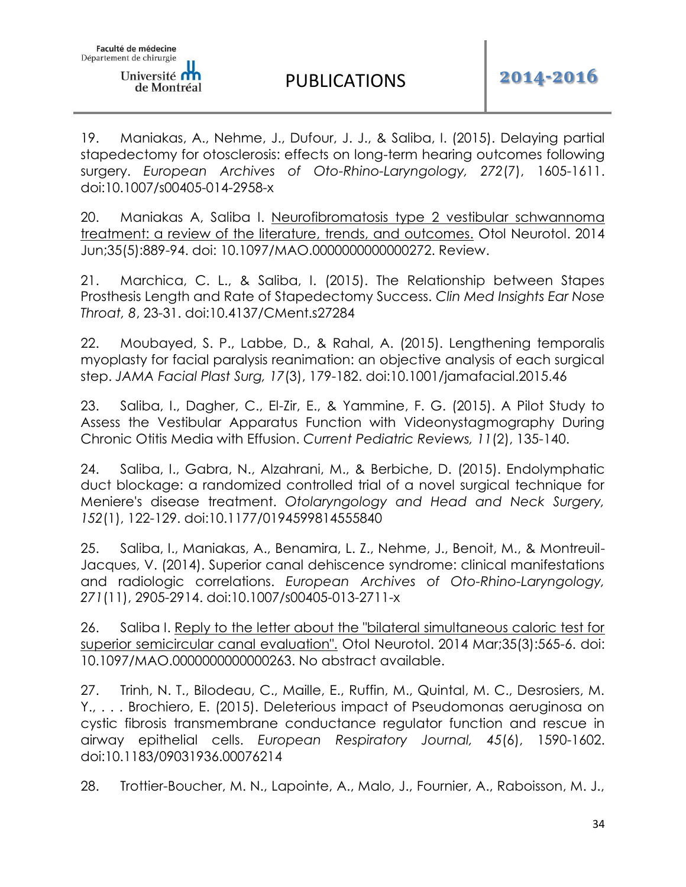19. Maniakas, A., Nehme, J., Dufour, J. J., & Saliba, I. (2015). Delaying partial stapedectomy for otosclerosis: effects on long-term hearing outcomes following surgery. *European Archives of Oto-Rhino-Laryngology, 272*(7), 1605-1611. doi:10.1007/s00405-014-2958-x

20. Maniakas A, Saliba I. Neurofibromatosis type 2 vestibular schwannoma treatment: a review of the literature, trends, and outcomes. Otol Neurotol. 2014 Jun;35(5):889-94. doi: 10.1097/MAO.0000000000000272. Review.

21. Marchica, C. L., & Saliba, I. (2015). The Relationship between Stapes Prosthesis Length and Rate of Stapedectomy Success. *Clin Med Insights Ear Nose Throat, 8*, 23-31. doi:10.4137/CMent.s27284

22. Moubayed, S. P., Labbe, D., & Rahal, A. (2015). Lengthening temporalis myoplasty for facial paralysis reanimation: an objective analysis of each surgical step. *JAMA Facial Plast Surg, 17*(3), 179-182. doi:10.1001/jamafacial.2015.46

23. Saliba, I., Dagher, C., El-Zir, E., & Yammine, F. G. (2015). A Pilot Study to Assess the Vestibular Apparatus Function with Videonystagmography During Chronic Otitis Media with Effusion. *Current Pediatric Reviews, 11*(2), 135-140.

24. Saliba, I., Gabra, N., Alzahrani, M., & Berbiche, D. (2015). Endolymphatic duct blockage: a randomized controlled trial of a novel surgical technique for Meniere's disease treatment. *Otolaryngology and Head and Neck Surgery, 152*(1), 122-129. doi:10.1177/0194599814555840

25. Saliba, I., Maniakas, A., Benamira, L. Z., Nehme, J., Benoit, M., & Montreuil-Jacques, V. (2014). Superior canal dehiscence syndrome: clinical manifestations and radiologic correlations. *European Archives of Oto-Rhino-Laryngology, 271*(11), 2905-2914. doi:10.1007/s00405-013-2711-x

26. Saliba I. Reply to the letter about the "bilateral simultaneous caloric test for superior semicircular canal evaluation". Otol Neurotol. 2014 Mar;35(3):565-6. doi: 10.1097/MAO.0000000000000263. No abstract available.

27. Trinh, N. T., Bilodeau, C., Maille, E., Ruffin, M., Quintal, M. C., Desrosiers, M. Y., . . . Brochiero, E. (2015). Deleterious impact of Pseudomonas aeruginosa on cystic fibrosis transmembrane conductance regulator function and rescue in airway epithelial cells. *European Respiratory Journal, 45*(6), 1590-1602. doi:10.1183/09031936.00076214

28. Trottier-Boucher, M. N., Lapointe, A., Malo, J., Fournier, A., Raboisson, M. J.,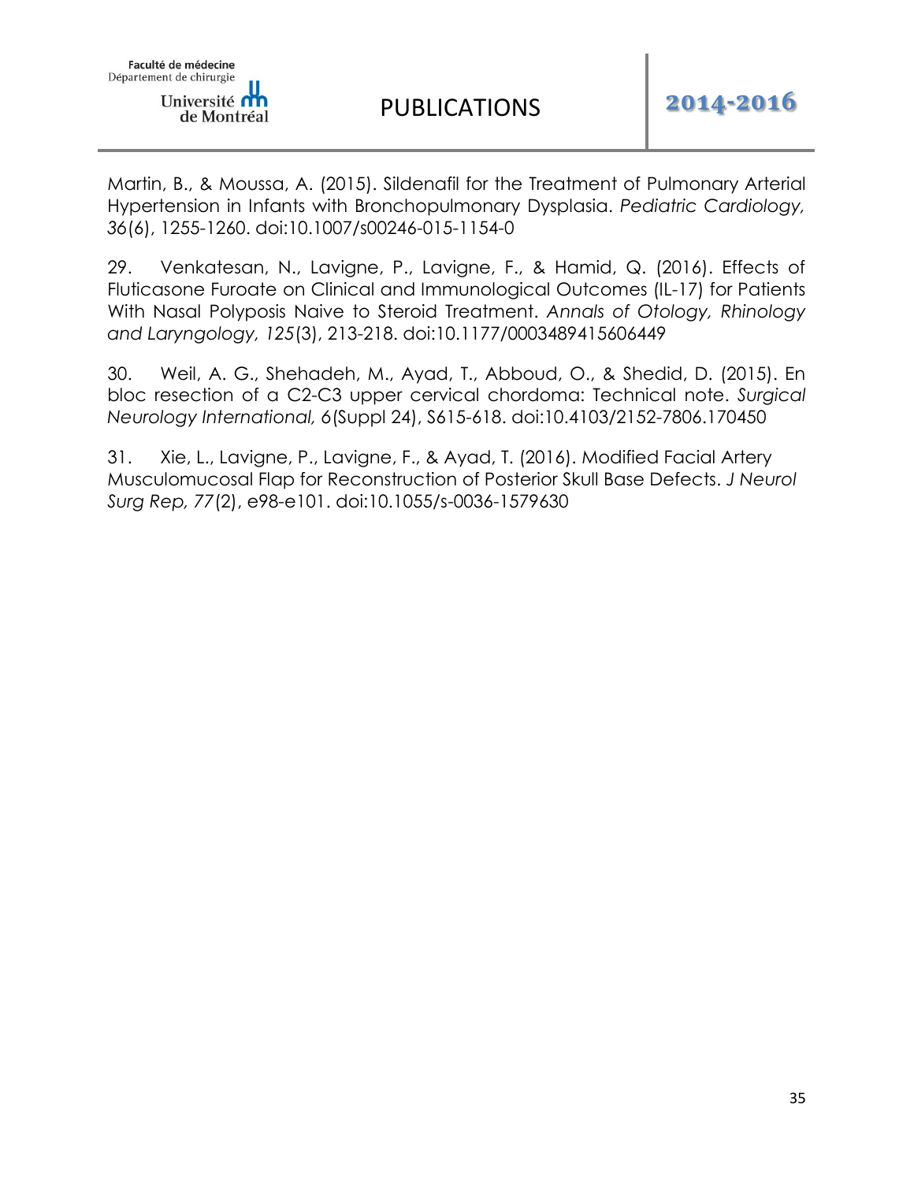Martin, B., & Moussa, A. (2015). Sildenafil for the Treatment of Pulmonary Arterial Hypertension in Infants with Bronchopulmonary Dysplasia. *Pediatric Cardiology, 36*(6), 1255-1260. doi:10.1007/s00246-015-1154-0

29. Venkatesan, N., Lavigne, P., Lavigne, F., & Hamid, Q. (2016). Effects of Fluticasone Furoate on Clinical and Immunological Outcomes (IL-17) for Patients With Nasal Polyposis Naive to Steroid Treatment. *Annals of Otology, Rhinology and Laryngology, 125*(3), 213-218. doi:10.1177/0003489415606449

30. Weil, A. G., Shehadeh, M., Ayad, T., Abboud, O., & Shedid, D. (2015). En bloc resection of a C2-C3 upper cervical chordoma: Technical note. *Surgical Neurology International, 6*(Suppl 24), S615-618. doi:10.4103/2152-7806.170450

31. Xie, L., Lavigne, P., Lavigne, F., & Ayad, T. (2016). Modified Facial Artery Musculomucosal Flap for Reconstruction of Posterior Skull Base Defects. *J Neurol Surg Rep, 77*(2), e98-e101. doi:10.1055/s-0036-1579630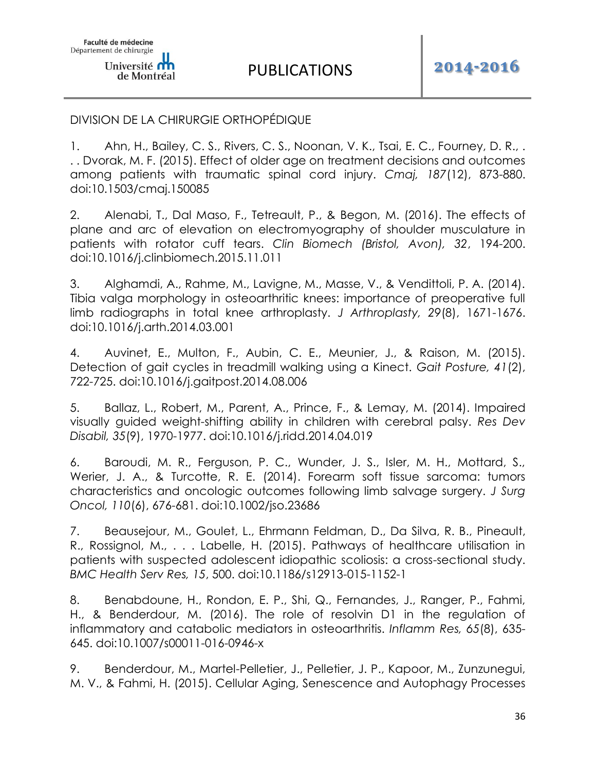DIVISION DE LA CHIRURGIE ORTHOPÉDIQUE

1. Ahn, H., Bailey, C. S., Rivers, C. S., Noonan, V. K., Tsai, E. C., Fourney, D. R., . . . Dvorak, M. F. (2015). Effect of older age on treatment decisions and outcomes among patients with traumatic spinal cord injury. *Cmaj, 187*(12), 873-880. doi:10.1503/cmaj.150085

2. Alenabi, T., Dal Maso, F., Tetreault, P., & Begon, M. (2016). The effects of plane and arc of elevation on electromyography of shoulder musculature in patients with rotator cuff tears. *Clin Biomech (Bristol, Avon), 32*, 194-200. doi:10.1016/j.clinbiomech.2015.11.011

3. Alghamdi, A., Rahme, M., Lavigne, M., Masse, V., & Vendittoli, P. A. (2014). Tibia valga morphology in osteoarthritic knees: importance of preoperative full limb radiographs in total knee arthroplasty. *J Arthroplasty, 29*(8), 1671-1676. doi:10.1016/j.arth.2014.03.001

4. Auvinet, E., Multon, F., Aubin, C. E., Meunier, J., & Raison, M. (2015). Detection of gait cycles in treadmill walking using a Kinect. *Gait Posture, 41*(2), 722-725. doi:10.1016/j.gaitpost.2014.08.006

5. Ballaz, L., Robert, M., Parent, A., Prince, F., & Lemay, M. (2014). Impaired visually guided weight-shifting ability in children with cerebral palsy. *Res Dev Disabil, 35*(9), 1970-1977. doi:10.1016/j.ridd.2014.04.019

6. Baroudi, M. R., Ferguson, P. C., Wunder, J. S., Isler, M. H., Mottard, S., Werier, J. A., & Turcotte, R. E. (2014). Forearm soft tissue sarcoma: tumors characteristics and oncologic outcomes following limb salvage surgery. *J Surg Oncol, 110*(6), 676-681. doi:10.1002/jso.23686

7. Beausejour, M., Goulet, L., Ehrmann Feldman, D., Da Silva, R. B., Pineault, R., Rossignol, M., . . . Labelle, H. (2015). Pathways of healthcare utilisation in patients with suspected adolescent idiopathic scoliosis: a cross-sectional study. *BMC Health Serv Res, 15*, 500. doi:10.1186/s12913-015-1152-1

8. Benabdoune, H., Rondon, E. P., Shi, Q., Fernandes, J., Ranger, P., Fahmi, H., & Benderdour, M. (2016). The role of resolvin D1 in the regulation of inflammatory and catabolic mediators in osteoarthritis. *Inflamm Res, 65*(8), 635-645. doi:10.1007/s00011-016-0946-x

9. Benderdour, M., Martel-Pelletier, J., Pelletier, J. P., Kapoor, M., Zunzunegui, M. V., & Fahmi, H. (2015). Cellular Aging, Senescence and Autophagy Processes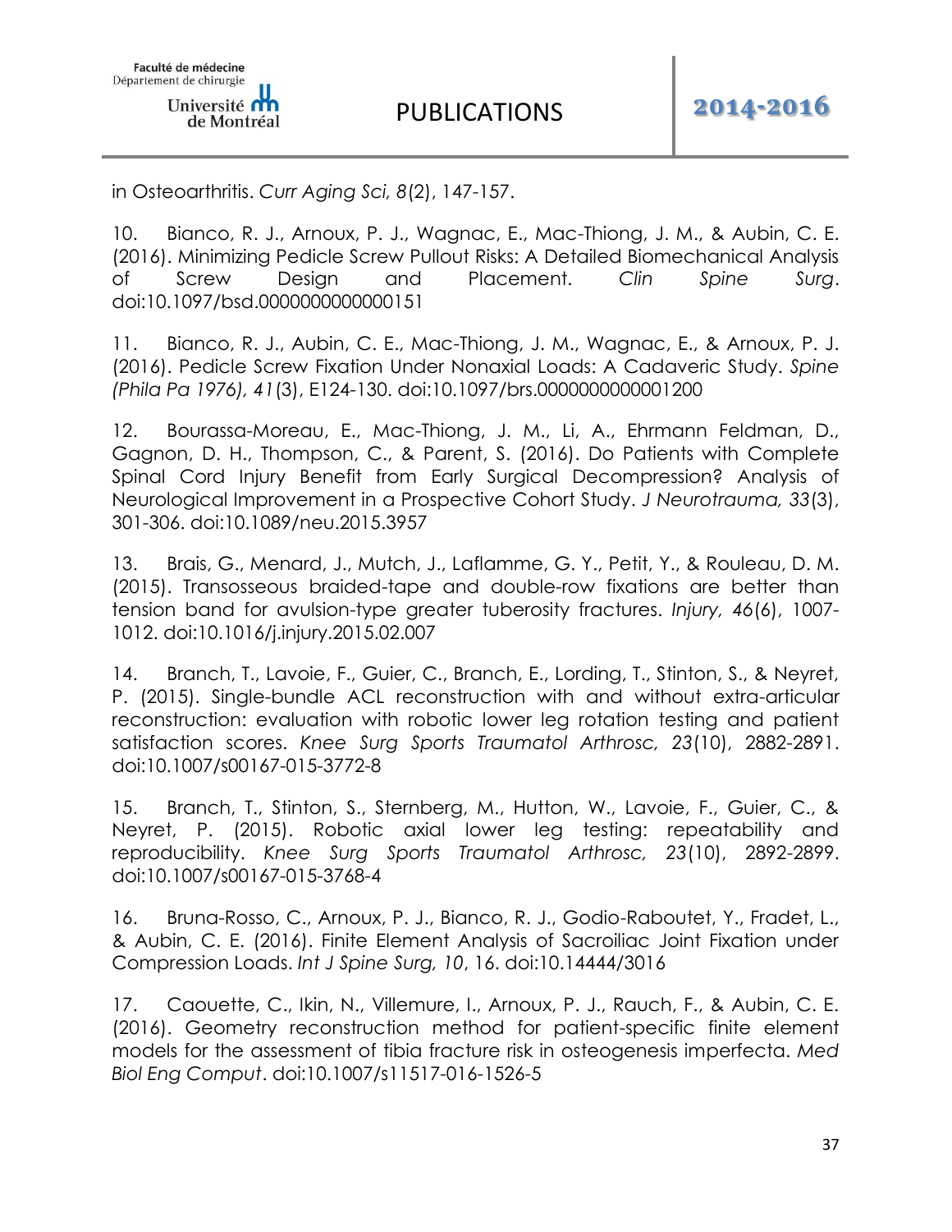in Osteoarthritis. *Curr Aging Sci, 8*(2), 147-157.

10. Bianco, R. J., Arnoux, P. J., Wagnac, E., Mac-Thiong, J. M., & Aubin, C. E. (2016). Minimizing Pedicle Screw Pullout Risks: A Detailed Biomechanical Analysis of Screw Design and Placement. *Clin Spine Surg*. doi:10.1097/bsd.0000000000000151

11. Bianco, R. J., Aubin, C. E., Mac-Thiong, J. M., Wagnac, E., & Arnoux, P. J. (2016). Pedicle Screw Fixation Under Nonaxial Loads: A Cadaveric Study. *Spine (Phila Pa 1976), 41*(3), E124-130. doi:10.1097/brs.0000000000001200

12. Bourassa-Moreau, E., Mac-Thiong, J. M., Li, A., Ehrmann Feldman, D., Gagnon, D. H., Thompson, C., & Parent, S. (2016). Do Patients with Complete Spinal Cord Injury Benefit from Early Surgical Decompression? Analysis of Neurological Improvement in a Prospective Cohort Study. *J Neurotrauma, 33*(3), 301-306. doi:10.1089/neu.2015.3957

13. Brais, G., Menard, J., Mutch, J., Laflamme, G. Y., Petit, Y., & Rouleau, D. M. (2015). Transosseous braided-tape and double-row fixations are better than tension band for avulsion-type greater tuberosity fractures. *Injury, 46*(6), 1007-1012. doi:10.1016/j.injury.2015.02.007

14. Branch, T., Lavoie, F., Guier, C., Branch, E., Lording, T., Stinton, S., & Neyret, P. (2015). Single-bundle ACL reconstruction with and without extra-articular reconstruction: evaluation with robotic lower leg rotation testing and patient satisfaction scores. *Knee Surg Sports Traumatol Arthrosc, 23*(10), 2882-2891. doi:10.1007/s00167-015-3772-8

15. Branch, T., Stinton, S., Sternberg, M., Hutton, W., Lavoie, F., Guier, C., & Neyret, P. (2015). Robotic axial lower leg testing: repeatability and reproducibility. *Knee Surg Sports Traumatol Arthrosc, 23*(10), 2892-2899. doi:10.1007/s00167-015-3768-4

16. Bruna-Rosso, C., Arnoux, P. J., Bianco, R. J., Godio-Raboutet, Y., Fradet, L., & Aubin, C. E. (2016). Finite Element Analysis of Sacroiliac Joint Fixation under Compression Loads. *Int J Spine Surg, 10*, 16. doi:10.14444/3016

17. Caouette, C., Ikin, N., Villemure, I., Arnoux, P. J., Rauch, F., & Aubin, C. E. (2016). Geometry reconstruction method for patient-specific finite element models for the assessment of tibia fracture risk in osteogenesis imperfecta. *Med Biol Eng Comput*. doi:10.1007/s11517-016-1526-5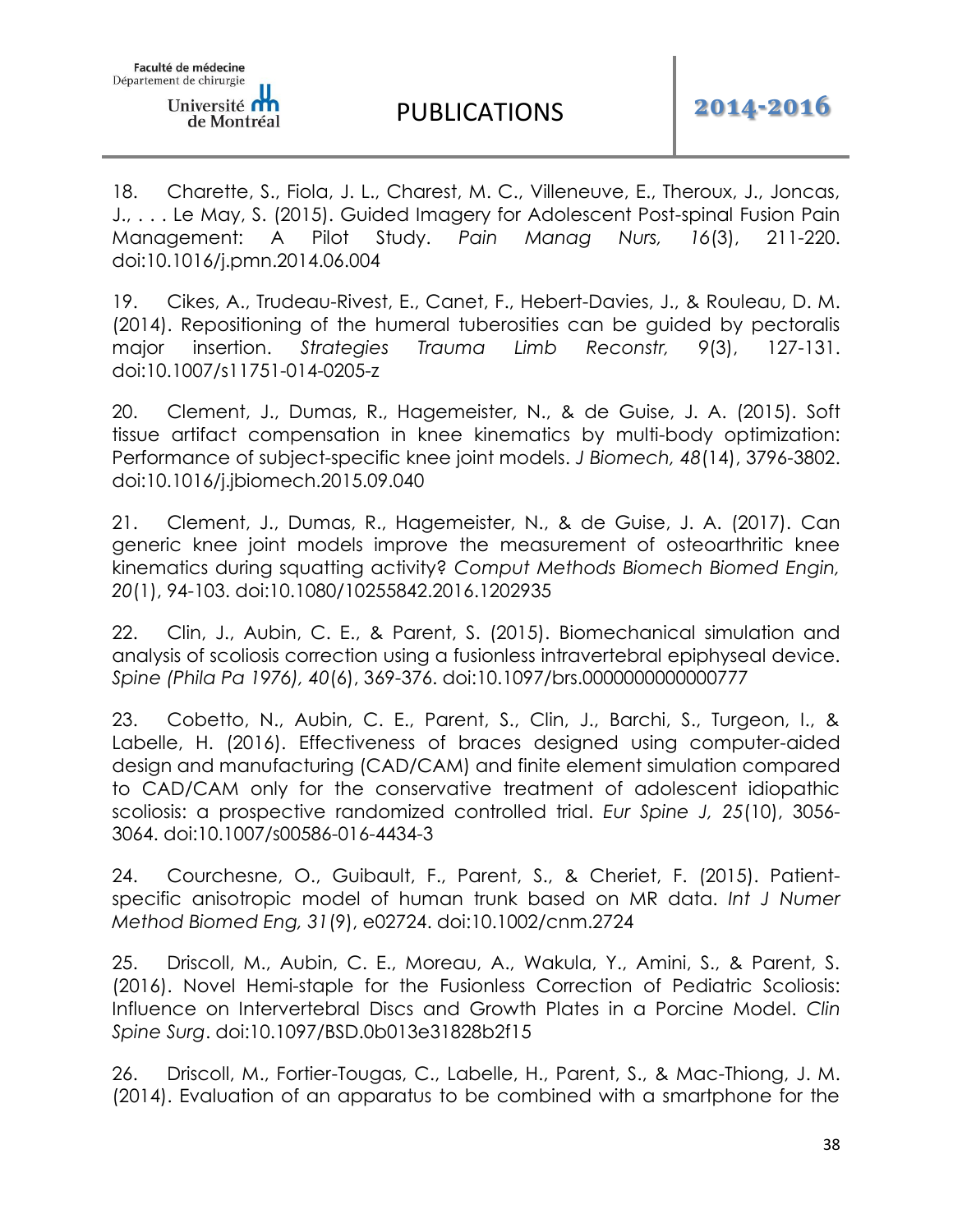18. Charette, S., Fiola, J. L., Charest, M. C., Villeneuve, E., Theroux, J., Joncas, J., . . . Le May, S. (2015). Guided Imagery for Adolescent Post-spinal Fusion Pain Management: A Pilot Study. *Pain Manag Nurs, 16*(3), 211-220. doi:10.1016/j.pmn.2014.06.004

19. Cikes, A., Trudeau-Rivest, E., Canet, F., Hebert-Davies, J., & Rouleau, D. M. (2014). Repositioning of the humeral tuberosities can be guided by pectoralis major insertion. *Strategies Trauma Limb Reconstr, 9*(3), 127-131. doi:10.1007/s11751-014-0205-z

20. Clement, J., Dumas, R., Hagemeister, N., & de Guise, J. A. (2015). Soft tissue artifact compensation in knee kinematics by multi-body optimization: Performance of subject-specific knee joint models. *J Biomech, 48*(14), 3796-3802. doi:10.1016/j.jbiomech.2015.09.040

21. Clement, J., Dumas, R., Hagemeister, N., & de Guise, J. A. (2017). Can generic knee joint models improve the measurement of osteoarthritic knee kinematics during squatting activity? *Comput Methods Biomech Biomed Engin, 20*(1), 94-103. doi:10.1080/10255842.2016.1202935

22. Clin, J., Aubin, C. E., & Parent, S. (2015). Biomechanical simulation and analysis of scoliosis correction using a fusionless intravertebral epiphyseal device. *Spine (Phila Pa 1976), 40*(6), 369-376. doi:10.1097/brs.0000000000000777

23. Cobetto, N., Aubin, C. E., Parent, S., Clin, J., Barchi, S., Turgeon, I., & Labelle, H. (2016). Effectiveness of braces designed using computer-aided design and manufacturing (CAD/CAM) and finite element simulation compared to CAD/CAM only for the conservative treatment of adolescent idiopathic scoliosis: a prospective randomized controlled trial. *Eur Spine J, 25*(10), 3056-3064. doi:10.1007/s00586-016-4434-3

24. Courchesne, O., Guibault, F., Parent, S., & Cheriet, F. (2015). Patient-specific anisotropic model of human trunk based on MR data. *Int J Numer Method Biomed Eng, 31*(9), e02724. doi:10.1002/cnm.2724

25. Driscoll, M., Aubin, C. E., Moreau, A., Wakula, Y., Amini, S., & Parent, S. (2016). Novel Hemi-staple for the Fusionless Correction of Pediatric Scoliosis: Influence on Intervertebral Discs and Growth Plates in a Porcine Model. *Clin Spine Surg*. doi:10.1097/BSD.0b013e31828b2f15

26. Driscoll, M., Fortier-Tougas, C., Labelle, H., Parent, S., & Mac-Thiong, J. M. (2014). Evaluation of an apparatus to be combined with a smartphone for the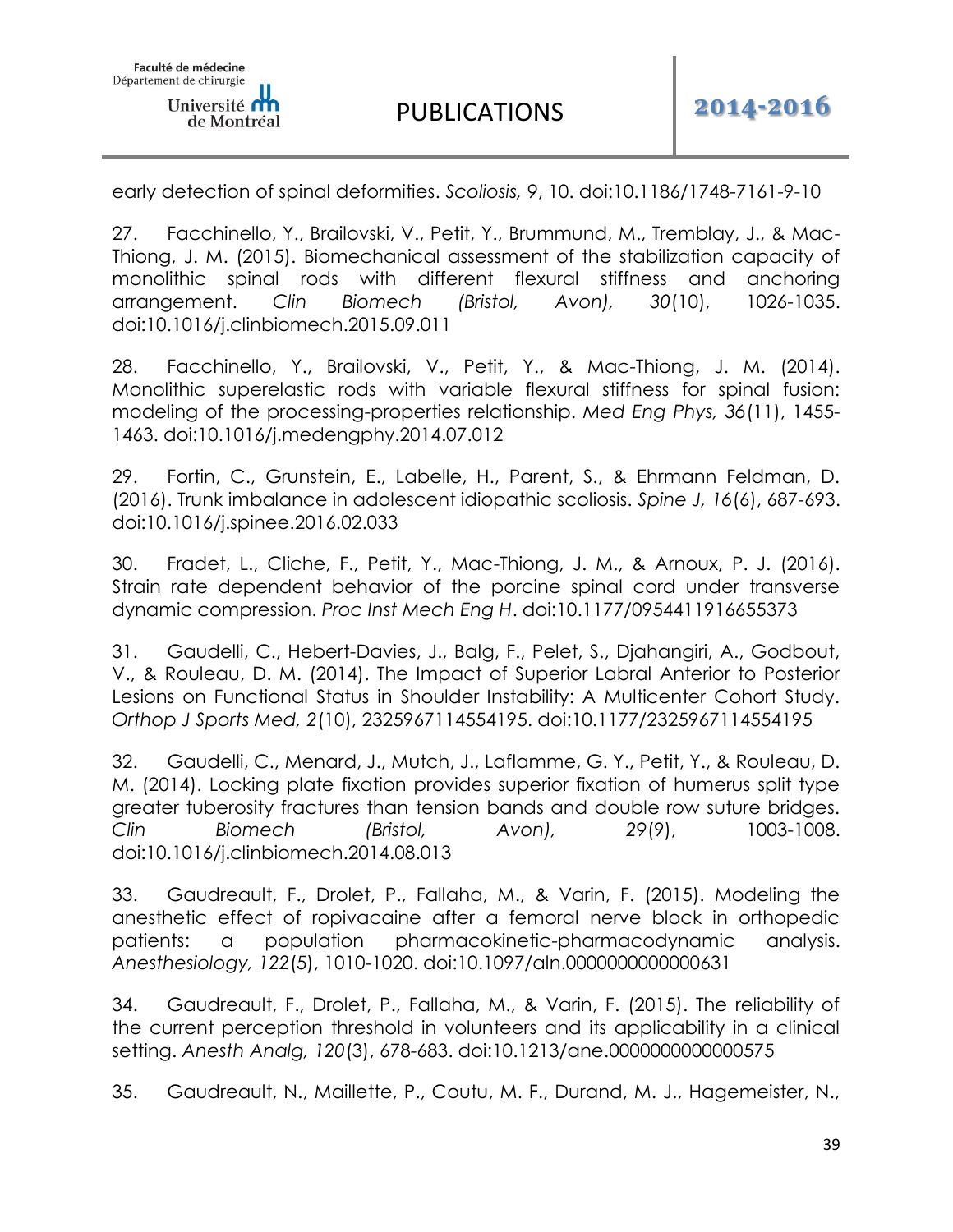early detection of spinal deformities. *Scoliosis, 9*, 10. doi:10.1186/1748-7161-9-10

27. Facchinello, Y., Brailovski, V., Petit, Y., Brummund, M., Tremblay, J., & Mac-Thiong, J. M. (2015). Biomechanical assessment of the stabilization capacity of monolithic spinal rods with different flexural stiffness and anchoring arrangement. *Clin Biomech (Bristol, Avon), 30*(10), 1026-1035. doi:10.1016/j.clinbiomech.2015.09.011

28. Facchinello, Y., Brailovski, V., Petit, Y., & Mac-Thiong, J. M. (2014). Monolithic superelastic rods with variable flexural stiffness for spinal fusion: modeling of the processing-properties relationship. *Med Eng Phys, 36*(11), 1455-1463. doi:10.1016/j.medengphy.2014.07.012

29. Fortin, C., Grunstein, E., Labelle, H., Parent, S., & Ehrmann Feldman, D. (2016). Trunk imbalance in adolescent idiopathic scoliosis. *Spine J, 16*(6), 687-693. doi:10.1016/j.spinee.2016.02.033

30. Fradet, L., Cliche, F., Petit, Y., Mac-Thiong, J. M., & Arnoux, P. J. (2016). Strain rate dependent behavior of the porcine spinal cord under transverse dynamic compression. *Proc Inst Mech Eng H*. doi:10.1177/0954411916655373

31. Gaudelli, C., Hebert-Davies, J., Balg, F., Pelet, S., Djahangiri, A., Godbout, V., & Rouleau, D. M. (2014). The Impact of Superior Labral Anterior to Posterior Lesions on Functional Status in Shoulder Instability: A Multicenter Cohort Study. *Orthop J Sports Med, 2*(10), 2325967114554195. doi:10.1177/2325967114554195

32. Gaudelli, C., Menard, J., Mutch, J., Laflamme, G. Y., Petit, Y., & Rouleau, D. M. (2014). Locking plate fixation provides superior fixation of humerus split type greater tuberosity fractures than tension bands and double row suture bridges. *Clin Biomech (Bristol, Avon), 29*(9), 1003-1008. doi:10.1016/j.clinbiomech.2014.08.013

33. Gaudreault, F., Drolet, P., Fallaha, M., & Varin, F. (2015). Modeling the anesthetic effect of ropivacaine after a femoral nerve block in orthopedic patients: a population pharmacokinetic-pharmacodynamic analysis. *Anesthesiology, 122*(5), 1010-1020. doi:10.1097/aln.0000000000000631

34. Gaudreault, F., Drolet, P., Fallaha, M., & Varin, F. (2015). The reliability of the current perception threshold in volunteers and its applicability in a clinical setting. *Anesth Analg, 120*(3), 678-683. doi:10.1213/ane.0000000000000575

35. Gaudreault, N., Maillette, P., Coutu, M. F., Durand, M. J., Hagemeister, N.,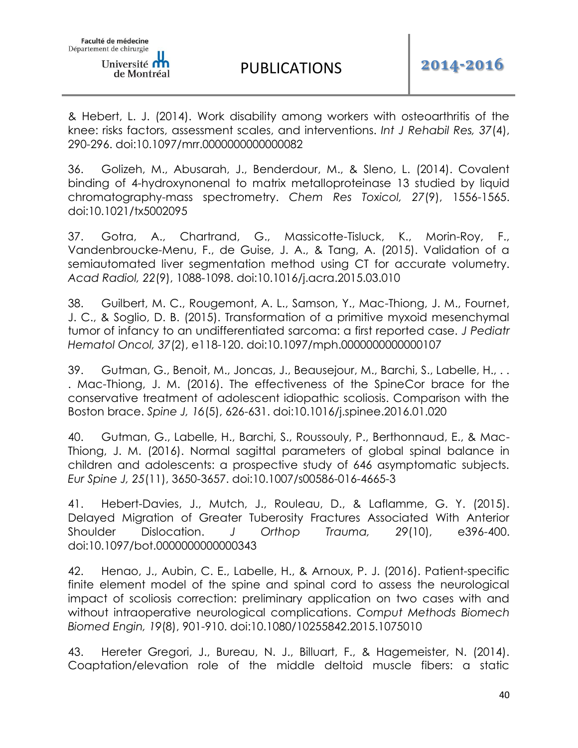& Hebert, L. J. (2014). Work disability among workers with osteoarthritis of the knee: risks factors, assessment scales, and interventions. *Int J Rehabil Res, 37*(4), 290-296. doi:10.1097/mrr.0000000000000082

36. Golizeh, M., Abusarah, J., Benderdour, M., & Sleno, L. (2014). Covalent binding of 4-hydroxynonenal to matrix metalloproteinase 13 studied by liquid chromatography-mass spectrometry. *Chem Res Toxicol, 27*(9), 1556-1565. doi:10.1021/tx5002095

37. Gotra, A., Chartrand, G., Massicotte-Tisluck, K., Morin-Roy, F., Vandenbroucke-Menu, F., de Guise, J. A., & Tang, A. (2015). Validation of a semiautomated liver segmentation method using CT for accurate volumetry. *Acad Radiol, 22*(9), 1088-1098. doi:10.1016/j.acra.2015.03.010

38. Guilbert, M. C., Rougemont, A. L., Samson, Y., Mac-Thiong, J. M., Fournet, J. C., & Soglio, D. B. (2015). Transformation of a primitive myxoid mesenchymal tumor of infancy to an undifferentiated sarcoma: a first reported case. *J Pediatr Hematol Oncol, 37*(2), e118-120. doi:10.1097/mph.0000000000000107

39. Gutman, G., Benoit, M., Joncas, J., Beausejour, M., Barchi, S., Labelle, H., . . . Mac-Thiong, J. M. (2016). The effectiveness of the SpineCor brace for the conservative treatment of adolescent idiopathic scoliosis. Comparison with the Boston brace. *Spine J, 16*(5), 626-631. doi:10.1016/j.spinee.2016.01.020

40. Gutman, G., Labelle, H., Barchi, S., Roussouly, P., Berthonnaud, E., & Mac-Thiong, J. M. (2016). Normal sagittal parameters of global spinal balance in children and adolescents: a prospective study of 646 asymptomatic subjects. *Eur Spine J, 25*(11), 3650-3657. doi:10.1007/s00586-016-4665-3

41. Hebert-Davies, J., Mutch, J., Rouleau, D., & Laflamme, G. Y. (2015). Delayed Migration of Greater Tuberosity Fractures Associated With Anterior Shoulder Dislocation. *J Orthop Trauma, 29*(10), e396-400. doi:10.1097/bot.0000000000000343

42. Henao, J., Aubin, C. E., Labelle, H., & Arnoux, P. J. (2016). Patient-specific finite element model of the spine and spinal cord to assess the neurological impact of scoliosis correction: preliminary application on two cases with and without intraoperative neurological complications. *Comput Methods Biomech Biomed Engin, 19*(8), 901-910. doi:10.1080/10255842.2015.1075010

43. Hereter Gregori, J., Bureau, N. J., Billuart, F., & Hagemeister, N. (2014). Coaptation/elevation role of the middle deltoid muscle fibers: a static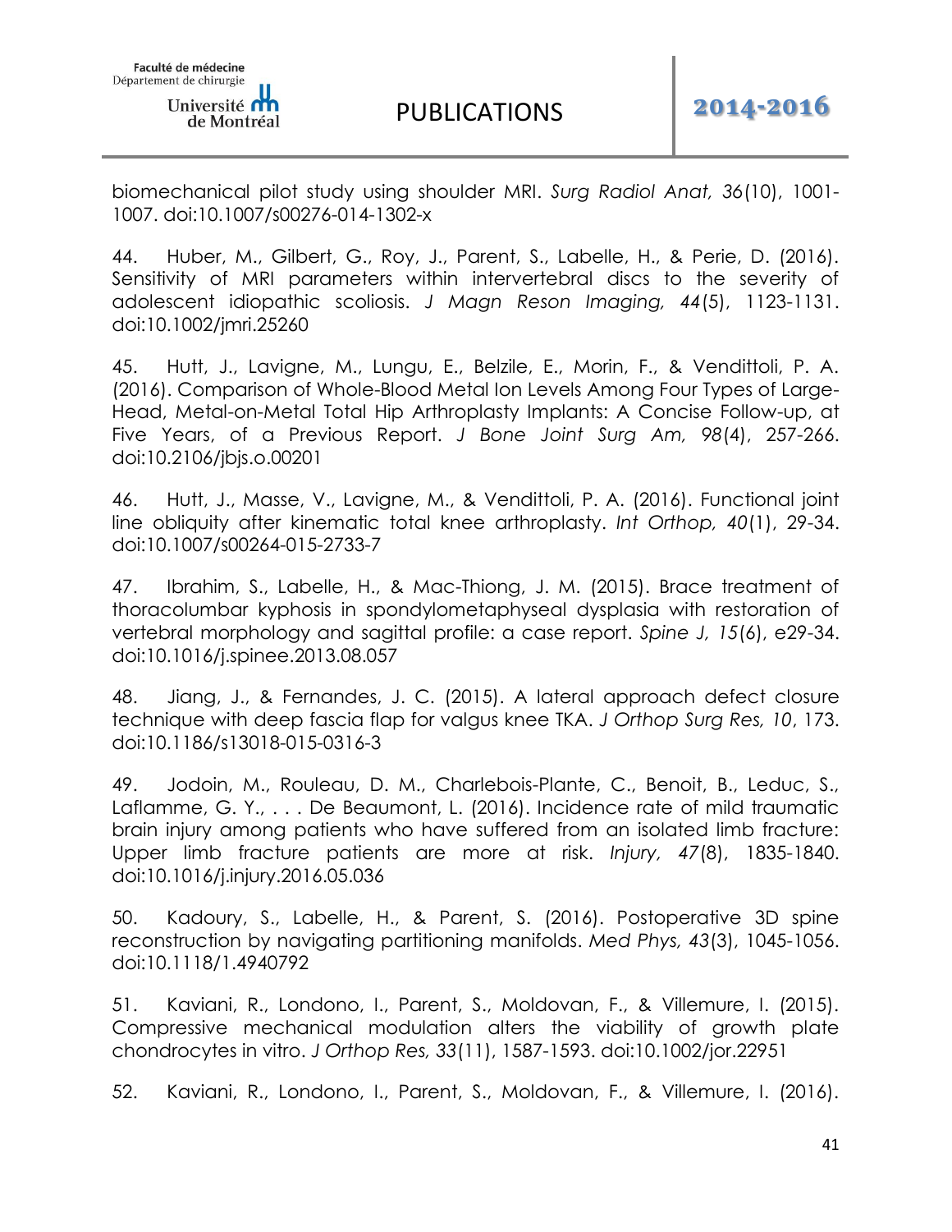biomechanical pilot study using shoulder MRI. *Surg Radiol Anat, 36*(10), 1001-1007. doi:10.1007/s00276-014-1302-x

44. Huber, M., Gilbert, G., Roy, J., Parent, S., Labelle, H., & Perie, D. (2016). Sensitivity of MRI parameters within intervertebral discs to the severity of adolescent idiopathic scoliosis. *J Magn Reson Imaging, 44*(5), 1123-1131. doi:10.1002/jmri.25260

45. Hutt, J., Lavigne, M., Lungu, E., Belzile, E., Morin, F., & Vendittoli, P. A. (2016). Comparison of Whole-Blood Metal Ion Levels Among Four Types of Large-Head, Metal-on-Metal Total Hip Arthroplasty Implants: A Concise Follow-up, at Five Years, of a Previous Report. *J Bone Joint Surg Am, 98*(4), 257-266. doi:10.2106/jbjs.o.00201

46. Hutt, J., Masse, V., Lavigne, M., & Vendittoli, P. A. (2016). Functional joint line obliquity after kinematic total knee arthroplasty. *Int Orthop, 40*(1), 29-34. doi:10.1007/s00264-015-2733-7

47. Ibrahim, S., Labelle, H., & Mac-Thiong, J. M. (2015). Brace treatment of thoracolumbar kyphosis in spondylometaphyseal dysplasia with restoration of vertebral morphology and sagittal profile: a case report. *Spine J, 15*(6), e29-34. doi:10.1016/j.spinee.2013.08.057

48. Jiang, J., & Fernandes, J. C. (2015). A lateral approach defect closure technique with deep fascia flap for valgus knee TKA. *J Orthop Surg Res, 10*, 173. doi:10.1186/s13018-015-0316-3

49. Jodoin, M., Rouleau, D. M., Charlebois-Plante, C., Benoit, B., Leduc, S., Laflamme, G. Y., . . . De Beaumont, L. (2016). Incidence rate of mild traumatic brain injury among patients who have suffered from an isolated limb fracture: Upper limb fracture patients are more at risk. *Injury, 47*(8), 1835-1840. doi:10.1016/j.injury.2016.05.036

50. Kadoury, S., Labelle, H., & Parent, S. (2016). Postoperative 3D spine reconstruction by navigating partitioning manifolds. *Med Phys, 43*(3), 1045-1056. doi:10.1118/1.4940792

51. Kaviani, R., Londono, I., Parent, S., Moldovan, F., & Villemure, I. (2015). Compressive mechanical modulation alters the viability of growth plate chondrocytes in vitro. *J Orthop Res, 33*(11), 1587-1593. doi:10.1002/jor.22951

52. Kaviani, R., Londono, I., Parent, S., Moldovan, F., & Villemure, I. (2016).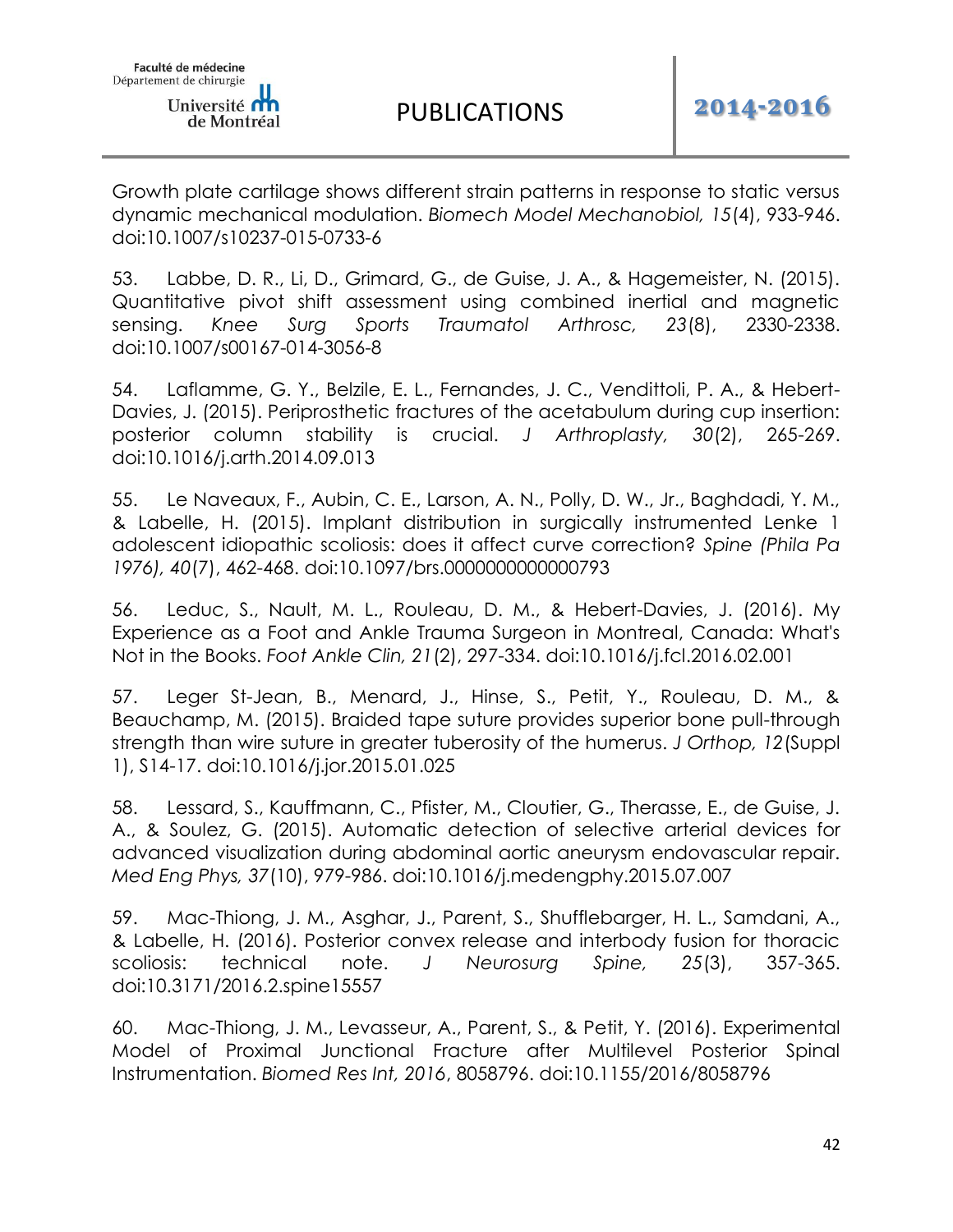Growth plate cartilage shows different strain patterns in response to static versus dynamic mechanical modulation. *Biomech Model Mechanobiol, 15*(4), 933-946. doi:10.1007/s10237-015-0733-6

53. Labbe, D. R., Li, D., Grimard, G., de Guise, J. A., & Hagemeister, N. (2015). Quantitative pivot shift assessment using combined inertial and magnetic sensing. *Knee Surg Sports Traumatol Arthrosc, 23*(8), 2330-2338. doi:10.1007/s00167-014-3056-8

54. Laflamme, G. Y., Belzile, E. L., Fernandes, J. C., Vendittoli, P. A., & Hebert-Davies, J. (2015). Periprosthetic fractures of the acetabulum during cup insertion: posterior column stability is crucial. *J Arthroplasty, 30*(2), 265-269. doi:10.1016/j.arth.2014.09.013

55. Le Naveaux, F., Aubin, C. E., Larson, A. N., Polly, D. W., Jr., Baghdadi, Y. M., & Labelle, H. (2015). Implant distribution in surgically instrumented Lenke 1 adolescent idiopathic scoliosis: does it affect curve correction? *Spine (Phila Pa 1976), 40*(7), 462-468. doi:10.1097/brs.0000000000000793

56. Leduc, S., Nault, M. L., Rouleau, D. M., & Hebert-Davies, J. (2016). My Experience as a Foot and Ankle Trauma Surgeon in Montreal, Canada: What's Not in the Books. *Foot Ankle Clin, 21*(2), 297-334. doi:10.1016/j.fcl.2016.02.001

57. Leger St-Jean, B., Menard, J., Hinse, S., Petit, Y., Rouleau, D. M., & Beauchamp, M. (2015). Braided tape suture provides superior bone pull-through strength than wire suture in greater tuberosity of the humerus. *J Orthop, 12*(Suppl 1), S14-17. doi:10.1016/j.jor.2015.01.025

58. Lessard, S., Kauffmann, C., Pfister, M., Cloutier, G., Therasse, E., de Guise, J. A., & Soulez, G. (2015). Automatic detection of selective arterial devices for advanced visualization during abdominal aortic aneurysm endovascular repair. *Med Eng Phys, 37*(10), 979-986. doi:10.1016/j.medengphy.2015.07.007

59. Mac-Thiong, J. M., Asghar, J., Parent, S., Shufflebarger, H. L., Samdani, A., & Labelle, H. (2016). Posterior convex release and interbody fusion for thoracic scoliosis: technical note. *J Neurosurg Spine, 25*(3), 357-365. doi:10.3171/2016.2.spine15557

60. Mac-Thiong, J. M., Levasseur, A., Parent, S., & Petit, Y. (2016). Experimental Model of Proximal Junctional Fracture after Multilevel Posterior Spinal Instrumentation. *Biomed Res Int, 2016*, 8058796. doi:10.1155/2016/8058796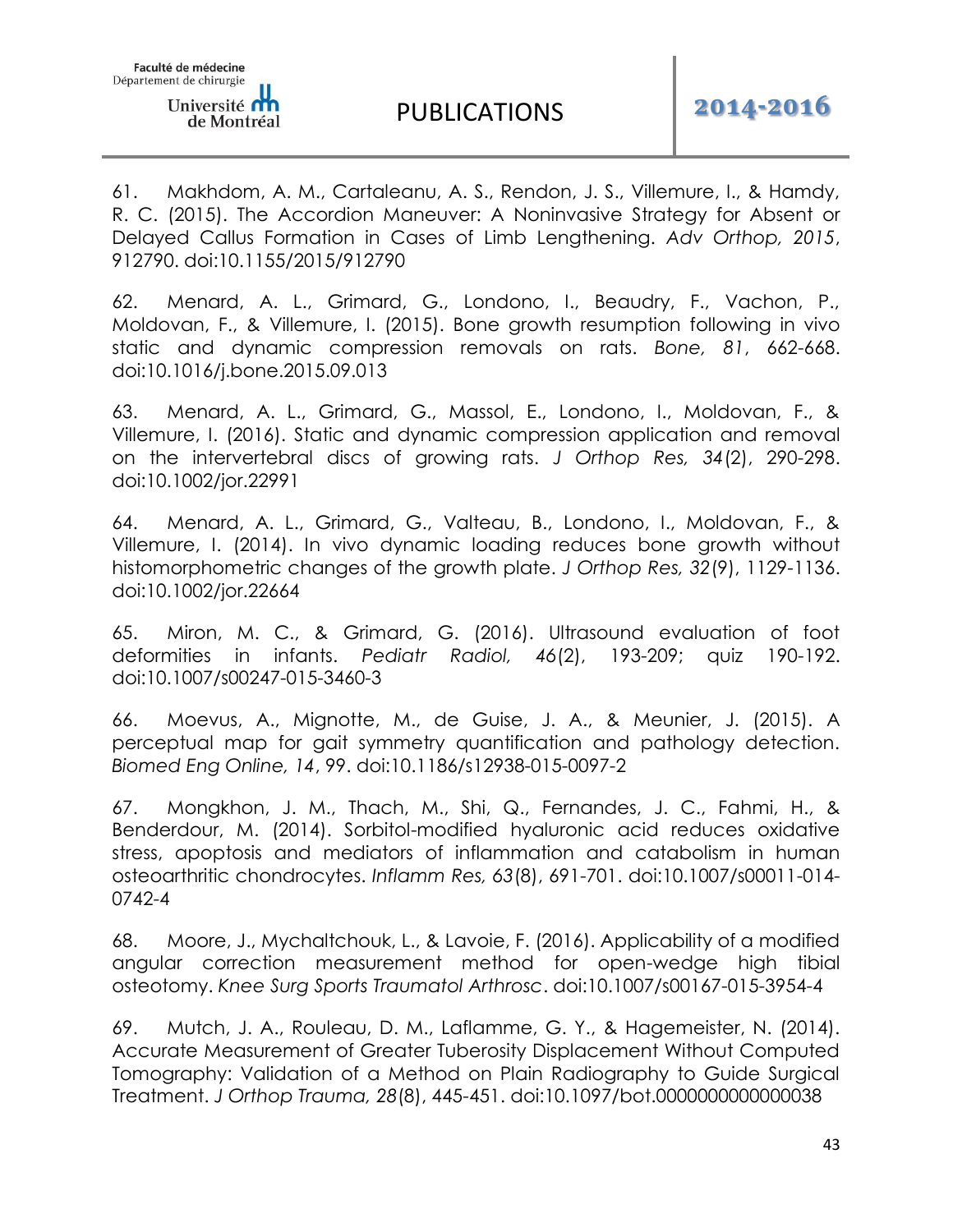61. Makhdom, A. M., Cartaleanu, A. S., Rendon, J. S., Villemure, I., & Hamdy, R. C. (2015). The Accordion Maneuver: A Noninvasive Strategy for Absent or Delayed Callus Formation in Cases of Limb Lengthening. *Adv Orthop, 2015*, 912790. doi:10.1155/2015/912790

62. Menard, A. L., Grimard, G., Londono, I., Beaudry, F., Vachon, P., Moldovan, F., & Villemure, I. (2015). Bone growth resumption following in vivo static and dynamic compression removals on rats. *Bone, 81*, 662-668. doi:10.1016/j.bone.2015.09.013

63. Menard, A. L., Grimard, G., Massol, E., Londono, I., Moldovan, F., & Villemure, I. (2016). Static and dynamic compression application and removal on the intervertebral discs of growing rats. *J Orthop Res, 34*(2), 290-298. doi:10.1002/jor.22991

64. Menard, A. L., Grimard, G., Valteau, B., Londono, I., Moldovan, F., & Villemure, I. (2014). In vivo dynamic loading reduces bone growth without histomorphometric changes of the growth plate. *J Orthop Res, 32*(9), 1129-1136. doi:10.1002/jor.22664

65. Miron, M. C., & Grimard, G. (2016). Ultrasound evaluation of foot deformities in infants. *Pediatr Radiol, 46*(2), 193-209; quiz 190-192. doi:10.1007/s00247-015-3460-3

66. Moevus, A., Mignotte, M., de Guise, J. A., & Meunier, J. (2015). A perceptual map for gait symmetry quantification and pathology detection. *Biomed Eng Online, 14*, 99. doi:10.1186/s12938-015-0097-2

67. Mongkhon, J. M., Thach, M., Shi, Q., Fernandes, J. C., Fahmi, H., & Benderdour, M. (2014). Sorbitol-modified hyaluronic acid reduces oxidative stress, apoptosis and mediators of inflammation and catabolism in human osteoarthritic chondrocytes. *Inflamm Res, 63*(8), 691-701. doi:10.1007/s00011-014-0742-4

68. Moore, J., Mychaltchouk, L., & Lavoie, F. (2016). Applicability of a modified angular correction measurement method for open-wedge high tibial osteotomy. *Knee Surg Sports Traumatol Arthrosc*. doi:10.1007/s00167-015-3954-4

69. Mutch, J. A., Rouleau, D. M., Laflamme, G. Y., & Hagemeister, N. (2014). Accurate Measurement of Greater Tuberosity Displacement Without Computed Tomography: Validation of a Method on Plain Radiography to Guide Surgical Treatment. *J Orthop Trauma, 28*(8), 445-451. doi:10.1097/bot.0000000000000038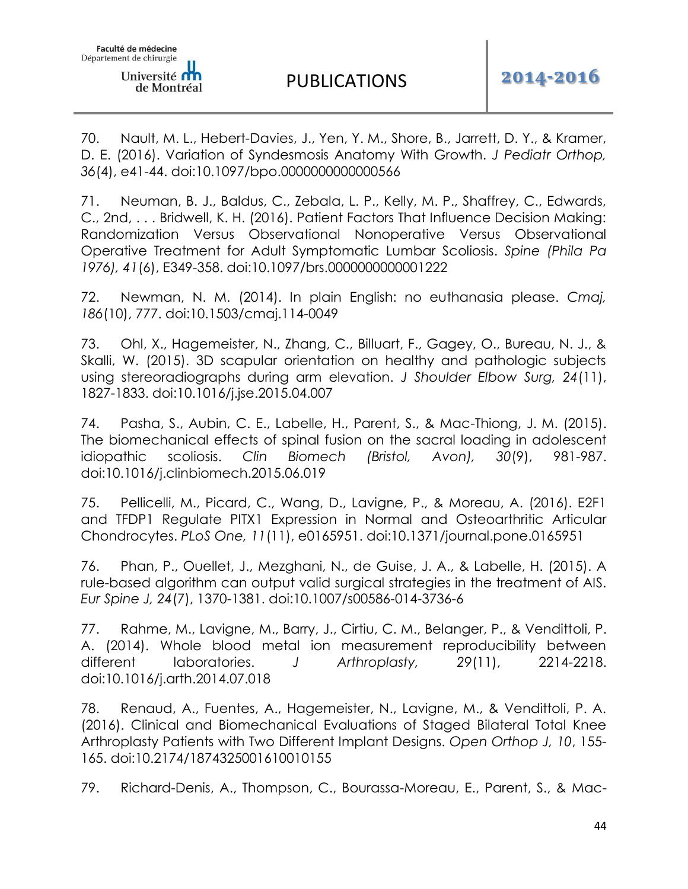70. Nault, M. L., Hebert-Davies, J., Yen, Y. M., Shore, B., Jarrett, D. Y., & Kramer, D. E. (2016). Variation of Syndesmosis Anatomy With Growth. *J Pediatr Orthop, 36*(4), e41-44. doi:10.1097/bpo.0000000000000566

71. Neuman, B. J., Baldus, C., Zebala, L. P., Kelly, M. P., Shaffrey, C., Edwards, C., 2nd, . . . Bridwell, K. H. (2016). Patient Factors That Influence Decision Making: Randomization Versus Observational Nonoperative Versus Observational Operative Treatment for Adult Symptomatic Lumbar Scoliosis. *Spine (Phila Pa 1976), 41*(6), E349-358. doi:10.1097/brs.0000000000001222

72. Newman, N. M. (2014). In plain English: no euthanasia please. *Cmaj, 186*(10), 777. doi:10.1503/cmaj.114-0049

73. Ohl, X., Hagemeister, N., Zhang, C., Billuart, F., Gagey, O., Bureau, N. J., & Skalli, W. (2015). 3D scapular orientation on healthy and pathologic subjects using stereoradiographs during arm elevation. *J Shoulder Elbow Surg, 24*(11), 1827-1833. doi:10.1016/j.jse.2015.04.007

74. Pasha, S., Aubin, C. E., Labelle, H., Parent, S., & Mac-Thiong, J. M. (2015). The biomechanical effects of spinal fusion on the sacral loading in adolescent idiopathic scoliosis. *Clin Biomech (Bristol, Avon), 30*(9), 981-987. doi:10.1016/j.clinbiomech.2015.06.019

75. Pellicelli, M., Picard, C., Wang, D., Lavigne, P., & Moreau, A. (2016). E2F1 and TFDP1 Regulate PITX1 Expression in Normal and Osteoarthritic Articular Chondrocytes. *PLoS One, 11*(11), e0165951. doi:10.1371/journal.pone.0165951

76. Phan, P., Ouellet, J., Mezghani, N., de Guise, J. A., & Labelle, H. (2015). A rule-based algorithm can output valid surgical strategies in the treatment of AIS. *Eur Spine J, 24*(7), 1370-1381. doi:10.1007/s00586-014-3736-6

77. Rahme, M., Lavigne, M., Barry, J., Cirtiu, C. M., Belanger, P., & Vendittoli, P. A. (2014). Whole blood metal ion measurement reproducibility between different laboratories. *J Arthroplasty, 29*(11), 2214-2218. doi:10.1016/j.arth.2014.07.018

78. Renaud, A., Fuentes, A., Hagemeister, N., Lavigne, M., & Vendittoli, P. A. (2016). Clinical and Biomechanical Evaluations of Staged Bilateral Total Knee Arthroplasty Patients with Two Different Implant Designs. *Open Orthop J, 10*, 155-165. doi:10.2174/1874325001610010155

79. Richard-Denis, A., Thompson, C., Bourassa-Moreau, E., Parent, S., & Mac-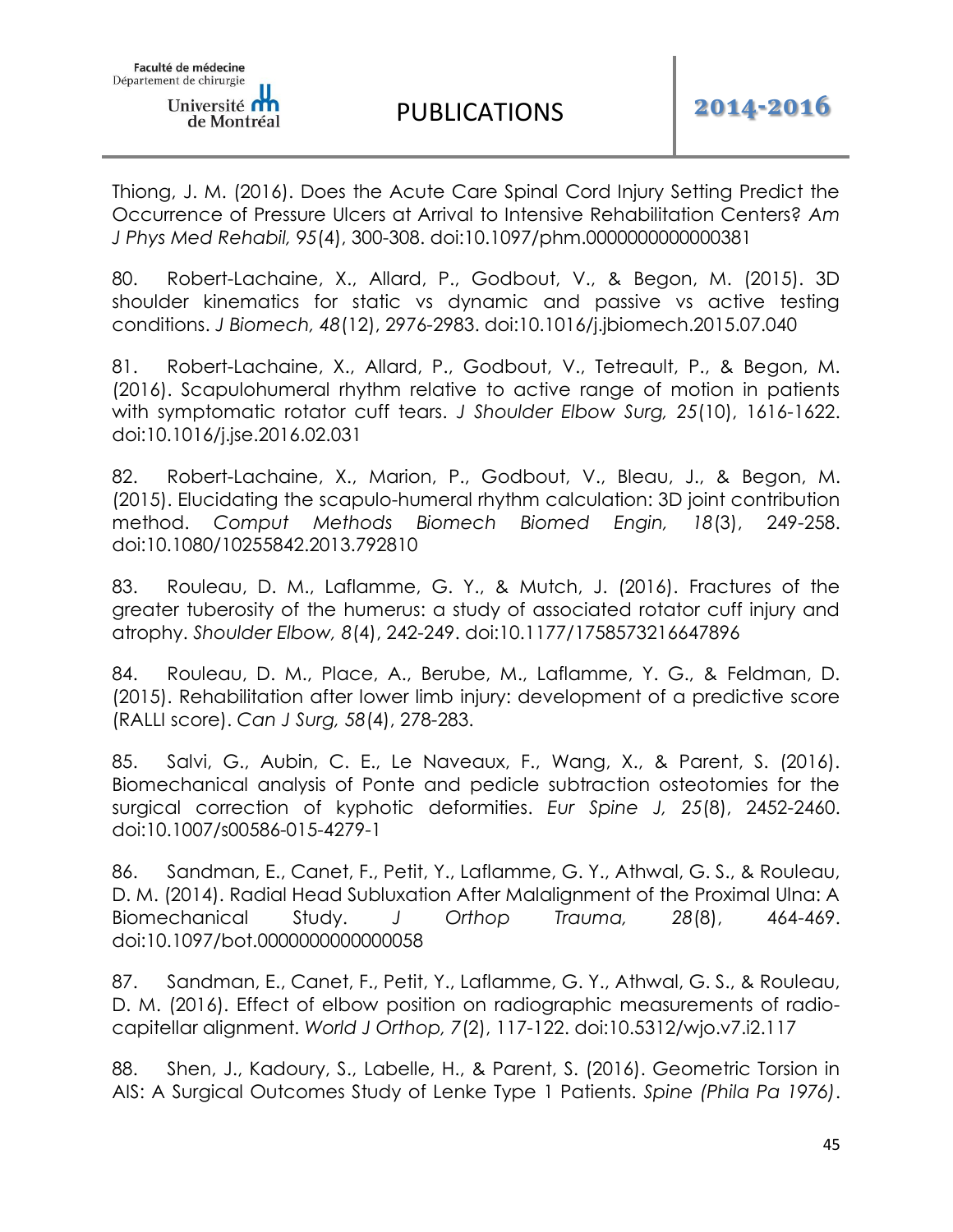Thiong, J. M. (2016). Does the Acute Care Spinal Cord Injury Setting Predict the Occurrence of Pressure Ulcers at Arrival to Intensive Rehabilitation Centers? *Am J Phys Med Rehabil, 95*(4), 300-308. doi:10.1097/phm.0000000000000381

80. Robert-Lachaine, X., Allard, P., Godbout, V., & Begon, M. (2015). 3D shoulder kinematics for static vs dynamic and passive vs active testing conditions. *J Biomech, 48*(12), 2976-2983. doi:10.1016/j.jbiomech.2015.07.040

81. Robert-Lachaine, X., Allard, P., Godbout, V., Tetreault, P., & Begon, M. (2016). Scapulohumeral rhythm relative to active range of motion in patients with symptomatic rotator cuff tears. *J Shoulder Elbow Surg, 25*(10), 1616-1622. doi:10.1016/j.jse.2016.02.031

82. Robert-Lachaine, X., Marion, P., Godbout, V., Bleau, J., & Begon, M. (2015). Elucidating the scapulo-humeral rhythm calculation: 3D joint contribution method. *Comput Methods Biomech Biomed Engin, 18*(3), 249-258. doi:10.1080/10255842.2013.792810

83. Rouleau, D. M., Laflamme, G. Y., & Mutch, J. (2016). Fractures of the greater tuberosity of the humerus: a study of associated rotator cuff injury and atrophy. *Shoulder Elbow, 8*(4), 242-249. doi:10.1177/1758573216647896

84. Rouleau, D. M., Place, A., Berube, M., Laflamme, Y. G., & Feldman, D. (2015). Rehabilitation after lower limb injury: development of a predictive score (RALLI score). *Can J Surg, 58*(4), 278-283.

85. Salvi, G., Aubin, C. E., Le Naveaux, F., Wang, X., & Parent, S. (2016). Biomechanical analysis of Ponte and pedicle subtraction osteotomies for the surgical correction of kyphotic deformities. *Eur Spine J, 25*(8), 2452-2460. doi:10.1007/s00586-015-4279-1

86. Sandman, E., Canet, F., Petit, Y., Laflamme, G. Y., Athwal, G. S., & Rouleau, D. M. (2014). Radial Head Subluxation After Malalignment of the Proximal Ulna: A Biomechanical Study. *J Orthop Trauma, 28*(8), 464-469. doi:10.1097/bot.0000000000000058

87. Sandman, E., Canet, F., Petit, Y., Laflamme, G. Y., Athwal, G. S., & Rouleau, D. M. (2016). Effect of elbow position on radiographic measurements of radio-capitellar alignment. *World J Orthop, 7*(2), 117-122. doi:10.5312/wjo.v7.i2.117

88. Shen, J., Kadoury, S., Labelle, H., & Parent, S. (2016). Geometric Torsion in AIS: A Surgical Outcomes Study of Lenke Type 1 Patients. *Spine (Phila Pa 1976)*.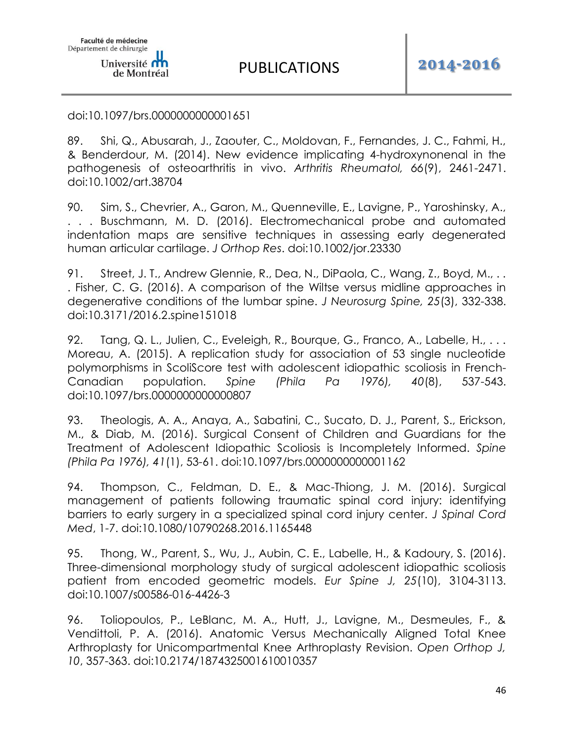doi:10.1097/brs.0000000000001651

89. Shi, Q., Abusarah, J., Zaouter, C., Moldovan, F., Fernandes, J. C., Fahmi, H., & Benderdour, M. (2014). New evidence implicating 4-hydroxynonenal in the pathogenesis of osteoarthritis in vivo. *Arthritis Rheumatol, 66*(9), 2461-2471. doi:10.1002/art.38704

90. Sim, S., Chevrier, A., Garon, M., Quenneville, E., Lavigne, P., Yaroshinsky, A., . . . Buschmann, M. D. (2016). Electromechanical probe and automated indentation maps are sensitive techniques in assessing early degenerated human articular cartilage. *J Orthop Res*. doi:10.1002/jor.23330

91. Street, J. T., Andrew Glennie, R., Dea, N., DiPaola, C., Wang, Z., Boyd, M., . . . Fisher, C. G. (2016). A comparison of the Wiltse versus midline approaches in degenerative conditions of the lumbar spine. *J Neurosurg Spine, 25*(3), 332-338. doi:10.3171/2016.2.spine151018

92. Tang, Q. L., Julien, C., Eveleigh, R., Bourque, G., Franco, A., Labelle, H., . . . Moreau, A. (2015). A replication study for association of 53 single nucleotide polymorphisms in ScoliScore test with adolescent idiopathic scoliosis in French-Canadian population. *Spine (Phila Pa 1976), 40*(8), 537-543. doi:10.1097/brs.0000000000000807

93. Theologis, A. A., Anaya, A., Sabatini, C., Sucato, D. J., Parent, S., Erickson, M., & Diab, M. (2016). Surgical Consent of Children and Guardians for the Treatment of Adolescent Idiopathic Scoliosis is Incompletely Informed. *Spine (Phila Pa 1976), 41*(1), 53-61. doi:10.1097/brs.0000000000001162

94. Thompson, C., Feldman, D. E., & Mac-Thiong, J. M. (2016). Surgical management of patients following traumatic spinal cord injury: identifying barriers to early surgery in a specialized spinal cord injury center. *J Spinal Cord Med*, 1-7. doi:10.1080/10790268.2016.1165448

95. Thong, W., Parent, S., Wu, J., Aubin, C. E., Labelle, H., & Kadoury, S. (2016). Three-dimensional morphology study of surgical adolescent idiopathic scoliosis patient from encoded geometric models. *Eur Spine J, 25*(10), 3104-3113. doi:10.1007/s00586-016-4426-3

96. Toliopoulos, P., LeBlanc, M. A., Hutt, J., Lavigne, M., Desmeules, F., & Vendittoli, P. A. (2016). Anatomic Versus Mechanically Aligned Total Knee Arthroplasty for Unicompartmental Knee Arthroplasty Revision. *Open Orthop J, 10*, 357-363. doi:10.2174/1874325001610010357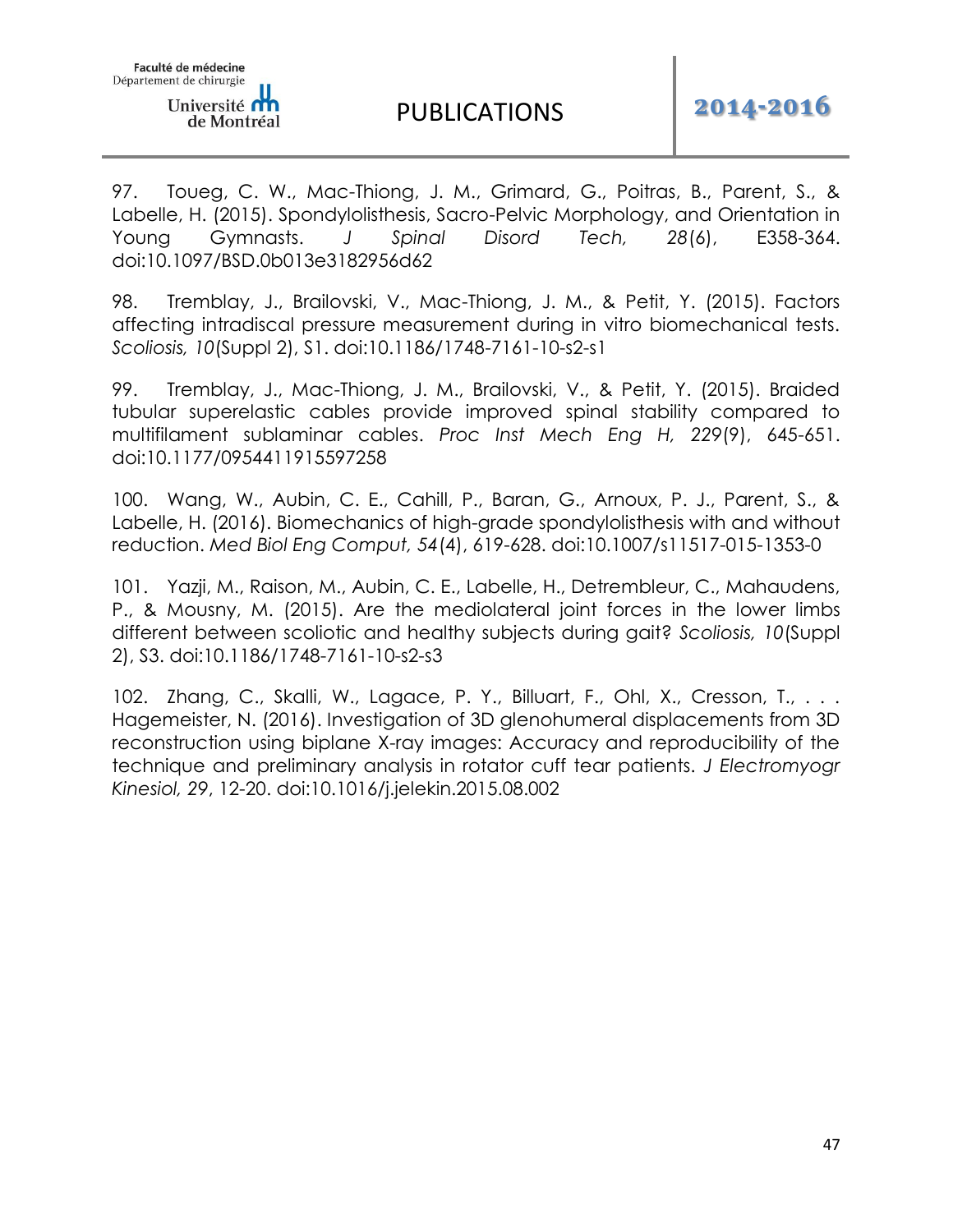97. Toueg, C. W., Mac-Thiong, J. M., Grimard, G., Poitras, B., Parent, S., & Labelle, H. (2015). Spondylolisthesis, Sacro-Pelvic Morphology, and Orientation in Young Gymnasts. *J Spinal Disord Tech, 28*(6), E358-364. doi:10.1097/BSD.0b013e3182956d62

98. Tremblay, J., Brailovski, V., Mac-Thiong, J. M., & Petit, Y. (2015). Factors affecting intradiscal pressure measurement during in vitro biomechanical tests. *Scoliosis, 10*(Suppl 2), S1. doi:10.1186/1748-7161-10-s2-s1

99. Tremblay, J., Mac-Thiong, J. M., Brailovski, V., & Petit, Y. (2015). Braided tubular superelastic cables provide improved spinal stability compared to multifilament sublaminar cables. *Proc Inst Mech Eng H, 229*(9), 645-651. doi:10.1177/0954411915597258

100. Wang, W., Aubin, C. E., Cahill, P., Baran, G., Arnoux, P. J., Parent, S., & Labelle, H. (2016). Biomechanics of high-grade spondylolisthesis with and without reduction. *Med Biol Eng Comput, 54*(4), 619-628. doi:10.1007/s11517-015-1353-0

101. Yazji, M., Raison, M., Aubin, C. E., Labelle, H., Detrembleur, C., Mahaudens, P., & Mousny, M. (2015). Are the mediolateral joint forces in the lower limbs different between scoliotic and healthy subjects during gait? *Scoliosis, 10*(Suppl 2), S3. doi:10.1186/1748-7161-10-s2-s3

102. Zhang, C., Skalli, W., Lagace, P. Y., Billuart, F., Ohl, X., Cresson, T., . . . Hagemeister, N. (2016). Investigation of 3D glenohumeral displacements from 3D reconstruction using biplane X-ray images: Accuracy and reproducibility of the technique and preliminary analysis in rotator cuff tear patients. *J Electromyogr Kinesiol, 29*, 12-20. doi:10.1016/j.jelekin.2015.08.002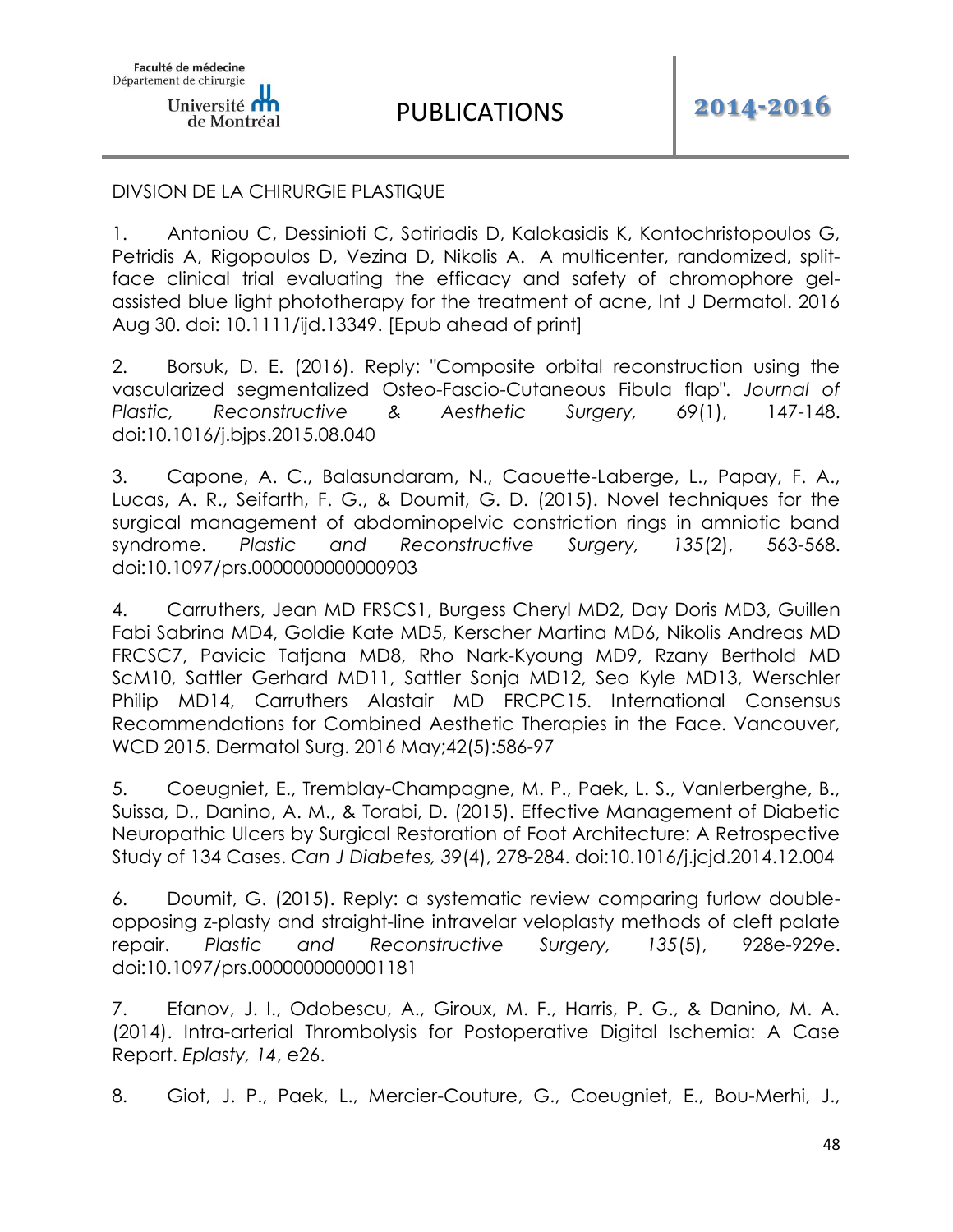DIVSION DE LA CHIRURGIE PLASTIQUE

1. Antoniou C, Dessinioti C, Sotiriadis D, Kalokasidis K, Kontochristopoulos G, Petridis A, Rigopoulos D, Vezina D, Nikolis A. A multicenter, randomized, split-face clinical trial evaluating the efficacy and safety of chromophore gel-assisted blue light phototherapy for the treatment of acne, Int J Dermatol. 2016 Aug 30. doi: 10.1111/ijd.13349. [Epub ahead of print]

2. Borsuk, D. E. (2016). Reply: "Composite orbital reconstruction using the vascularized segmentalized Osteo-Fascio-Cutaneous Fibula flap". *Journal of Plastic, Reconstructive & Aesthetic Surgery, 69*(1), 147-148. doi:10.1016/j.bjps.2015.08.040

3. Capone, A. C., Balasundaram, N., Caouette-Laberge, L., Papay, F. A., Lucas, A. R., Seifarth, F. G., & Doumit, G. D. (2015). Novel techniques for the surgical management of abdominopelvic constriction rings in amniotic band syndrome. *Plastic and Reconstructive Surgery, 135*(2), 563-568. doi:10.1097/prs.0000000000000903

4. Carruthers, Jean MD FRSCS1, Burgess Cheryl MD2, Day Doris MD3, Guillen Fabi Sabrina MD4, Goldie Kate MD5, Kerscher Martina MD6, Nikolis Andreas MD FRCSC7, Pavicic Tatjana MD8, Rho Nark-Kyoung MD9, Rzany Berthold MD ScM10, Sattler Gerhard MD11, Sattler Sonja MD12, Seo Kyle MD13, Werschler Philip MD14, Carruthers Alastair MD FRCPC15. International Consensus Recommendations for Combined Aesthetic Therapies in the Face. Vancouver, WCD 2015. Dermatol Surg. 2016 May;42(5):586-97

5. Coeugniet, E., Tremblay-Champagne, M. P., Paek, L. S., Vanlerberghe, B., Suissa, D., Danino, A. M., & Torabi, D. (2015). Effective Management of Diabetic Neuropathic Ulcers by Surgical Restoration of Foot Architecture: A Retrospective Study of 134 Cases. *Can J Diabetes, 39*(4), 278-284. doi:10.1016/j.jcjd.2014.12.004

6. Doumit, G. (2015). Reply: a systematic review comparing furlow double-opposing z-plasty and straight-line intravelar veloplasty methods of cleft palate repair. *Plastic and Reconstructive Surgery, 135*(5), 928e-929e. doi:10.1097/prs.0000000000001181

7. Efanov, J. I., Odobescu, A., Giroux, M. F., Harris, P. G., & Danino, M. A. (2014). Intra-arterial Thrombolysis for Postoperative Digital Ischemia: A Case Report. *Eplasty, 14*, e26.

8. Giot, J. P., Paek, L., Mercier-Couture, G., Coeugniet, E., Bou-Merhi, J.,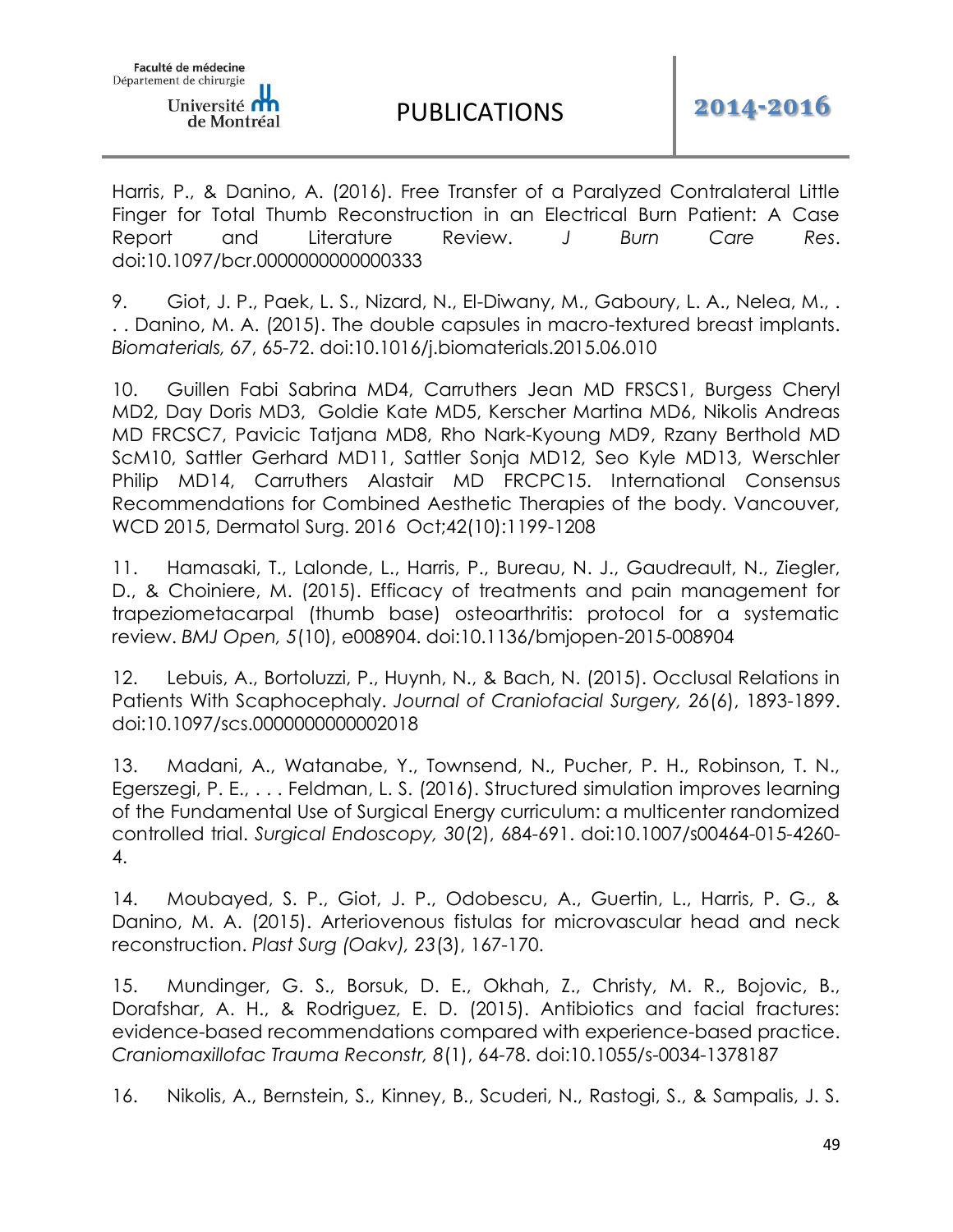Harris, P., & Danino, A. (2016). Free Transfer of a Paralyzed Contralateral Little Finger for Total Thumb Reconstruction in an Electrical Burn Patient: A Case Report and Literature Review. *J Burn Care Res*. doi:10.1097/bcr.0000000000000333

9. Giot, J. P., Paek, L. S., Nizard, N., El-Diwany, M., Gaboury, L. A., Nelea, M., . . . Danino, M. A. (2015). The double capsules in macro-textured breast implants. *Biomaterials, 67*, 65-72. doi:10.1016/j.biomaterials.2015.06.010

10. Guillen Fabi Sabrina MD4, Carruthers Jean MD FRSCS1, Burgess Cheryl MD2, Day Doris MD3, Goldie Kate MD5, Kerscher Martina MD6, Nikolis Andreas MD FRCSC7, Pavicic Tatjana MD8, Rho Nark-Kyoung MD9, Rzany Berthold MD ScM10, Sattler Gerhard MD11, Sattler Sonja MD12, Seo Kyle MD13, Werschler Philip MD14, Carruthers Alastair MD FRCPC15. International Consensus Recommendations for Combined Aesthetic Therapies of the body. Vancouver, WCD 2015, Dermatol Surg. 2016 Oct;42(10):1199-1208

11. Hamasaki, T., Lalonde, L., Harris, P., Bureau, N. J., Gaudreault, N., Ziegler, D., & Choiniere, M. (2015). Efficacy of treatments and pain management for trapeziometacarpal (thumb base) osteoarthritis: protocol for a systematic review. *BMJ Open, 5*(10), e008904. doi:10.1136/bmjopen-2015-008904

12. Lebuis, A., Bortoluzzi, P., Huynh, N., & Bach, N. (2015). Occlusal Relations in Patients With Scaphocephaly. *Journal of Craniofacial Surgery, 26*(6), 1893-1899. doi:10.1097/scs.0000000000002018

13. Madani, A., Watanabe, Y., Townsend, N., Pucher, P. H., Robinson, T. N., Egerszegi, P. E., . . . Feldman, L. S. (2016). Structured simulation improves learning of the Fundamental Use of Surgical Energy curriculum: a multicenter randomized controlled trial. *Surgical Endoscopy, 30*(2), 684-691. doi:10.1007/s00464-015-4260-4.

14. Moubayed, S. P., Giot, J. P., Odobescu, A., Guertin, L., Harris, P. G., & Danino, M. A. (2015). Arteriovenous fistulas for microvascular head and neck reconstruction. *Plast Surg (Oakv), 23*(3), 167-170.

15. Mundinger, G. S., Borsuk, D. E., Okhah, Z., Christy, M. R., Bojovic, B., Dorafshar, A. H., & Rodriguez, E. D. (2015). Antibiotics and facial fractures: evidence-based recommendations compared with experience-based practice. *Craniomaxillofac Trauma Reconstr, 8*(1), 64-78. doi:10.1055/s-0034-1378187

16. Nikolis, A., Bernstein, S., Kinney, B., Scuderi, N., Rastogi, S., & Sampalis, J. S.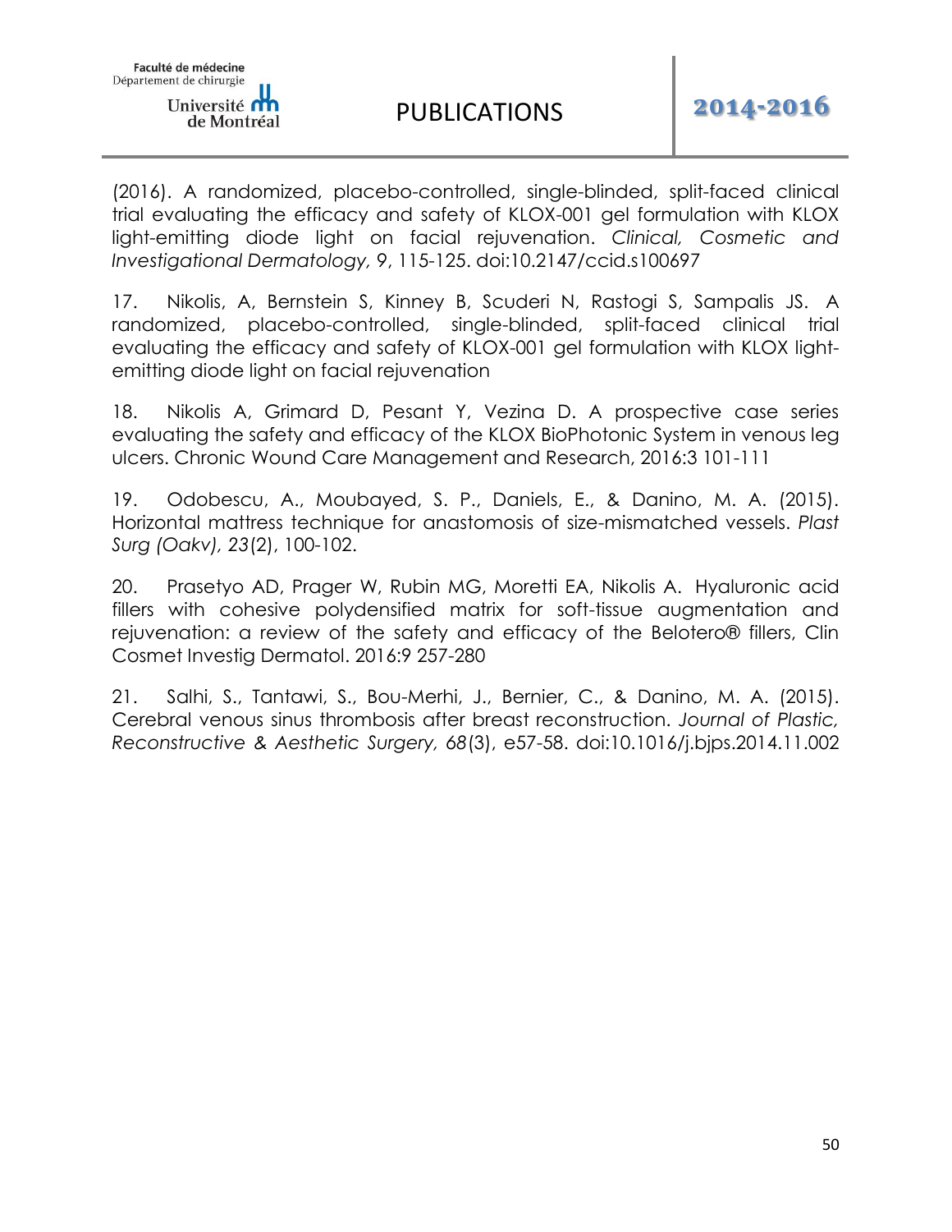(2016). A randomized, placebo-controlled, single-blinded, split-faced clinical trial evaluating the efficacy and safety of KLOX-001 gel formulation with KLOX light-emitting diode light on facial rejuvenation. *Clinical, Cosmetic and Investigational Dermatology,* 9, 115-125. doi:10.2147/ccid.s100697

17. Nikolis, A, Bernstein S, Kinney B, Scuderi N, Rastogi S, Sampalis JS. A randomized, placebo-controlled, single-blinded, split-faced clinical trial evaluating the efficacy and safety of KLOX-001 gel formulation with KLOX light-emitting diode light on facial rejuvenation

18. Nikolis A, Grimard D, Pesant Y, Vezina D. A prospective case series evaluating the safety and efficacy of the KLOX BioPhotonic System in venous leg ulcers. Chronic Wound Care Management and Research, 2016:3 101-111

19. Odobescu, A., Moubayed, S. P., Daniels, E., & Danino, M. A. (2015). Horizontal mattress technique for anastomosis of size-mismatched vessels. *Plast Surg (Oakv), 23*(2), 100-102.

20. Prasetyo AD, Prager W, Rubin MG, Moretti EA, Nikolis A. Hyaluronic acid fillers with cohesive polydensified matrix for soft-tissue augmentation and rejuvenation: a review of the safety and efficacy of the Belotero® fillers, Clin Cosmet Investig Dermatol. 2016:9 257-280

21. Salhi, S., Tantawi, S., Bou-Merhi, J., Bernier, C., & Danino, M. A. (2015). Cerebral venous sinus thrombosis after breast reconstruction. *Journal of Plastic, Reconstructive & Aesthetic Surgery, 68*(3), e57-58. doi:10.1016/j.bjps.2014.11.002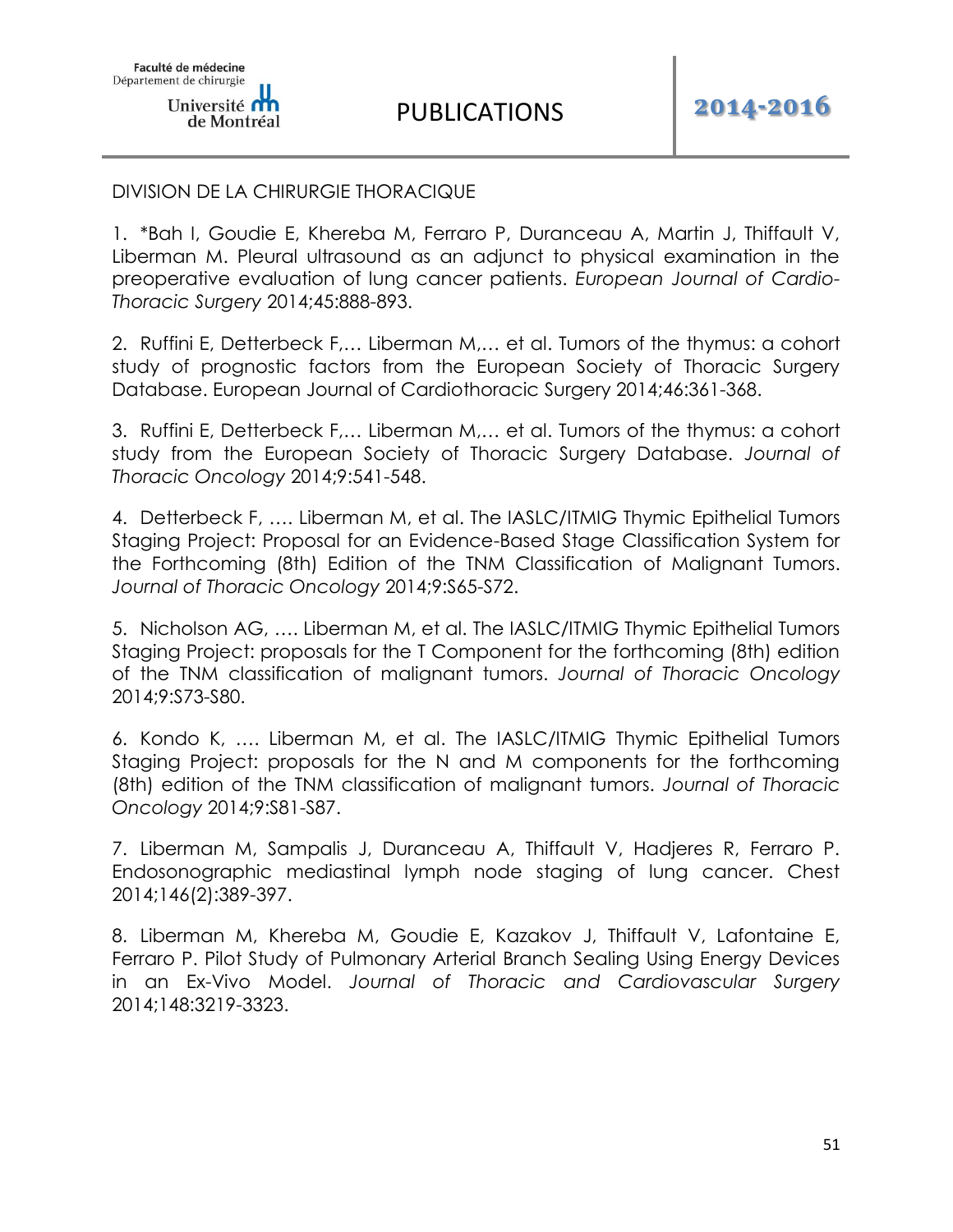## DIVISION DE LA CHIRURGIE THORACIQUE

1. *Bah I, Goudie E, Khereba M, Ferraro P, Duranceau A, Martin J, Thiffault V, Liberman M. Pleural ultrasound as an adjunct to physical examination in the preoperative evaluation of lung cancer patients. *European Journal of Cardio-Thoracic Surgery* 2014;45:888-893.

2. Ruffini E, Detterbeck F,… Liberman M,… et al. Tumors of the thymus: a cohort study of prognostic factors from the European Society of Thoracic Surgery Database. European Journal of Cardiothoracic Surgery 2014;46:361-368.

3. Ruffini E, Detterbeck F,… Liberman M,… et al. Tumors of the thymus: a cohort study from the European Society of Thoracic Surgery Database. *Journal of Thoracic Oncology* 2014;9:541-548.

4. Detterbeck F, …. Liberman M, et al. The IASLC/ITMIG Thymic Epithelial Tumors Staging Project: Proposal for an Evidence-Based Stage Classification System for the Forthcoming (8th) Edition of the TNM Classification of Malignant Tumors. *Journal of Thoracic Oncology* 2014;9:S65-S72.

5. Nicholson AG, …. Liberman M, et al. The IASLC/ITMIG Thymic Epithelial Tumors Staging Project: proposals for the T Component for the forthcoming (8th) edition of the TNM classification of malignant tumors. *Journal of Thoracic Oncology* 2014;9:S73-S80.

6. Kondo K, …. Liberman M, et al. The IASLC/ITMIG Thymic Epithelial Tumors Staging Project: proposals for the N and M components for the forthcoming (8th) edition of the TNM classification of malignant tumors. *Journal of Thoracic Oncology* 2014;9:S81-S87.

7. Liberman M, Sampalis J, Duranceau A, Thiffault V, Hadjeres R, Ferraro P. Endosonographic mediastinal lymph node staging of lung cancer. Chest 2014;146(2):389-397.

8. Liberman M, Khereba M, Goudie E, Kazakov J, Thiffault V, Lafontaine E, Ferraro P. Pilot Study of Pulmonary Arterial Branch Sealing Using Energy Devices in an Ex-Vivo Model. *Journal of Thoracic and Cardiovascular Surgery* 2014;148:3219-3323.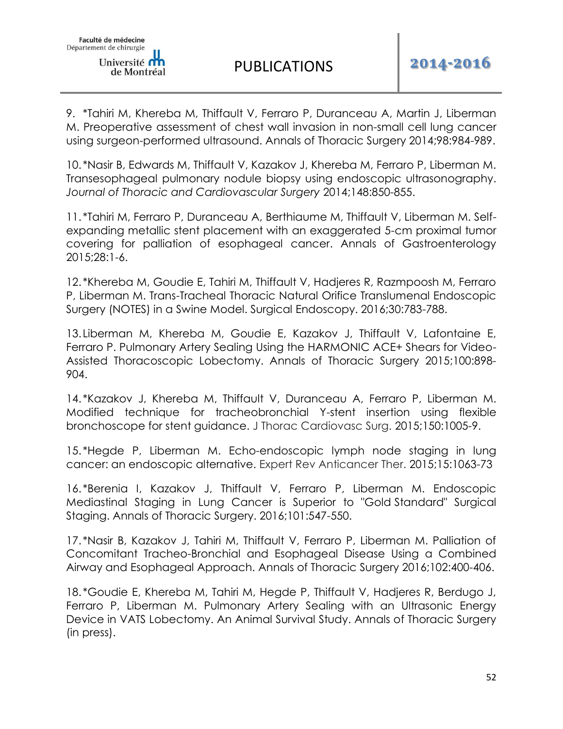9. *Tahiri M, Khereba M, Thiffault V, Ferraro P, Duranceau A, Martin J, Liberman M. Preoperative assessment of chest wall invasion in non-small cell lung cancer using surgeon-performed ultrasound. Annals of Thoracic Surgery 2014;98:984-989.

10. *Nasir B, Edwards M, Thiffault V, Kazakov J, Khereba M, Ferraro P, Liberman M. Transesophageal pulmonary nodule biopsy using endoscopic ultrasonography. *Journal of Thoracic and Cardiovascular Surgery* 2014;148:850-855.

11. *Tahiri M, Ferraro P, Duranceau A, Berthiaume M, Thiffault V, Liberman M. Self-expanding metallic stent placement with an exaggerated 5-cm proximal tumor covering for palliation of esophageal cancer. Annals of Gastroenterology 2015;28:1-6.

12. *Khereba M, Goudie E, Tahiri M, Thiffault V, Hadjeres R, Razmpoosh M, Ferraro P, Liberman M. Trans-Tracheal Thoracic Natural Orifice Translumenal Endoscopic Surgery (NOTES) in a Swine Model. Surgical Endoscopy. 2016;30:783-788.

13. Liberman M, Khereba M, Goudie E, Kazakov J, Thiffault V, Lafontaine E, Ferraro P. Pulmonary Artery Sealing Using the HARMONIC ACE+ Shears for Video-Assisted Thoracoscopic Lobectomy. Annals of Thoracic Surgery 2015;100:898-904.

14. *Kazakov J, Khereba M, Thiffault V, Duranceau A, Ferraro P, Liberman M. Modified technique for tracheobronchial Y-stent insertion using flexible bronchoscope for stent guidance. J Thorac Cardiovasc Surg. 2015;150:1005-9.

15. *Hegde P, Liberman M. Echo-endoscopic lymph node staging in lung cancer: an endoscopic alternative. Expert Rev Anticancer Ther. 2015;15:1063-73

16. *Berenia I, Kazakov J, Thiffault V, Ferraro P, Liberman M. Endoscopic Mediastinal Staging in Lung Cancer is Superior to "Gold Standard" Surgical Staging. Annals of Thoracic Surgery. 2016;101:547-550.

17. *Nasir B, Kazakov J, Tahiri M, Thiffault V, Ferraro P, Liberman M. Palliation of Concomitant Tracheo-Bronchial and Esophageal Disease Using a Combined Airway and Esophageal Approach. Annals of Thoracic Surgery 2016;102:400-406.

18. *Goudie E, Khereba M, Tahiri M, Hegde P, Thiffault V, Hadjeres R, Berdugo J, Ferraro P, Liberman M. Pulmonary Artery Sealing with an Ultrasonic Energy Device in VATS Lobectomy. An Animal Survival Study. Annals of Thoracic Surgery (in press).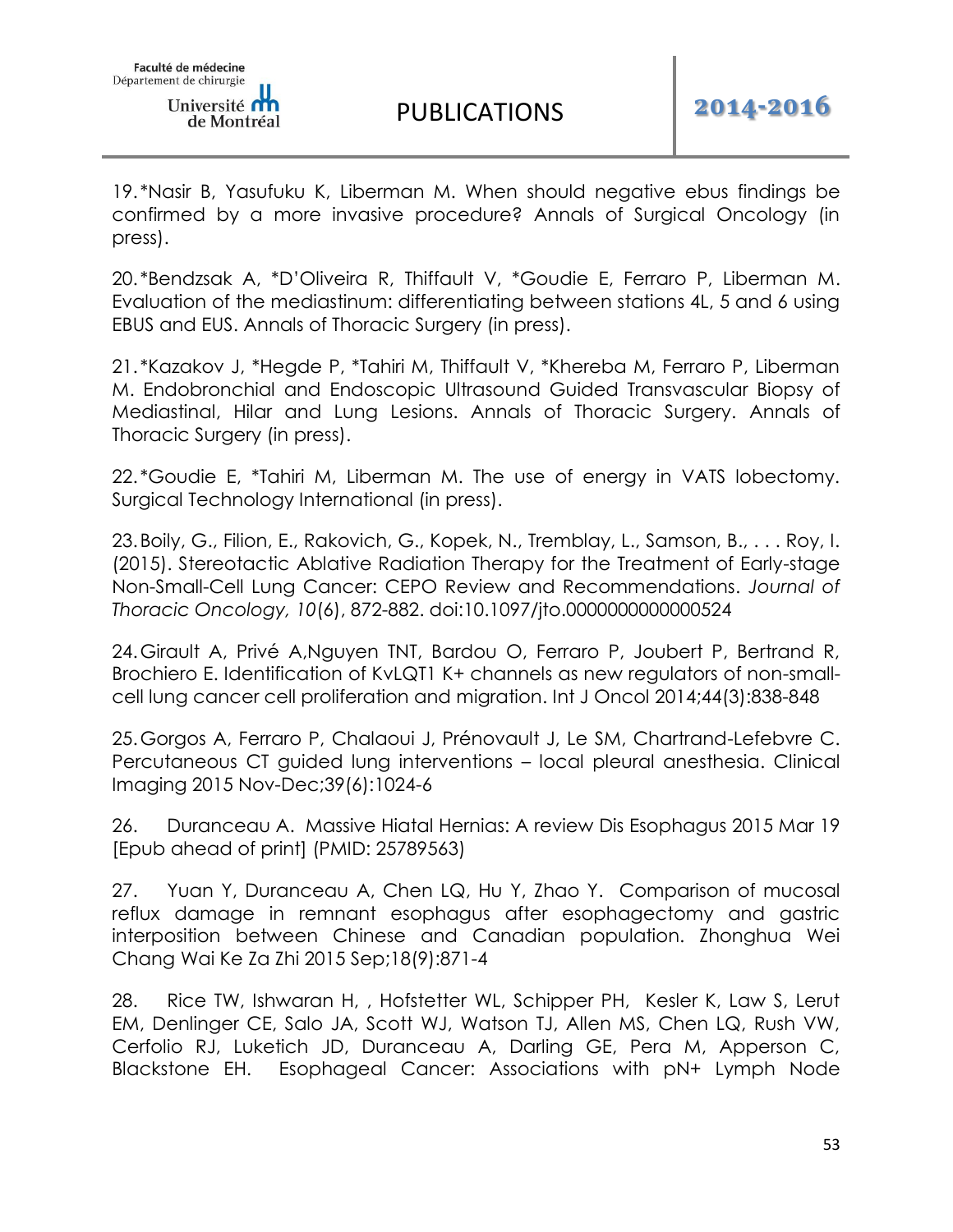19. *Nasir B, Yasufuku K, Liberman M. When should negative ebus findings be confirmed by a more invasive procedure? Annals of Surgical Oncology (in press).

20. *Bendzsak A, *D'Oliveira R, Thiffault V, *Goudie E, Ferraro P, Liberman M. Evaluation of the mediastinum: differentiating between stations 4L, 5 and 6 using EBUS and EUS. Annals of Thoracic Surgery (in press).

21. *Kazakov J, *Hegde P, *Tahiri M, Thiffault V, *Khereba M, Ferraro P, Liberman M. Endobronchial and Endoscopic Ultrasound Guided Transvascular Biopsy of Mediastinal, Hilar and Lung Lesions. Annals of Thoracic Surgery. Annals of Thoracic Surgery (in press).

22. *Goudie E, *Tahiri M, Liberman M. The use of energy in VATS lobectomy. Surgical Technology International (in press).

23. Boily, G., Filion, E., Rakovich, G., Kopek, N., Tremblay, L., Samson, B., . . . Roy, I. (2015). Stereotactic Ablative Radiation Therapy for the Treatment of Early-stage Non-Small-Cell Lung Cancer: CEPO Review and Recommendations. *Journal of Thoracic Oncology, 10*(6), 872-882. doi:10.1097/jto.0000000000000524

24. Girault A, Privé A,Nguyen TNT, Bardou O, Ferraro P, Joubert P, Bertrand R, Brochiero E. Identification of KvLQT1 K+ channels as new regulators of non-small-cell lung cancer cell proliferation and migration. Int J Oncol 2014;44(3):838-848

25. Gorgos A, Ferraro P, Chalaoui J, Prénovault J, Le SM, Chartrand-Lefebvre C. Percutaneous CT guided lung interventions – local pleural anesthesia. Clinical Imaging 2015 Nov-Dec;39(6):1024-6

26. Duranceau A. Massive Hiatal Hernias: A review Dis Esophagus 2015 Mar 19 [Epub ahead of print] (PMID: 25789563)

27. Yuan Y, Duranceau A, Chen LQ, Hu Y, Zhao Y. Comparison of mucosal reflux damage in remnant esophagus after esophagectomy and gastric interposition between Chinese and Canadian population. Zhonghua Wei Chang Wai Ke Za Zhi 2015 Sep;18(9):871-4

28. Rice TW, Ishwaran H, , Hofstetter WL, Schipper PH, Kesler K, Law S, Lerut EM, Denlinger CE, Salo JA, Scott WJ, Watson TJ, Allen MS, Chen LQ, Rush VW, Cerfolio RJ, Luketich JD, Duranceau A, Darling GE, Pera M, Apperson C, Blackstone EH. Esophageal Cancer: Associations with pN+ Lymph Node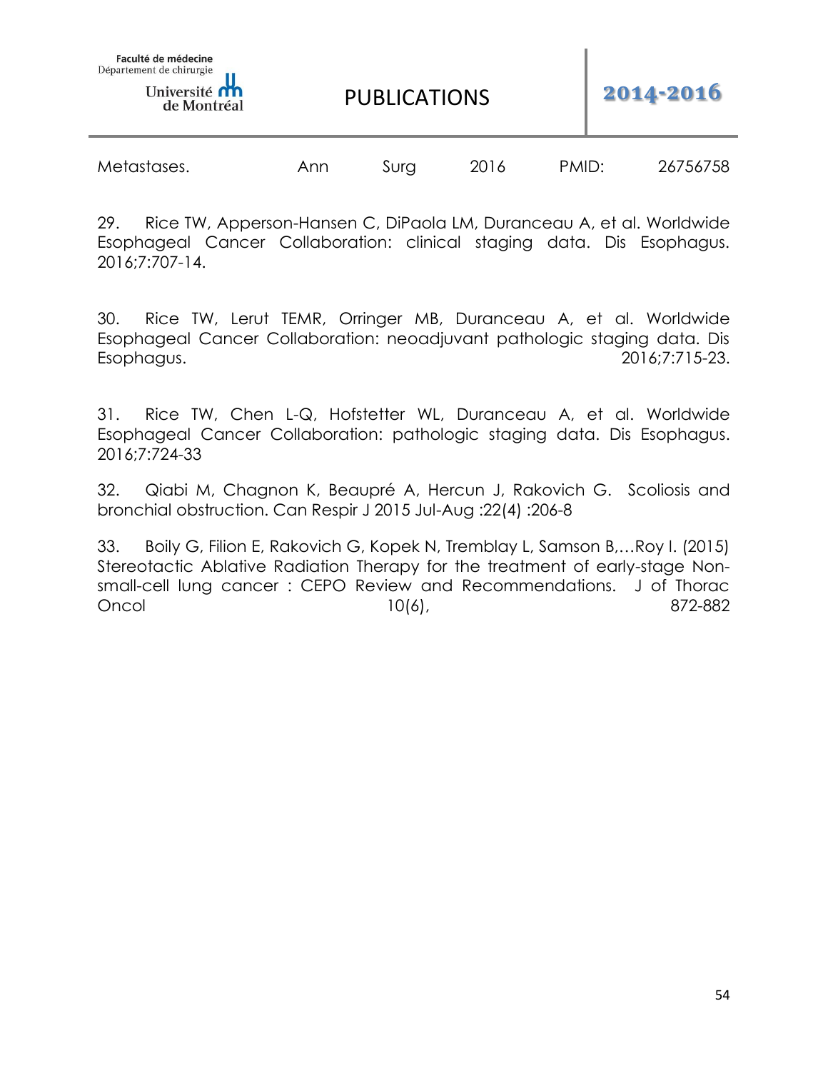Metastases. Ann Surg 2016 PMID: 26756758

29. Rice TW, Apperson-Hansen C, DiPaola LM, Duranceau A, et al. Worldwide Esophageal Cancer Collaboration: clinical staging data. Dis Esophagus. 2016;7:707-14.

30. Rice TW, Lerut TEMR, Orringer MB, Duranceau A, et al. Worldwide Esophageal Cancer Collaboration: neoadjuvant pathologic staging data. Dis Esophagus. 2016;7:715-23.

31. Rice TW, Chen L-Q, Hofstetter WL, Duranceau A, et al. Worldwide Esophageal Cancer Collaboration: pathologic staging data. Dis Esophagus. 2016;7:724-33

32. Qiabi M, Chagnon K, Beaupré A, Hercun J, Rakovich G. Scoliosis and bronchial obstruction. Can Respir J 2015 Jul-Aug :22(4) :206-8

33. Boily G, Filion E, Rakovich G, Kopek N, Tremblay L, Samson B,…Roy I. (2015) Stereotactic Ablative Radiation Therapy for the treatment of early-stage Non-small-cell lung cancer : CEPO Review and Recommendations. J of Thorac Oncol 10(6), 872-882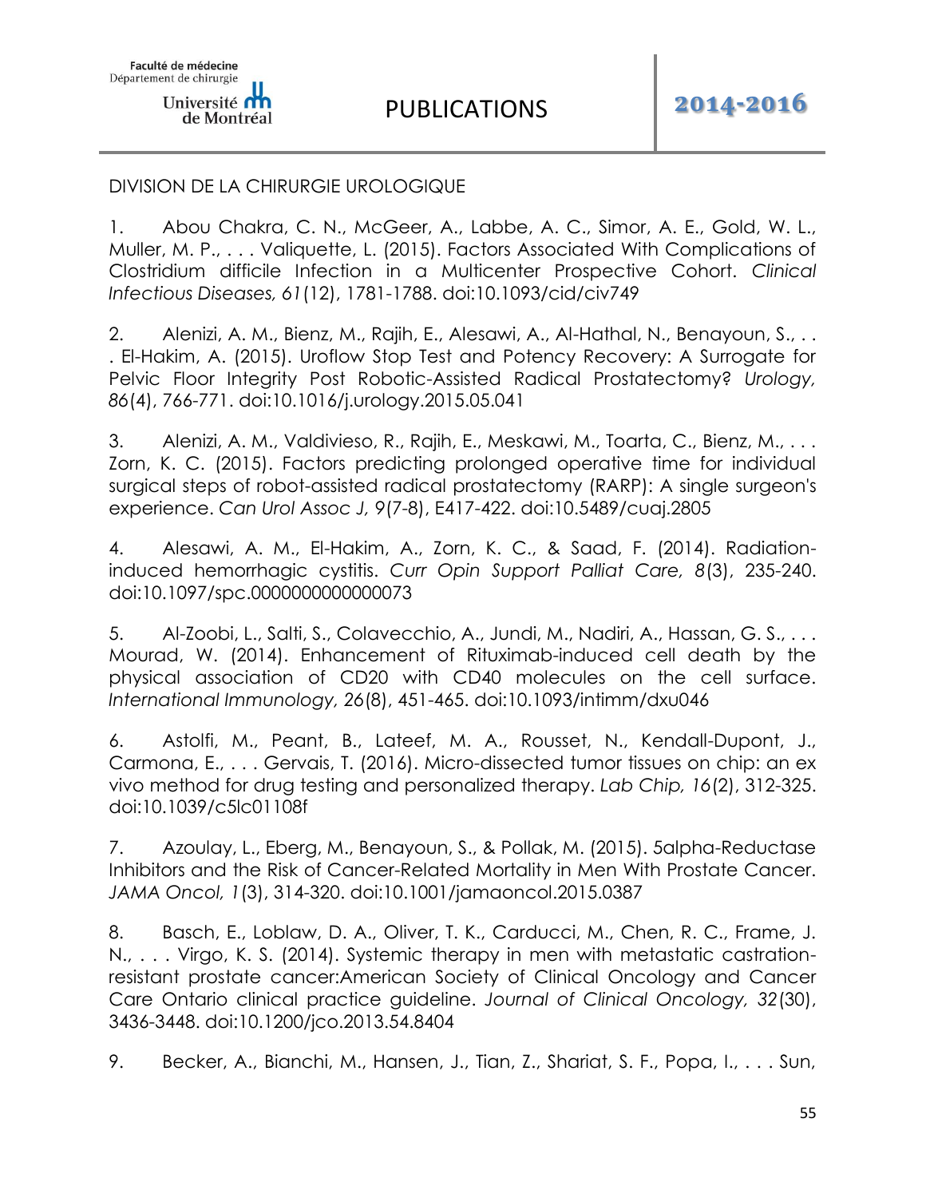DIVISION DE LA CHIRURGIE UROLOGIQUE

1. Abou Chakra, C. N., McGeer, A., Labbe, A. C., Simor, A. E., Gold, W. L., Muller, M. P., . . . Valiquette, L. (2015). Factors Associated With Complications of Clostridium difficile Infection in a Multicenter Prospective Cohort. *Clinical Infectious Diseases, 61*(12), 1781-1788. doi:10.1093/cid/civ749

2. Alenizi, A. M., Bienz, M., Rajih, E., Alesawi, A., Al-Hathal, N., Benayoun, S., . . . El-Hakim, A. (2015). Uroflow Stop Test and Potency Recovery: A Surrogate for Pelvic Floor Integrity Post Robotic-Assisted Radical Prostatectomy? *Urology, 86*(4), 766-771. doi:10.1016/j.urology.2015.05.041

3. Alenizi, A. M., Valdivieso, R., Rajih, E., Meskawi, M., Toarta, C., Bienz, M., . . . Zorn, K. C. (2015). Factors predicting prolonged operative time for individual surgical steps of robot-assisted radical prostatectomy (RARP): A single surgeon's experience. *Can Urol Assoc J, 9*(7-8), E417-422. doi:10.5489/cuaj.2805

4. Alesawi, A. M., El-Hakim, A., Zorn, K. C., & Saad, F. (2014). Radiation-induced hemorrhagic cystitis. *Curr Opin Support Palliat Care, 8*(3), 235-240. doi:10.1097/spc.0000000000000073

5. Al-Zoobi, L., Salti, S., Colavecchio, A., Jundi, M., Nadiri, A., Hassan, G. S., . . . Mourad, W. (2014). Enhancement of Rituximab-induced cell death by the physical association of CD20 with CD40 molecules on the cell surface. *International Immunology, 26*(8), 451-465. doi:10.1093/intimm/dxu046

6. Astolfi, M., Peant, B., Lateef, M. A., Rousset, N., Kendall-Dupont, J., Carmona, E., . . . Gervais, T. (2016). Micro-dissected tumor tissues on chip: an ex vivo method for drug testing and personalized therapy. *Lab Chip, 16*(2), 312-325. doi:10.1039/c5lc01108f

7. Azoulay, L., Eberg, M., Benayoun, S., & Pollak, M. (2015). 5alpha-Reductase Inhibitors and the Risk of Cancer-Related Mortality in Men With Prostate Cancer. *JAMA Oncol, 1*(3), 314-320. doi:10.1001/jamaoncol.2015.0387

8. Basch, E., Loblaw, D. A., Oliver, T. K., Carducci, M., Chen, R. C., Frame, J. N., . . . Virgo, K. S. (2014). Systemic therapy in men with metastatic castration-resistant prostate cancer:American Society of Clinical Oncology and Cancer Care Ontario clinical practice guideline. *Journal of Clinical Oncology, 32*(30), 3436-3448. doi:10.1200/jco.2013.54.8404

9. Becker, A., Bianchi, M., Hansen, J., Tian, Z., Shariat, S. F., Popa, I., . . . Sun,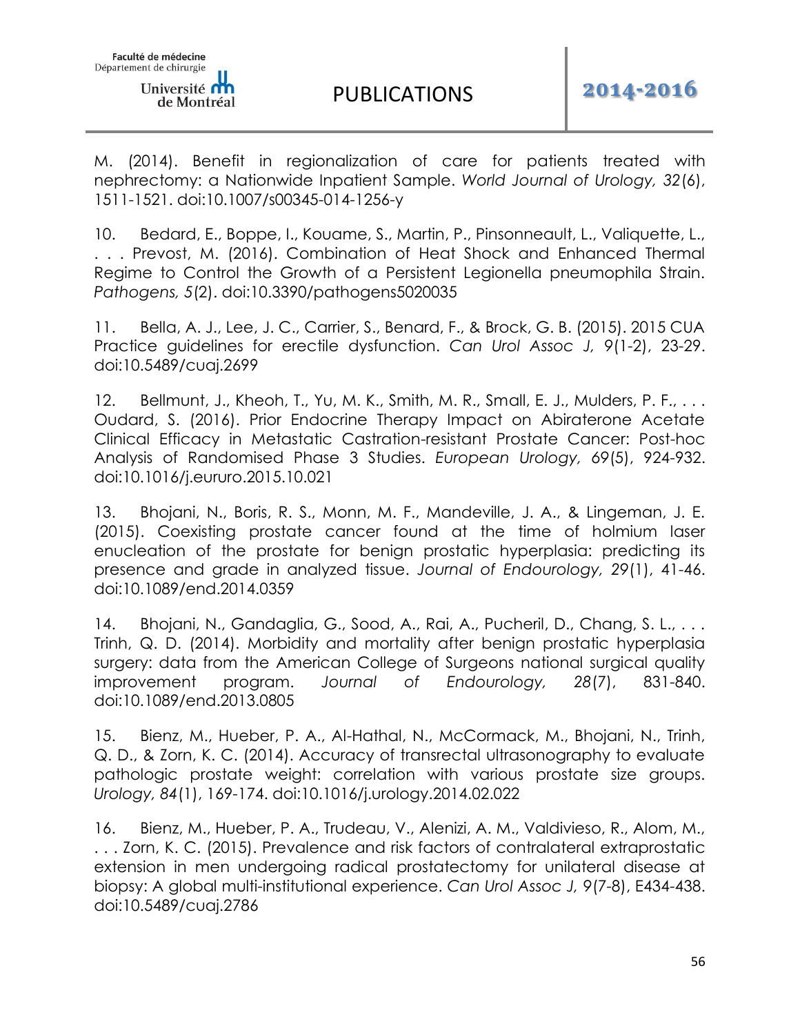M. (2014). Benefit in regionalization of care for patients treated with nephrectomy: a Nationwide Inpatient Sample. *World Journal of Urology, 32*(6), 1511-1521. doi:10.1007/s00345-014-1256-y

10. Bedard, E., Boppe, I., Kouame, S., Martin, P., Pinsonneault, L., Valiquette, L., . . . Prevost, M. (2016). Combination of Heat Shock and Enhanced Thermal Regime to Control the Growth of a Persistent Legionella pneumophila Strain. *Pathogens, 5*(2). doi:10.3390/pathogens5020035

11. Bella, A. J., Lee, J. C., Carrier, S., Benard, F., & Brock, G. B. (2015). 2015 CUA Practice guidelines for erectile dysfunction. *Can Urol Assoc J, 9*(1-2), 23-29. doi:10.5489/cuaj.2699

12. Bellmunt, J., Kheoh, T., Yu, M. K., Smith, M. R., Small, E. J., Mulders, P. F., . . . Oudard, S. (2016). Prior Endocrine Therapy Impact on Abiraterone Acetate Clinical Efficacy in Metastatic Castration-resistant Prostate Cancer: Post-hoc Analysis of Randomised Phase 3 Studies. *European Urology, 69*(5), 924-932. doi:10.1016/j.eururo.2015.10.021

13. Bhojani, N., Boris, R. S., Monn, M. F., Mandeville, J. A., & Lingeman, J. E. (2015). Coexisting prostate cancer found at the time of holmium laser enucleation of the prostate for benign prostatic hyperplasia: predicting its presence and grade in analyzed tissue. *Journal of Endourology, 29*(1), 41-46. doi:10.1089/end.2014.0359

14. Bhojani, N., Gandaglia, G., Sood, A., Rai, A., Pucheril, D., Chang, S. L., . . . Trinh, Q. D. (2014). Morbidity and mortality after benign prostatic hyperplasia surgery: data from the American College of Surgeons national surgical quality improvement program. *Journal of Endourology, 28*(7), 831-840. doi:10.1089/end.2013.0805

15. Bienz, M., Hueber, P. A., Al-Hathal, N., McCormack, M., Bhojani, N., Trinh, Q. D., & Zorn, K. C. (2014). Accuracy of transrectal ultrasonography to evaluate pathologic prostate weight: correlation with various prostate size groups. *Urology, 84*(1), 169-174. doi:10.1016/j.urology.2014.02.022

16. Bienz, M., Hueber, P. A., Trudeau, V., Alenizi, A. M., Valdivieso, R., Alom, M., . . . Zorn, K. C. (2015). Prevalence and risk factors of contralateral extraprostatic extension in men undergoing radical prostatectomy for unilateral disease at biopsy: A global multi-institutional experience. *Can Urol Assoc J, 9*(7-8), E434-438. doi:10.5489/cuaj.2786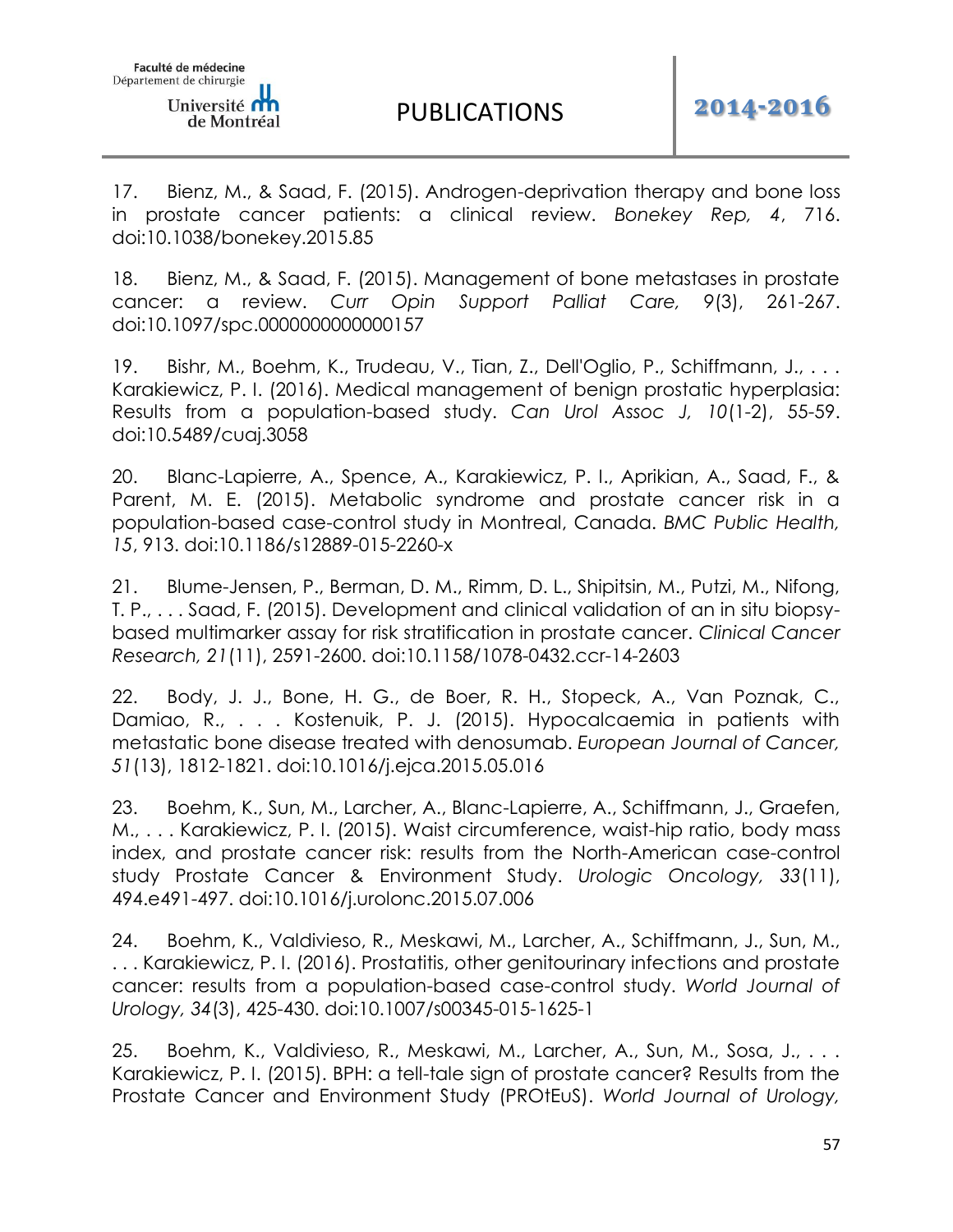17. Bienz, M., & Saad, F. (2015). Androgen-deprivation therapy and bone loss in prostate cancer patients: a clinical review. *Bonekey Rep, 4*, 716. doi:10.1038/bonekey.2015.85

18. Bienz, M., & Saad, F. (2015). Management of bone metastases in prostate cancer: a review. *Curr Opin Support Palliat Care, 9*(3), 261-267. doi:10.1097/spc.0000000000000157

19. Bishr, M., Boehm, K., Trudeau, V., Tian, Z., Dell'Oglio, P., Schiffmann, J., . . . Karakiewicz, P. I. (2016). Medical management of benign prostatic hyperplasia: Results from a population-based study. *Can Urol Assoc J, 10*(1-2), 55-59. doi:10.5489/cuaj.3058

20. Blanc-Lapierre, A., Spence, A., Karakiewicz, P. I., Aprikian, A., Saad, F., & Parent, M. E. (2015). Metabolic syndrome and prostate cancer risk in a population-based case-control study in Montreal, Canada. *BMC Public Health, 15*, 913. doi:10.1186/s12889-015-2260-x

21. Blume-Jensen, P., Berman, D. M., Rimm, D. L., Shipitsin, M., Putzi, M., Nifong, T. P., . . . Saad, F. (2015). Development and clinical validation of an in situ biopsy-based multimarker assay for risk stratification in prostate cancer. *Clinical Cancer Research, 21*(11), 2591-2600. doi:10.1158/1078-0432.ccr-14-2603

22. Body, J. J., Bone, H. G., de Boer, R. H., Stopeck, A., Van Poznak, C., Damiao, R., . . . Kostenuik, P. J. (2015). Hypocalcaemia in patients with metastatic bone disease treated with denosumab. *European Journal of Cancer, 51*(13), 1812-1821. doi:10.1016/j.ejca.2015.05.016

23. Boehm, K., Sun, M., Larcher, A., Blanc-Lapierre, A., Schiffmann, J., Graefen, M., . . . Karakiewicz, P. I. (2015). Waist circumference, waist-hip ratio, body mass index, and prostate cancer risk: results from the North-American case-control study Prostate Cancer & Environment Study. *Urologic Oncology, 33*(11), 494.e491-497. doi:10.1016/j.urolonc.2015.07.006

24. Boehm, K., Valdivieso, R., Meskawi, M., Larcher, A., Schiffmann, J., Sun, M., . . . Karakiewicz, P. I. (2016). Prostatitis, other genitourinary infections and prostate cancer: results from a population-based case-control study. *World Journal of Urology, 34*(3), 425-430. doi:10.1007/s00345-015-1625-1

25. Boehm, K., Valdivieso, R., Meskawi, M., Larcher, A., Sun, M., Sosa, J., . . . Karakiewicz, P. I. (2015). BPH: a tell-tale sign of prostate cancer? Results from the Prostate Cancer and Environment Study (PROtEuS). *World Journal of Urology,*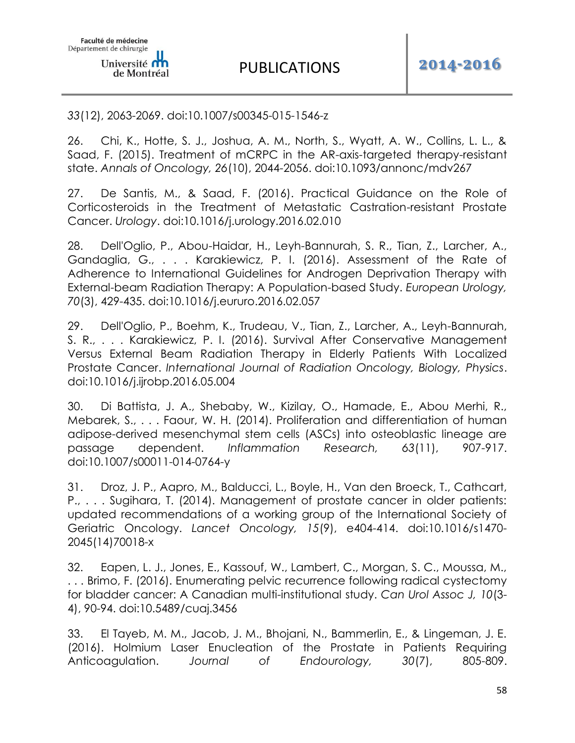*33*(12), 2063-2069. doi:10.1007/s00345-015-1546-z

26. Chi, K., Hotte, S. J., Joshua, A. M., North, S., Wyatt, A. W., Collins, L. L., & Saad, F. (2015). Treatment of mCRPC in the AR-axis-targeted therapy-resistant state. *Annals of Oncology, 26*(10), 2044-2056. doi:10.1093/annonc/mdv267

27. De Santis, M., & Saad, F. (2016). Practical Guidance on the Role of Corticosteroids in the Treatment of Metastatic Castration-resistant Prostate Cancer. *Urology*. doi:10.1016/j.urology.2016.02.010

28. Dell'Oglio, P., Abou-Haidar, H., Leyh-Bannurah, S. R., Tian, Z., Larcher, A., Gandaglia, G., . . . Karakiewicz, P. I. (2016). Assessment of the Rate of Adherence to International Guidelines for Androgen Deprivation Therapy with External-beam Radiation Therapy: A Population-based Study. *European Urology, 70*(3), 429-435. doi:10.1016/j.eururo.2016.02.057

29. Dell'Oglio, P., Boehm, K., Trudeau, V., Tian, Z., Larcher, A., Leyh-Bannurah, S. R., . . . Karakiewicz, P. I. (2016). Survival After Conservative Management Versus External Beam Radiation Therapy in Elderly Patients With Localized Prostate Cancer. *International Journal of Radiation Oncology, Biology, Physics*. doi:10.1016/j.ijrobp.2016.05.004

30. Di Battista, J. A., Shebaby, W., Kizilay, O., Hamade, E., Abou Merhi, R., Mebarek, S., . . . Faour, W. H. (2014). Proliferation and differentiation of human adipose-derived mesenchymal stem cells (ASCs) into osteoblastic lineage are passage dependent. *Inflammation Research, 63*(11), 907-917. doi:10.1007/s00011-014-0764-y

31. Droz, J. P., Aapro, M., Balducci, L., Boyle, H., Van den Broeck, T., Cathcart, P., . . . Sugihara, T. (2014). Management of prostate cancer in older patients: updated recommendations of a working group of the International Society of Geriatric Oncology. *Lancet Oncology, 15*(9), e404-414. doi:10.1016/s1470-2045(14)70018-x

32. Eapen, L. J., Jones, E., Kassouf, W., Lambert, C., Morgan, S. C., Moussa, M., . . . Brimo, F. (2016). Enumerating pelvic recurrence following radical cystectomy for bladder cancer: A Canadian multi-institutional study. *Can Urol Assoc J, 10*(3-4), 90-94. doi:10.5489/cuaj.3456

33. El Tayeb, M. M., Jacob, J. M., Bhojani, N., Bammerlin, E., & Lingeman, J. E. (2016). Holmium Laser Enucleation of the Prostate in Patients Requiring Anticoagulation. *Journal of Endourology, 30*(7), 805-809.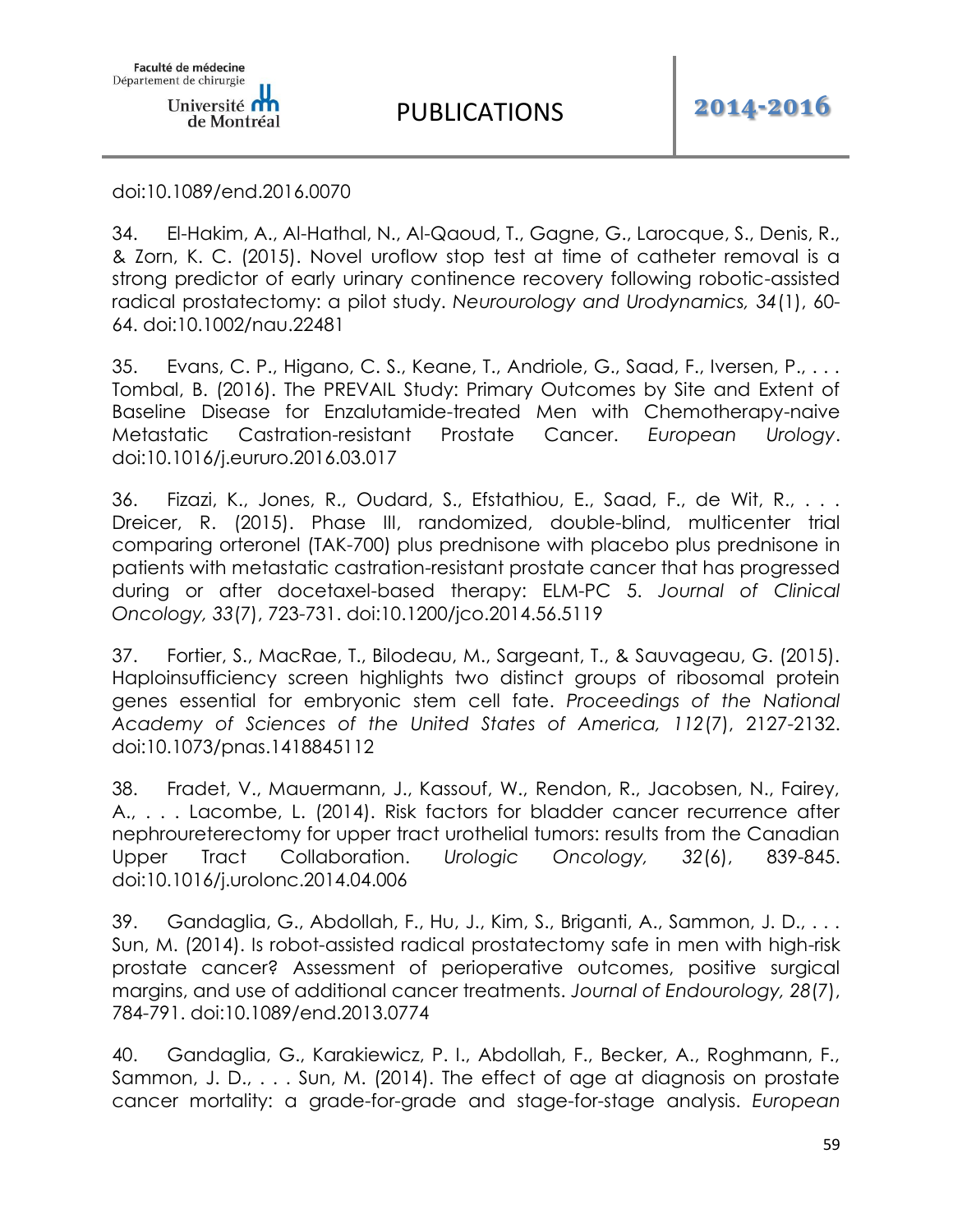doi:10.1089/end.2016.0070

34. El-Hakim, A., Al-Hathal, N., Al-Qaoud, T., Gagne, G., Larocque, S., Denis, R., & Zorn, K. C. (2015). Novel uroflow stop test at time of catheter removal is a strong predictor of early urinary continence recovery following robotic-assisted radical prostatectomy: a pilot study. *Neurourology and Urodynamics, 34*(1), 60-64. doi:10.1002/nau.22481

35. Evans, C. P., Higano, C. S., Keane, T., Andriole, G., Saad, F., Iversen, P., . . . Tombal, B. (2016). The PREVAIL Study: Primary Outcomes by Site and Extent of Baseline Disease for Enzalutamide-treated Men with Chemotherapy-naive Metastatic Castration-resistant Prostate Cancer. *European Urology*. doi:10.1016/j.eururo.2016.03.017

36. Fizazi, K., Jones, R., Oudard, S., Efstathiou, E., Saad, F., de Wit, R., . . . Dreicer, R. (2015). Phase III, randomized, double-blind, multicenter trial comparing orteronel (TAK-700) plus prednisone with placebo plus prednisone in patients with metastatic castration-resistant prostate cancer that has progressed during or after docetaxel-based therapy: ELM-PC 5. *Journal of Clinical Oncology, 33*(7), 723-731. doi:10.1200/jco.2014.56.5119

37. Fortier, S., MacRae, T., Bilodeau, M., Sargeant, T., & Sauvageau, G. (2015). Haploinsufficiency screen highlights two distinct groups of ribosomal protein genes essential for embryonic stem cell fate. *Proceedings of the National Academy of Sciences of the United States of America, 112*(7), 2127-2132. doi:10.1073/pnas.1418845112

38. Fradet, V., Mauermann, J., Kassouf, W., Rendon, R., Jacobsen, N., Fairey, A., . . . Lacombe, L. (2014). Risk factors for bladder cancer recurrence after nephroureterectomy for upper tract urothelial tumors: results from the Canadian Upper Tract Collaboration. *Urologic Oncology, 32*(6), 839-845. doi:10.1016/j.urolonc.2014.04.006

39. Gandaglia, G., Abdollah, F., Hu, J., Kim, S., Briganti, A., Sammon, J. D., . . . Sun, M. (2014). Is robot-assisted radical prostatectomy safe in men with high-risk prostate cancer? Assessment of perioperative outcomes, positive surgical margins, and use of additional cancer treatments. *Journal of Endourology, 28*(7), 784-791. doi:10.1089/end.2013.0774

40. Gandaglia, G., Karakiewicz, P. I., Abdollah, F., Becker, A., Roghmann, F., Sammon, J. D., . . . Sun, M. (2014). The effect of age at diagnosis on prostate cancer mortality: a grade-for-grade and stage-for-stage analysis. *European*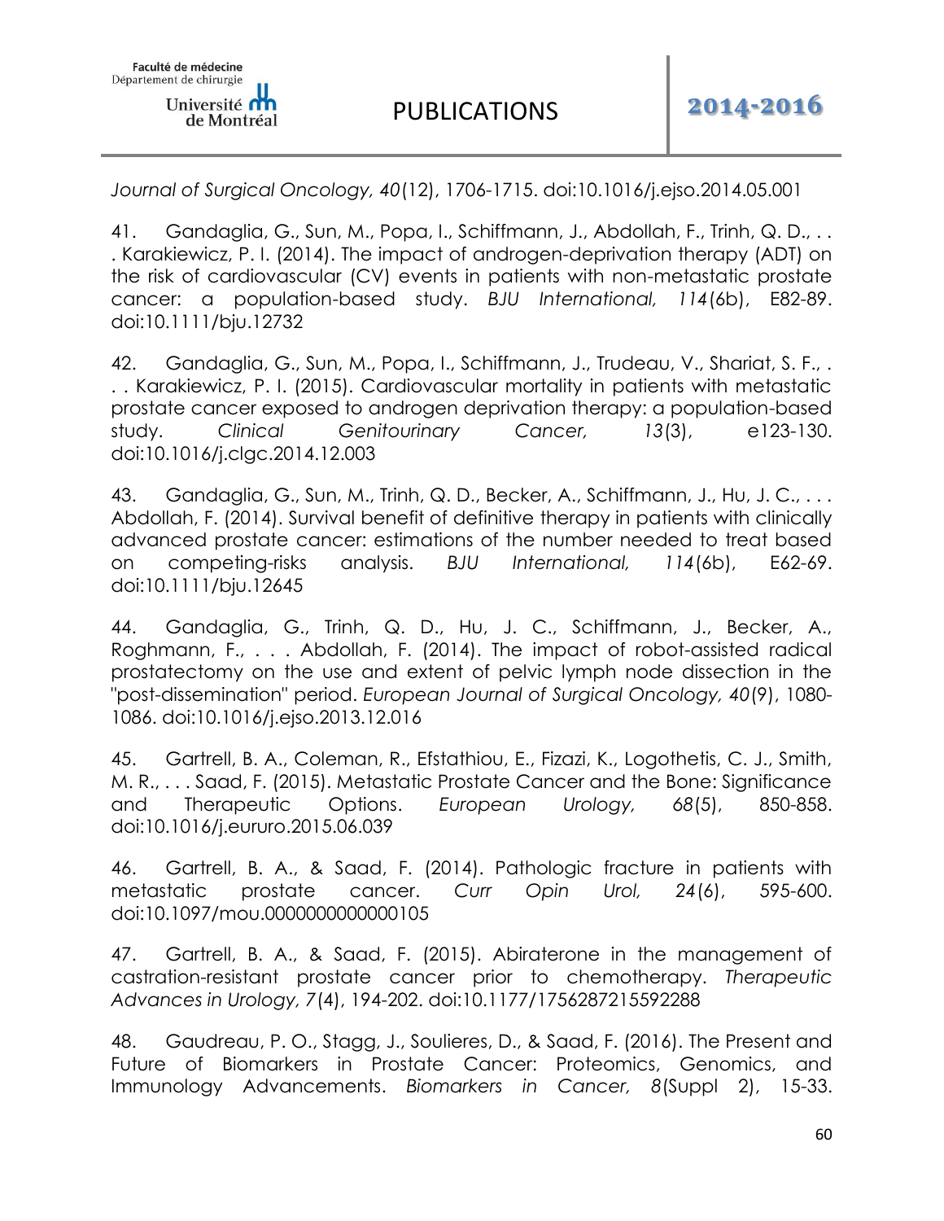*Journal of Surgical Oncology, 40*(12), 1706-1715. doi:10.1016/j.ejso.2014.05.001

41. Gandaglia, G., Sun, M., Popa, I., Schiffmann, J., Abdollah, F., Trinh, Q. D., . . . Karakiewicz, P. I. (2014). The impact of androgen-deprivation therapy (ADT) on the risk of cardiovascular (CV) events in patients with non-metastatic prostate cancer: a population-based study. *BJU International, 114*(6b), E82-89. doi:10.1111/bju.12732

42. Gandaglia, G., Sun, M., Popa, I., Schiffmann, J., Trudeau, V., Shariat, S. F., . . . Karakiewicz, P. I. (2015). Cardiovascular mortality in patients with metastatic prostate cancer exposed to androgen deprivation therapy: a population-based study. *Clinical Genitourinary Cancer, 13*(3), e123-130. doi:10.1016/j.clgc.2014.12.003

43. Gandaglia, G., Sun, M., Trinh, Q. D., Becker, A., Schiffmann, J., Hu, J. C., . . . Abdollah, F. (2014). Survival benefit of definitive therapy in patients with clinically advanced prostate cancer: estimations of the number needed to treat based on competing-risks analysis. *BJU International, 114*(6b), E62-69. doi:10.1111/bju.12645

44. Gandaglia, G., Trinh, Q. D., Hu, J. C., Schiffmann, J., Becker, A., Roghmann, F., . . . Abdollah, F. (2014). The impact of robot-assisted radical prostatectomy on the use and extent of pelvic lymph node dissection in the "post-dissemination" period. *European Journal of Surgical Oncology, 40*(9), 1080-1086. doi:10.1016/j.ejso.2013.12.016

45. Gartrell, B. A., Coleman, R., Efstathiou, E., Fizazi, K., Logothetis, C. J., Smith, M. R., . . . Saad, F. (2015). Metastatic Prostate Cancer and the Bone: Significance and Therapeutic Options. *European Urology, 68*(5), 850-858. doi:10.1016/j.eururo.2015.06.039

46. Gartrell, B. A., & Saad, F. (2014). Pathologic fracture in patients with metastatic prostate cancer. *Curr Opin Urol, 24*(6), 595-600. doi:10.1097/mou.0000000000000105

47. Gartrell, B. A., & Saad, F. (2015). Abiraterone in the management of castration-resistant prostate cancer prior to chemotherapy. *Therapeutic Advances in Urology, 7*(4), 194-202. doi:10.1177/1756287215592288

48. Gaudreau, P. O., Stagg, J., Soulieres, D., & Saad, F. (2016). The Present and Future of Biomarkers in Prostate Cancer: Proteomics, Genomics, and Immunology Advancements. *Biomarkers in Cancer, 8*(Suppl 2), 15-33.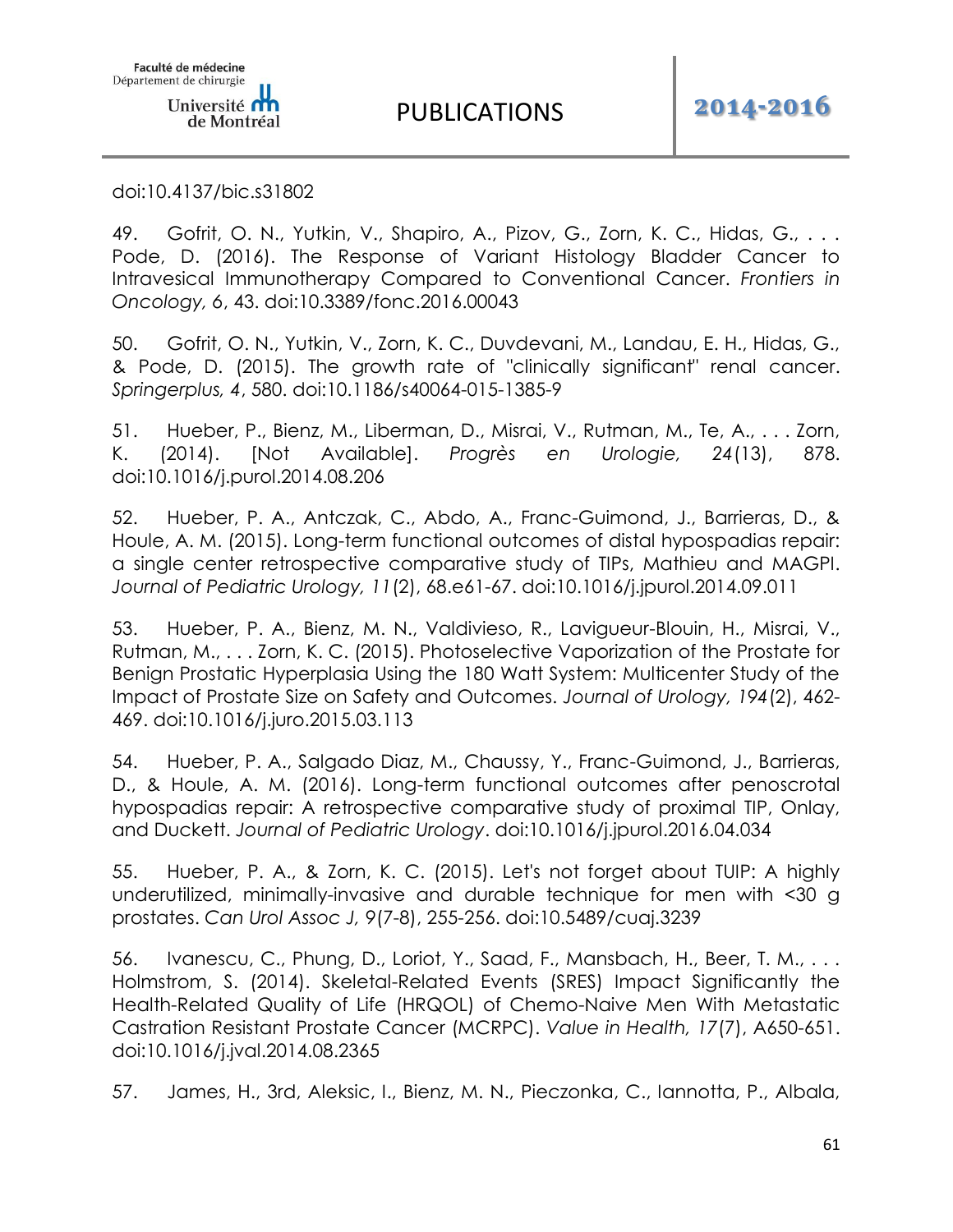doi:10.4137/bic.s31802

49. Gofrit, O. N., Yutkin, V., Shapiro, A., Pizov, G., Zorn, K. C., Hidas, G., . . . Pode, D. (2016). The Response of Variant Histology Bladder Cancer to Intravesical Immunotherapy Compared to Conventional Cancer. *Frontiers in Oncology, 6*, 43. doi:10.3389/fonc.2016.00043

50. Gofrit, O. N., Yutkin, V., Zorn, K. C., Duvdevani, M., Landau, E. H., Hidas, G., & Pode, D. (2015). The growth rate of "clinically significant" renal cancer. *Springerplus, 4*, 580. doi:10.1186/s40064-015-1385-9

51. Hueber, P., Bienz, M., Liberman, D., Misrai, V., Rutman, M., Te, A., . . . Zorn, K. (2014). [Not Available]. *Progrès en Urologie, 24*(13), 878. doi:10.1016/j.purol.2014.08.206

52. Hueber, P. A., Antczak, C., Abdo, A., Franc-Guimond, J., Barrieras, D., & Houle, A. M. (2015). Long-term functional outcomes of distal hypospadias repair: a single center retrospective comparative study of TIPs, Mathieu and MAGPI. *Journal of Pediatric Urology, 11*(2), 68.e61-67. doi:10.1016/j.jpurol.2014.09.011

53. Hueber, P. A., Bienz, M. N., Valdivieso, R., Lavigueur-Blouin, H., Misrai, V., Rutman, M., . . . Zorn, K. C. (2015). Photoselective Vaporization of the Prostate for Benign Prostatic Hyperplasia Using the 180 Watt System: Multicenter Study of the Impact of Prostate Size on Safety and Outcomes. *Journal of Urology, 194*(2), 462-469. doi:10.1016/j.juro.2015.03.113

54. Hueber, P. A., Salgado Diaz, M., Chaussy, Y., Franc-Guimond, J., Barrieras, D., & Houle, A. M. (2016). Long-term functional outcomes after penoscrotal hypospadias repair: A retrospective comparative study of proximal TIP, Onlay, and Duckett. *Journal of Pediatric Urology*. doi:10.1016/j.jpurol.2016.04.034

55. Hueber, P. A., & Zorn, K. C. (2015). Let's not forget about TUIP: A highly underutilized, minimally-invasive and durable technique for men with <30 g prostates. *Can Urol Assoc J, 9*(7-8), 255-256. doi:10.5489/cuaj.3239

56. Ivanescu, C., Phung, D., Loriot, Y., Saad, F., Mansbach, H., Beer, T. M., . . . Holmstrom, S. (2014). Skeletal-Related Events (SRES) Impact Significantly the Health-Related Quality of Life (HRQOL) of Chemo-Naive Men With Metastatic Castration Resistant Prostate Cancer (MCRPC). *Value in Health, 17*(7), A650-651. doi:10.1016/j.jval.2014.08.2365

57. James, H., 3rd, Aleksic, I., Bienz, M. N., Pieczonka, C., Iannotta, P., Albala,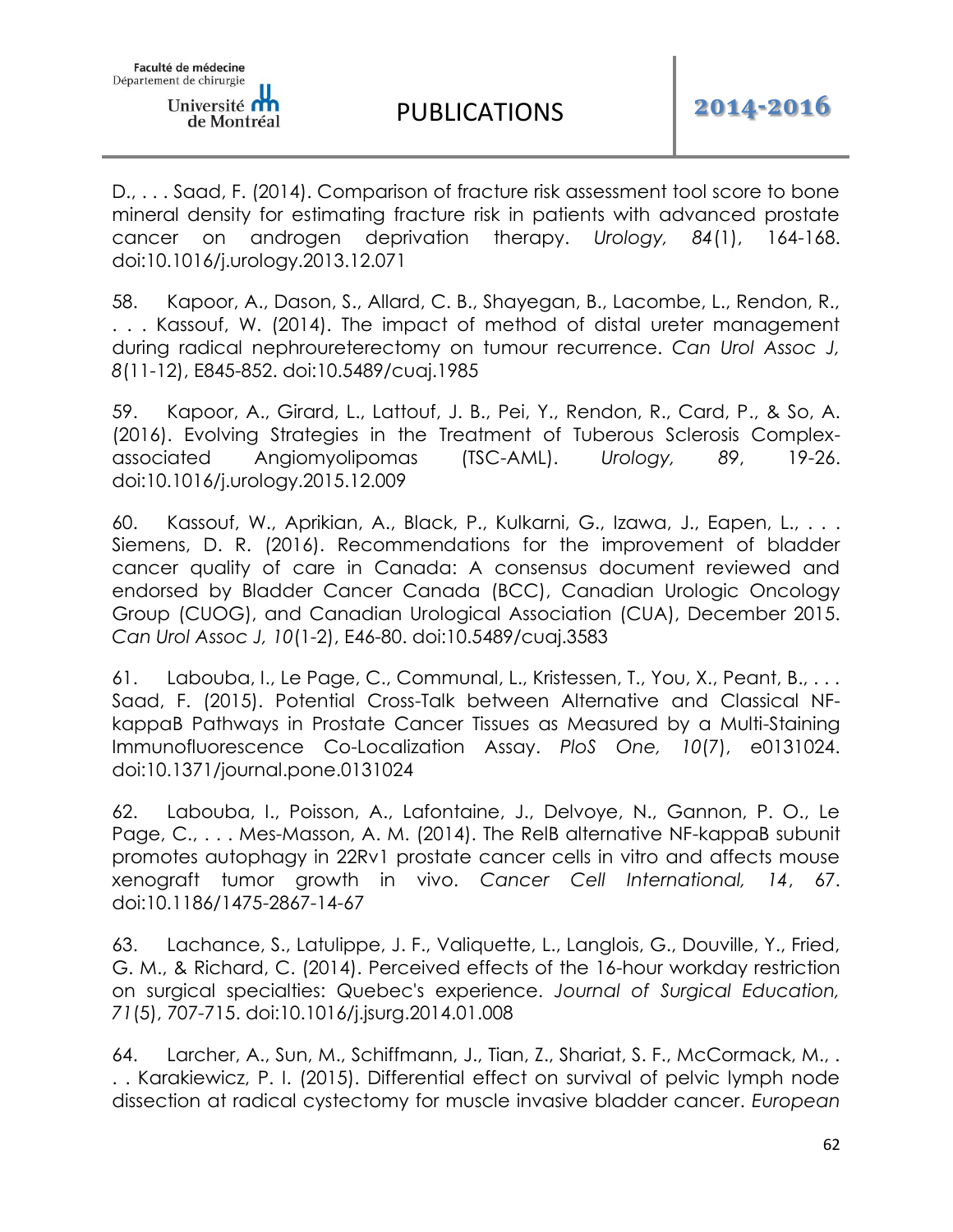D., . . . Saad, F. (2014). Comparison of fracture risk assessment tool score to bone mineral density for estimating fracture risk in patients with advanced prostate cancer on androgen deprivation therapy. *Urology, 84*(1), 164-168. doi:10.1016/j.urology.2013.12.071

58. Kapoor, A., Dason, S., Allard, C. B., Shayegan, B., Lacombe, L., Rendon, R., . . . Kassouf, W. (2014). The impact of method of distal ureter management during radical nephroureterectomy on tumour recurrence. *Can Urol Assoc J, 8*(11-12), E845-852. doi:10.5489/cuaj.1985

59. Kapoor, A., Girard, L., Lattouf, J. B., Pei, Y., Rendon, R., Card, P., & So, A. (2016). Evolving Strategies in the Treatment of Tuberous Sclerosis Complex-associated Angiomyolipomas (TSC-AML). *Urology, 89*, 19-26. doi:10.1016/j.urology.2015.12.009

60. Kassouf, W., Aprikian, A., Black, P., Kulkarni, G., Izawa, J., Eapen, L., . . . Siemens, D. R. (2016). Recommendations for the improvement of bladder cancer quality of care in Canada: A consensus document reviewed and endorsed by Bladder Cancer Canada (BCC), Canadian Urologic Oncology Group (CUOG), and Canadian Urological Association (CUA), December 2015. *Can Urol Assoc J, 10*(1-2), E46-80. doi:10.5489/cuaj.3583

61. Labouba, I., Le Page, C., Communal, L., Kristessen, T., You, X., Peant, B., . . . Saad, F. (2015). Potential Cross-Talk between Alternative and Classical NF-kappaB Pathways in Prostate Cancer Tissues as Measured by a Multi-Staining Immunofluorescence Co-Localization Assay. *PloS One, 10*(7), e0131024. doi:10.1371/journal.pone.0131024

62. Labouba, I., Poisson, A., Lafontaine, J., Delvoye, N., Gannon, P. O., Le Page, C., . . . Mes-Masson, A. M. (2014). The RelB alternative NF-kappaB subunit promotes autophagy in 22Rv1 prostate cancer cells in vitro and affects mouse xenograft tumor growth in vivo. *Cancer Cell International, 14*, 67. doi:10.1186/1475-2867-14-67

63. Lachance, S., Latulippe, J. F., Valiquette, L., Langlois, G., Douville, Y., Fried, G. M., & Richard, C. (2014). Perceived effects of the 16-hour workday restriction on surgical specialties: Quebec's experience. *Journal of Surgical Education, 71*(5), 707-715. doi:10.1016/j.jsurg.2014.01.008

64. Larcher, A., Sun, M., Schiffmann, J., Tian, Z., Shariat, S. F., McCormack, M., . . . Karakiewicz, P. I. (2015). Differential effect on survival of pelvic lymph node dissection at radical cystectomy for muscle invasive bladder cancer. *European*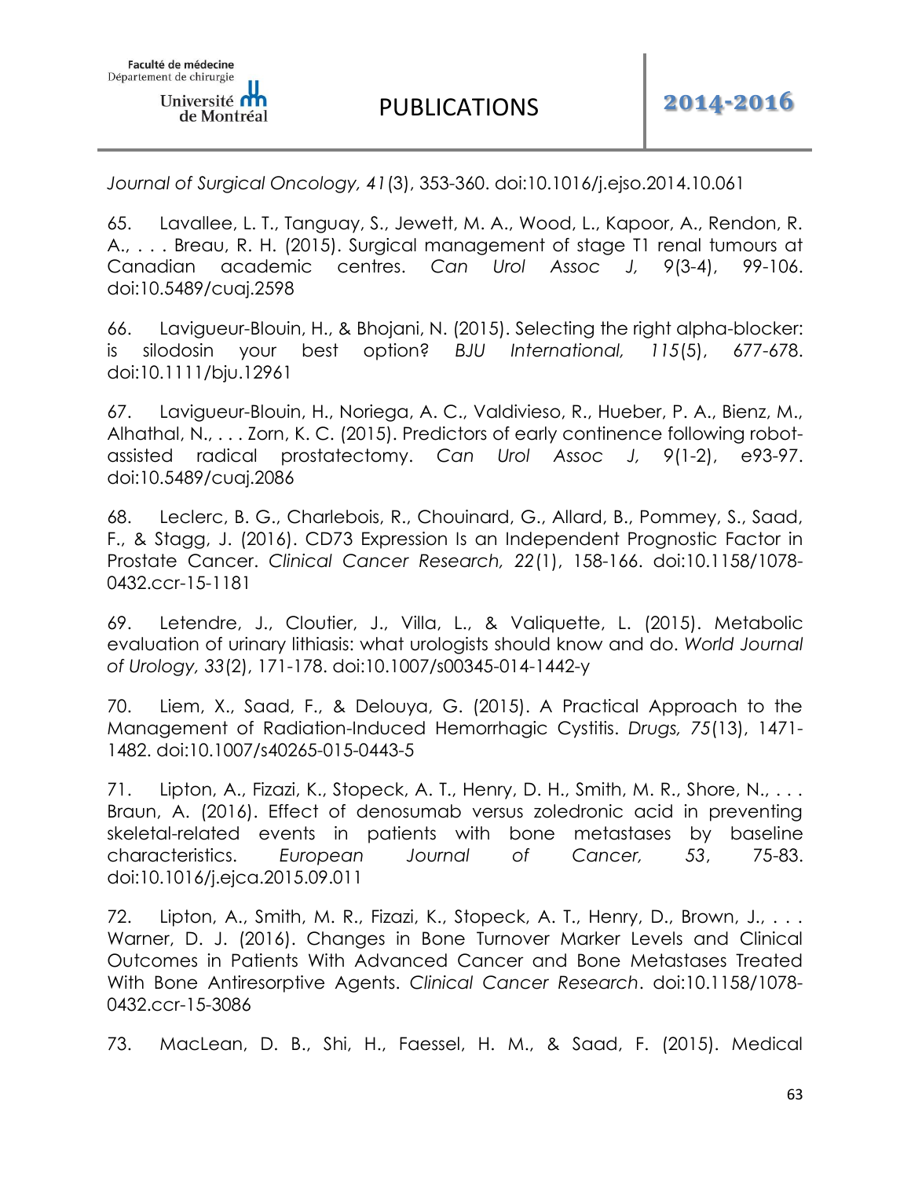*Journal of Surgical Oncology, 41*(3), 353-360. doi:10.1016/j.ejso.2014.10.061

65. Lavallee, L. T., Tanguay, S., Jewett, M. A., Wood, L., Kapoor, A., Rendon, R. A., . . . Breau, R. H. (2015). Surgical management of stage T1 renal tumours at Canadian academic centres. *Can Urol Assoc J, 9*(3-4), 99-106. doi:10.5489/cuaj.2598

66. Lavigueur-Blouin, H., & Bhojani, N. (2015). Selecting the right alpha-blocker: is silodosin your best option? *BJU International, 115*(5), 677-678. doi:10.1111/bju.12961

67. Lavigueur-Blouin, H., Noriega, A. C., Valdivieso, R., Hueber, P. A., Bienz, M., Alhathal, N., . . . Zorn, K. C. (2015). Predictors of early continence following robot-assisted radical prostatectomy. *Can Urol Assoc J, 9*(1-2), e93-97. doi:10.5489/cuaj.2086

68. Leclerc, B. G., Charlebois, R., Chouinard, G., Allard, B., Pommey, S., Saad, F., & Stagg, J. (2016). CD73 Expression Is an Independent Prognostic Factor in Prostate Cancer. *Clinical Cancer Research, 22*(1), 158-166. doi:10.1158/1078-0432.ccr-15-1181

69. Letendre, J., Cloutier, J., Villa, L., & Valiquette, L. (2015). Metabolic evaluation of urinary lithiasis: what urologists should know and do. *World Journal of Urology, 33*(2), 171-178. doi:10.1007/s00345-014-1442-y

70. Liem, X., Saad, F., & Delouya, G. (2015). A Practical Approach to the Management of Radiation-Induced Hemorrhagic Cystitis. *Drugs, 75*(13), 1471-1482. doi:10.1007/s40265-015-0443-5

71. Lipton, A., Fizazi, K., Stopeck, A. T., Henry, D. H., Smith, M. R., Shore, N., . . . Braun, A. (2016). Effect of denosumab versus zoledronic acid in preventing skeletal-related events in patients with bone metastases by baseline characteristics. *European Journal of Cancer, 53*, 75-83. doi:10.1016/j.ejca.2015.09.011

72. Lipton, A., Smith, M. R., Fizazi, K., Stopeck, A. T., Henry, D., Brown, J., . . . Warner, D. J. (2016). Changes in Bone Turnover Marker Levels and Clinical Outcomes in Patients With Advanced Cancer and Bone Metastases Treated With Bone Antiresorptive Agents. *Clinical Cancer Research*. doi:10.1158/1078-0432.ccr-15-3086

73. MacLean, D. B., Shi, H., Faessel, H. M., & Saad, F. (2015). Medical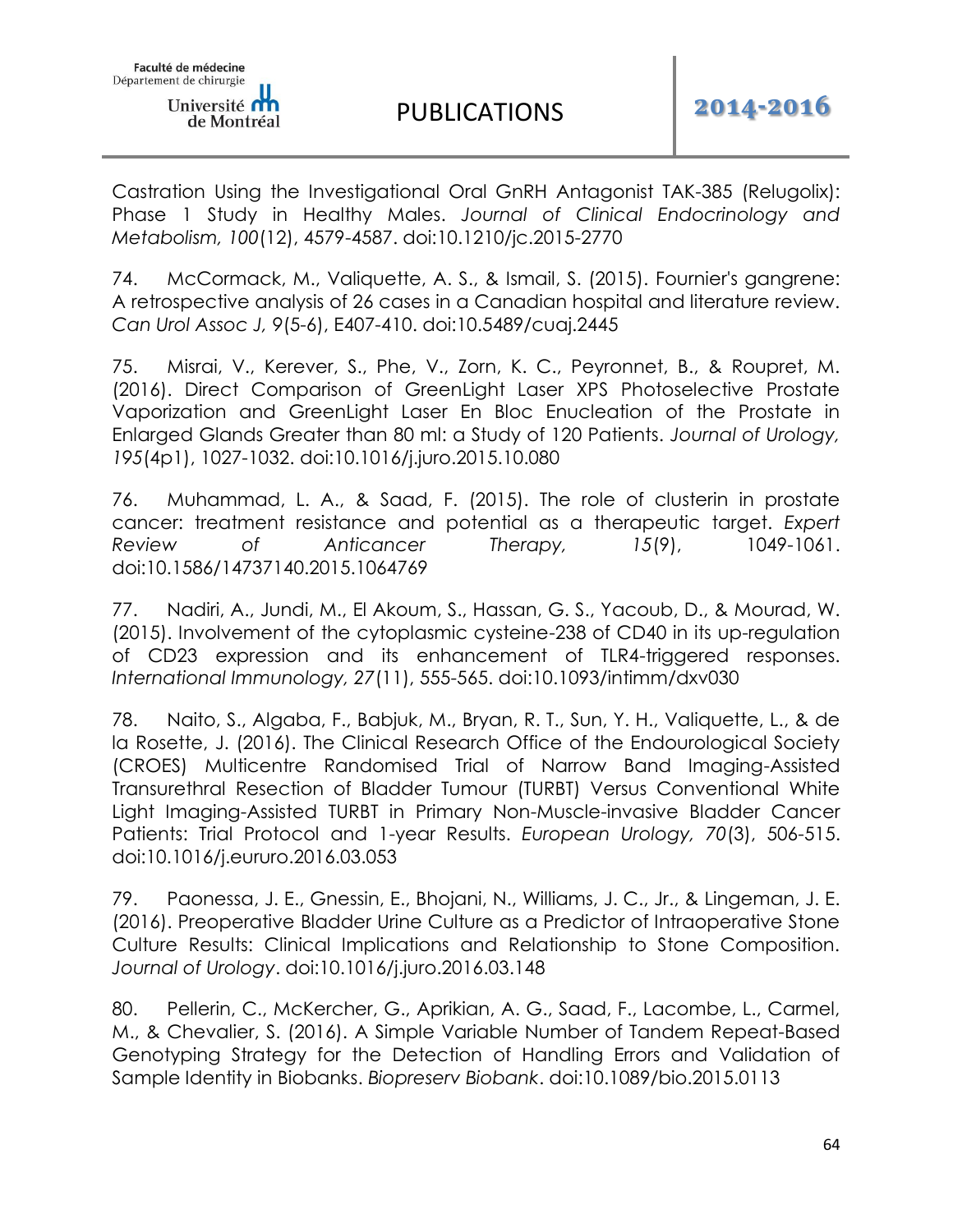Castration Using the Investigational Oral GnRH Antagonist TAK-385 (Relugolix): Phase 1 Study in Healthy Males. *Journal of Clinical Endocrinology and Metabolism, 100*(12), 4579-4587. doi:10.1210/jc.2015-2770

74. McCormack, M., Valiquette, A. S., & Ismail, S. (2015). Fournier's gangrene: A retrospective analysis of 26 cases in a Canadian hospital and literature review. *Can Urol Assoc J, 9*(5-6), E407-410. doi:10.5489/cuaj.2445

75. Misrai, V., Kerever, S., Phe, V., Zorn, K. C., Peyronnet, B., & Roupret, M. (2016). Direct Comparison of GreenLight Laser XPS Photoselective Prostate Vaporization and GreenLight Laser En Bloc Enucleation of the Prostate in Enlarged Glands Greater than 80 ml: a Study of 120 Patients. *Journal of Urology, 195*(4p1), 1027-1032. doi:10.1016/j.juro.2015.10.080

76. Muhammad, L. A., & Saad, F. (2015). The role of clusterin in prostate cancer: treatment resistance and potential as a therapeutic target. *Expert Review of Anticancer Therapy, 15*(9), 1049-1061. doi:10.1586/14737140.2015.1064769

77. Nadiri, A., Jundi, M., El Akoum, S., Hassan, G. S., Yacoub, D., & Mourad, W. (2015). Involvement of the cytoplasmic cysteine-238 of CD40 in its up-regulation of CD23 expression and its enhancement of TLR4-triggered responses. *International Immunology, 27*(11), 555-565. doi:10.1093/intimm/dxv030

78. Naito, S., Algaba, F., Babjuk, M., Bryan, R. T., Sun, Y. H., Valiquette, L., & de la Rosette, J. (2016). The Clinical Research Office of the Endourological Society (CROES) Multicentre Randomised Trial of Narrow Band Imaging-Assisted Transurethral Resection of Bladder Tumour (TURBT) Versus Conventional White Light Imaging-Assisted TURBT in Primary Non-Muscle-invasive Bladder Cancer Patients: Trial Protocol and 1-year Results. *European Urology, 70*(3), 506-515. doi:10.1016/j.eururo.2016.03.053

79. Paonessa, J. E., Gnessin, E., Bhojani, N., Williams, J. C., Jr., & Lingeman, J. E. (2016). Preoperative Bladder Urine Culture as a Predictor of Intraoperative Stone Culture Results: Clinical Implications and Relationship to Stone Composition. *Journal of Urology*. doi:10.1016/j.juro.2016.03.148

80. Pellerin, C., McKercher, G., Aprikian, A. G., Saad, F., Lacombe, L., Carmel, M., & Chevalier, S. (2016). A Simple Variable Number of Tandem Repeat-Based Genotyping Strategy for the Detection of Handling Errors and Validation of Sample Identity in Biobanks. *Biopreserv Biobank*. doi:10.1089/bio.2015.0113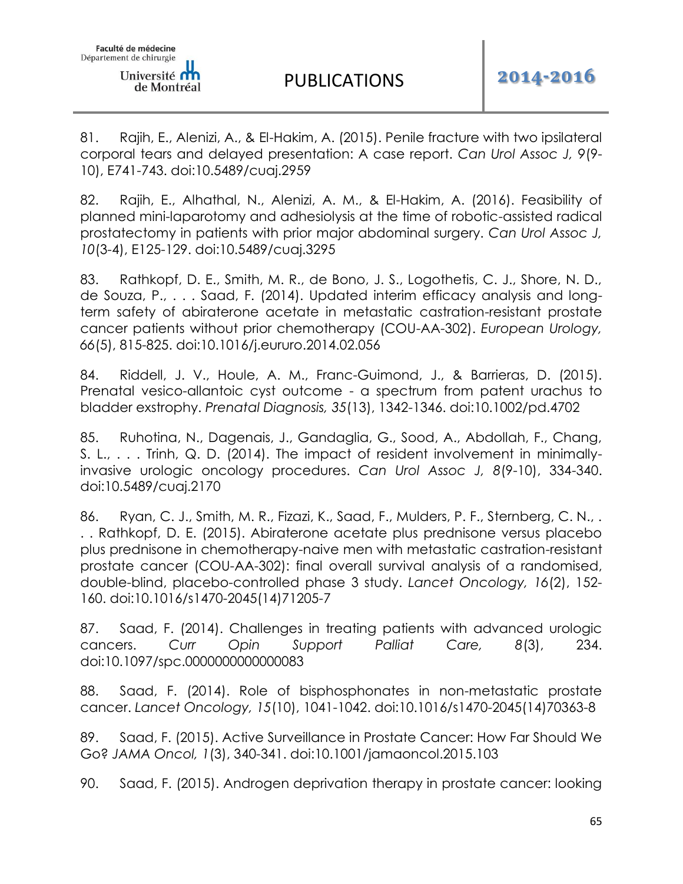81. Rajih, E., Alenizi, A., & El-Hakim, A. (2015). Penile fracture with two ipsilateral corporal tears and delayed presentation: A case report. *Can Urol Assoc J, 9*(9-10), E741-743. doi:10.5489/cuaj.2959

82. Rajih, E., Alhathal, N., Alenizi, A. M., & El-Hakim, A. (2016). Feasibility of planned mini-laparotomy and adhesiolysis at the time of robotic-assisted radical prostatectomy in patients with prior major abdominal surgery. *Can Urol Assoc J, 10*(3-4), E125-129. doi:10.5489/cuaj.3295

83. Rathkopf, D. E., Smith, M. R., de Bono, J. S., Logothetis, C. J., Shore, N. D., de Souza, P., . . . Saad, F. (2014). Updated interim efficacy analysis and long-term safety of abiraterone acetate in metastatic castration-resistant prostate cancer patients without prior chemotherapy (COU-AA-302). *European Urology, 66*(5), 815-825. doi:10.1016/j.eururo.2014.02.056

84. Riddell, J. V., Houle, A. M., Franc-Guimond, J., & Barrieras, D. (2015). Prenatal vesico-allantoic cyst outcome - a spectrum from patent urachus to bladder exstrophy. *Prenatal Diagnosis, 35*(13), 1342-1346. doi:10.1002/pd.4702

85. Ruhotina, N., Dagenais, J., Gandaglia, G., Sood, A., Abdollah, F., Chang, S. L., . . . Trinh, Q. D. (2014). The impact of resident involvement in minimally-invasive urologic oncology procedures. *Can Urol Assoc J, 8*(9-10), 334-340. doi:10.5489/cuaj.2170

86. Ryan, C. J., Smith, M. R., Fizazi, K., Saad, F., Mulders, P. F., Sternberg, C. N., . . . Rathkopf, D. E. (2015). Abiraterone acetate plus prednisone versus placebo plus prednisone in chemotherapy-naive men with metastatic castration-resistant prostate cancer (COU-AA-302): final overall survival analysis of a randomised, double-blind, placebo-controlled phase 3 study. *Lancet Oncology, 16*(2), 152-160. doi:10.1016/s1470-2045(14)71205-7

87. Saad, F. (2014). Challenges in treating patients with advanced urologic cancers. *Curr Opin Support Palliat Care, 8*(3), 234. doi:10.1097/spc.0000000000000083

88. Saad, F. (2014). Role of bisphosphonates in non-metastatic prostate cancer. *Lancet Oncology, 15*(10), 1041-1042. doi:10.1016/s1470-2045(14)70363-8

89. Saad, F. (2015). Active Surveillance in Prostate Cancer: How Far Should We Go? *JAMA Oncol, 1*(3), 340-341. doi:10.1001/jamaoncol.2015.103

90. Saad, F. (2015). Androgen deprivation therapy in prostate cancer: looking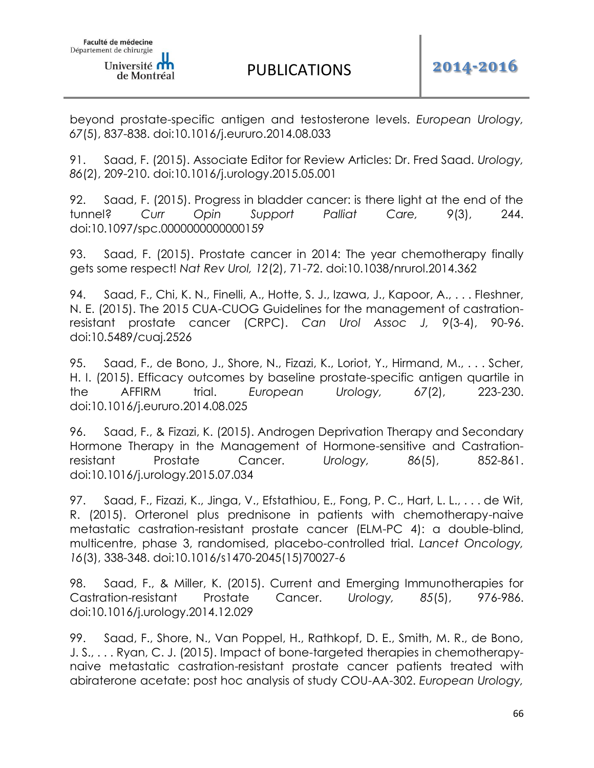beyond prostate-specific antigen and testosterone levels. *European Urology, 67*(5), 837-838. doi:10.1016/j.eururo.2014.08.033

91. Saad, F. (2015). Associate Editor for Review Articles: Dr. Fred Saad. *Urology, 86*(2), 209-210. doi:10.1016/j.urology.2015.05.001

92. Saad, F. (2015). Progress in bladder cancer: is there light at the end of the tunnel? *Curr Opin Support Palliat Care, 9*(3), 244. doi:10.1097/spc.0000000000000159

93. Saad, F. (2015). Prostate cancer in 2014: The year chemotherapy finally gets some respect! *Nat Rev Urol, 12*(2), 71-72. doi:10.1038/nrurol.2014.362

94. Saad, F., Chi, K. N., Finelli, A., Hotte, S. J., Izawa, J., Kapoor, A., . . . Fleshner, N. E. (2015). The 2015 CUA-CUOG Guidelines for the management of castration-resistant prostate cancer (CRPC). *Can Urol Assoc J, 9*(3-4), 90-96. doi:10.5489/cuaj.2526

95. Saad, F., de Bono, J., Shore, N., Fizazi, K., Loriot, Y., Hirmand, M., . . . Scher, H. I. (2015). Efficacy outcomes by baseline prostate-specific antigen quartile in the AFFIRM trial. *European Urology, 67*(2), 223-230. doi:10.1016/j.eururo.2014.08.025

96. Saad, F., & Fizazi, K. (2015). Androgen Deprivation Therapy and Secondary Hormone Therapy in the Management of Hormone-sensitive and Castration-resistant Prostate Cancer. *Urology, 86*(5), 852-861. doi:10.1016/j.urology.2015.07.034

97. Saad, F., Fizazi, K., Jinga, V., Efstathiou, E., Fong, P. C., Hart, L. L., . . . de Wit, R. (2015). Orteronel plus prednisone in patients with chemotherapy-naive metastatic castration-resistant prostate cancer (ELM-PC 4): a double-blind, multicentre, phase 3, randomised, placebo-controlled trial. *Lancet Oncology, 16*(3), 338-348. doi:10.1016/s1470-2045(15)70027-6

98. Saad, F., & Miller, K. (2015). Current and Emerging Immunotherapies for Castration-resistant Prostate Cancer. *Urology, 85*(5), 976-986. doi:10.1016/j.urology.2014.12.029

99. Saad, F., Shore, N., Van Poppel, H., Rathkopf, D. E., Smith, M. R., de Bono, J. S., . . . Ryan, C. J. (2015). Impact of bone-targeted therapies in chemotherapy-naive metastatic castration-resistant prostate cancer patients treated with abiraterone acetate: post hoc analysis of study COU-AA-302. *European Urology,*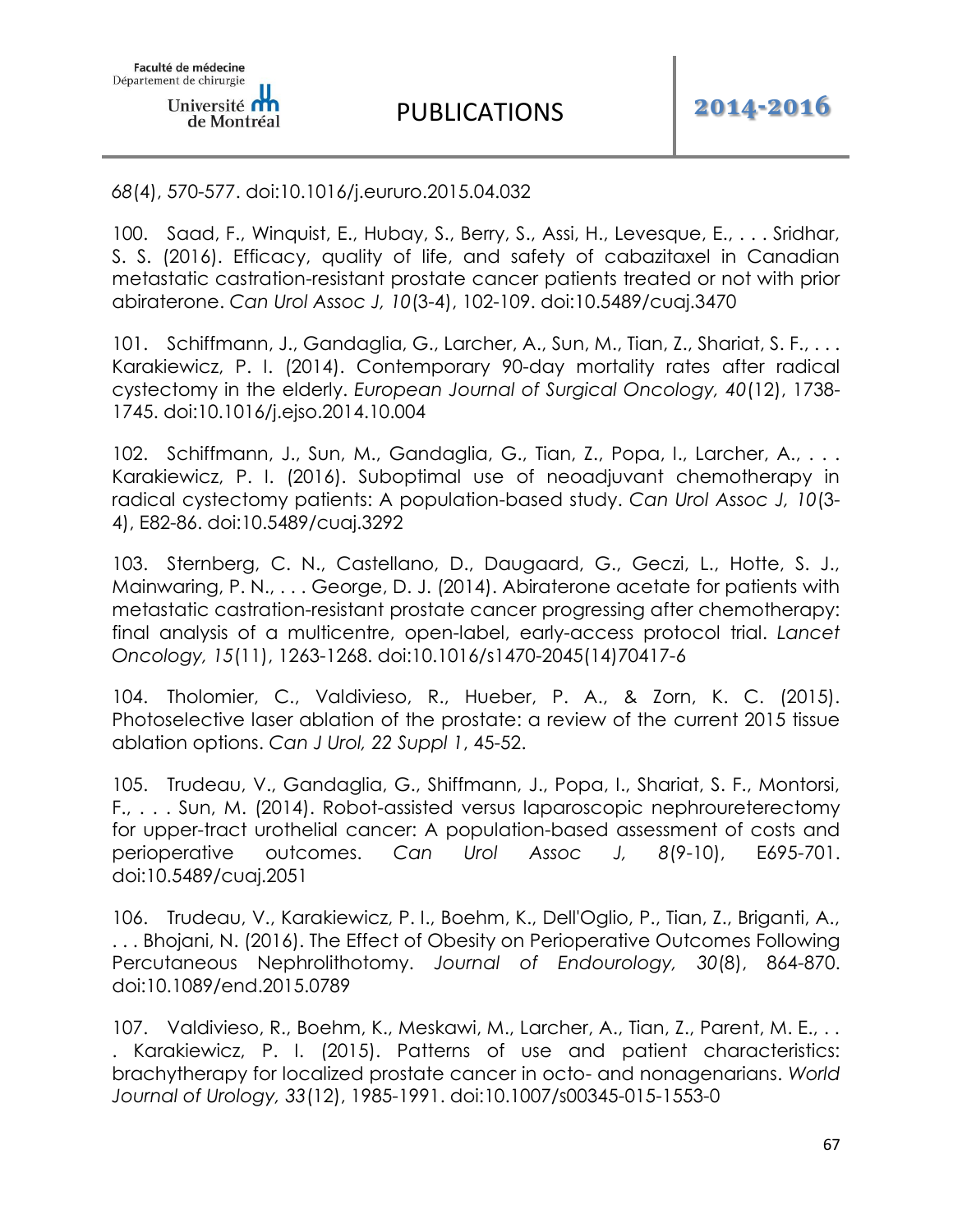*68*(4), 570-577. doi:10.1016/j.eururo.2015.04.032

100. Saad, F., Winquist, E., Hubay, S., Berry, S., Assi, H., Levesque, E., . . . Sridhar, S. S. (2016). Efficacy, quality of life, and safety of cabazitaxel in Canadian metastatic castration-resistant prostate cancer patients treated or not with prior abiraterone. *Can Urol Assoc J, 10*(3-4), 102-109. doi:10.5489/cuaj.3470

101. Schiffmann, J., Gandaglia, G., Larcher, A., Sun, M., Tian, Z., Shariat, S. F., . . . Karakiewicz, P. I. (2014). Contemporary 90-day mortality rates after radical cystectomy in the elderly. *European Journal of Surgical Oncology, 40*(12), 1738-1745. doi:10.1016/j.ejso.2014.10.004

102. Schiffmann, J., Sun, M., Gandaglia, G., Tian, Z., Popa, I., Larcher, A., . . . Karakiewicz, P. I. (2016). Suboptimal use of neoadjuvant chemotherapy in radical cystectomy patients: A population-based study. *Can Urol Assoc J, 10*(3-4), E82-86. doi:10.5489/cuaj.3292

103. Sternberg, C. N., Castellano, D., Daugaard, G., Geczi, L., Hotte, S. J., Mainwaring, P. N., . . . George, D. J. (2014). Abiraterone acetate for patients with metastatic castration-resistant prostate cancer progressing after chemotherapy: final analysis of a multicentre, open-label, early-access protocol trial. *Lancet Oncology, 15*(11), 1263-1268. doi:10.1016/s1470-2045(14)70417-6

104. Tholomier, C., Valdivieso, R., Hueber, P. A., & Zorn, K. C. (2015). Photoselective laser ablation of the prostate: a review of the current 2015 tissue ablation options. *Can J Urol, 22 Suppl 1*, 45-52.

105. Trudeau, V., Gandaglia, G., Shiffmann, J., Popa, I., Shariat, S. F., Montorsi, F., . . . Sun, M. (2014). Robot-assisted versus laparoscopic nephroureterectomy for upper-tract urothelial cancer: A population-based assessment of costs and perioperative outcomes. *Can Urol Assoc J, 8*(9-10), E695-701. doi:10.5489/cuaj.2051

106. Trudeau, V., Karakiewicz, P. I., Boehm, K., Dell'Oglio, P., Tian, Z., Briganti, A., . . . Bhojani, N. (2016). The Effect of Obesity on Perioperative Outcomes Following Percutaneous Nephrolithotomy. *Journal of Endourology, 30*(8), 864-870. doi:10.1089/end.2015.0789

107. Valdivieso, R., Boehm, K., Meskawi, M., Larcher, A., Tian, Z., Parent, M. E., . . . Karakiewicz, P. I. (2015). Patterns of use and patient characteristics: brachytherapy for localized prostate cancer in octo- and nonagenarians. *World Journal of Urology, 33*(12), 1985-1991. doi:10.1007/s00345-015-1553-0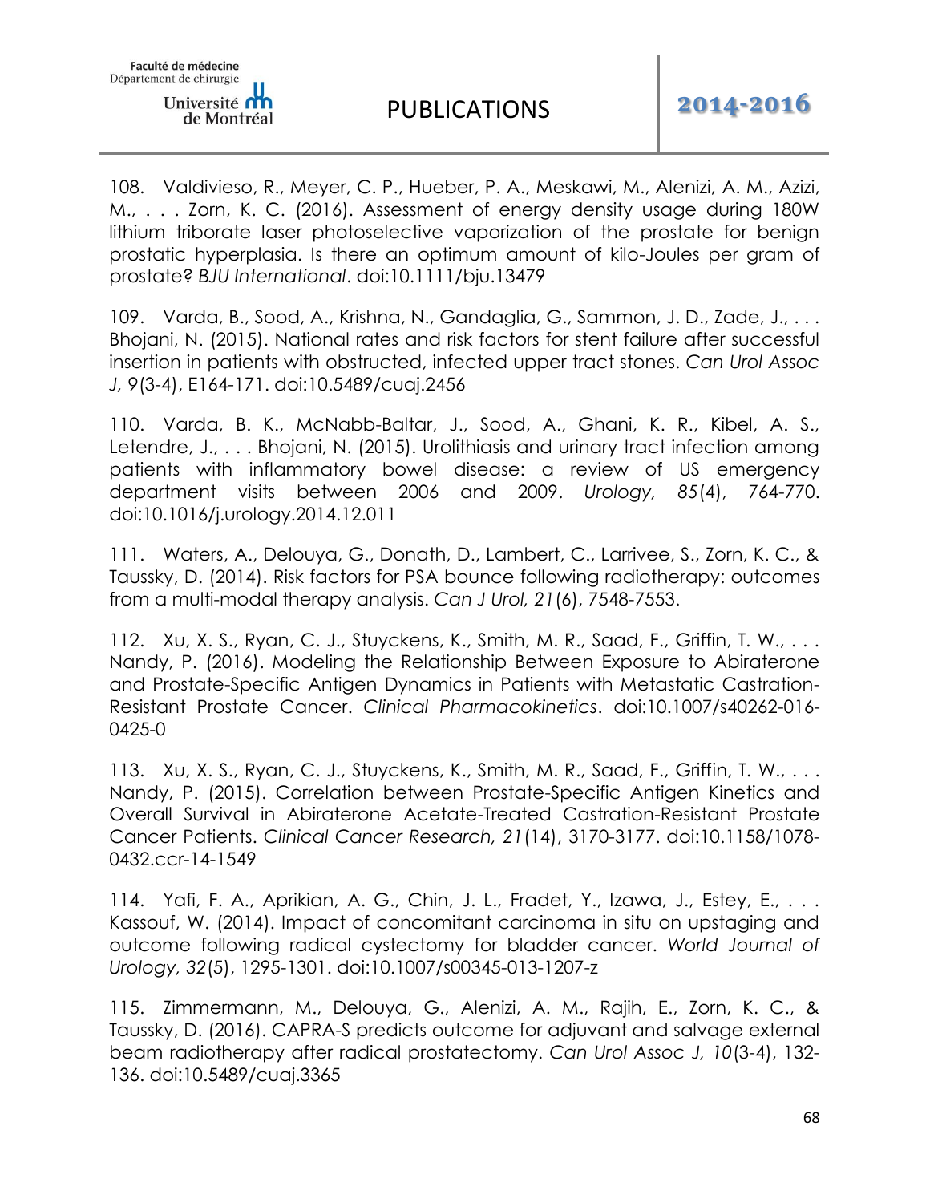108. Valdivieso, R., Meyer, C. P., Hueber, P. A., Meskawi, M., Alenizi, A. M., Azizi, M., . . . Zorn, K. C. (2016). Assessment of energy density usage during 180W lithium triborate laser photoselective vaporization of the prostate for benign prostatic hyperplasia. Is there an optimum amount of kilo-Joules per gram of prostate? *BJU International*. doi:10.1111/bju.13479

109. Varda, B., Sood, A., Krishna, N., Gandaglia, G., Sammon, J. D., Zade, J., . . . Bhojani, N. (2015). National rates and risk factors for stent failure after successful insertion in patients with obstructed, infected upper tract stones. *Can Urol Assoc J, 9*(3-4), E164-171. doi:10.5489/cuaj.2456

110. Varda, B. K., McNabb-Baltar, J., Sood, A., Ghani, K. R., Kibel, A. S., Letendre, J., . . . Bhojani, N. (2015). Urolithiasis and urinary tract infection among patients with inflammatory bowel disease: a review of US emergency department visits between 2006 and 2009. *Urology, 85*(4), 764-770. doi:10.1016/j.urology.2014.12.011

111. Waters, A., Delouya, G., Donath, D., Lambert, C., Larrivee, S., Zorn, K. C., & Taussky, D. (2014). Risk factors for PSA bounce following radiotherapy: outcomes from a multi-modal therapy analysis. *Can J Urol, 21*(6), 7548-7553.

112. Xu, X. S., Ryan, C. J., Stuyckens, K., Smith, M. R., Saad, F., Griffin, T. W., . . . Nandy, P. (2016). Modeling the Relationship Between Exposure to Abiraterone and Prostate-Specific Antigen Dynamics in Patients with Metastatic Castration-Resistant Prostate Cancer. *Clinical Pharmacokinetics*. doi:10.1007/s40262-016-0425-0

113. Xu, X. S., Ryan, C. J., Stuyckens, K., Smith, M. R., Saad, F., Griffin, T. W., . . . Nandy, P. (2015). Correlation between Prostate-Specific Antigen Kinetics and Overall Survival in Abiraterone Acetate-Treated Castration-Resistant Prostate Cancer Patients. *Clinical Cancer Research, 21*(14), 3170-3177. doi:10.1158/1078-0432.ccr-14-1549

114. Yafi, F. A., Aprikian, A. G., Chin, J. L., Fradet, Y., Izawa, J., Estey, E., . . . Kassouf, W. (2014). Impact of concomitant carcinoma in situ on upstaging and outcome following radical cystectomy for bladder cancer. *World Journal of Urology, 32*(5), 1295-1301. doi:10.1007/s00345-013-1207-z

115. Zimmermann, M., Delouya, G., Alenizi, A. M., Rajih, E., Zorn, K. C., & Taussky, D. (2016). CAPRA-S predicts outcome for adjuvant and salvage external beam radiotherapy after radical prostatectomy. *Can Urol Assoc J, 10*(3-4), 132-136. doi:10.5489/cuaj.3365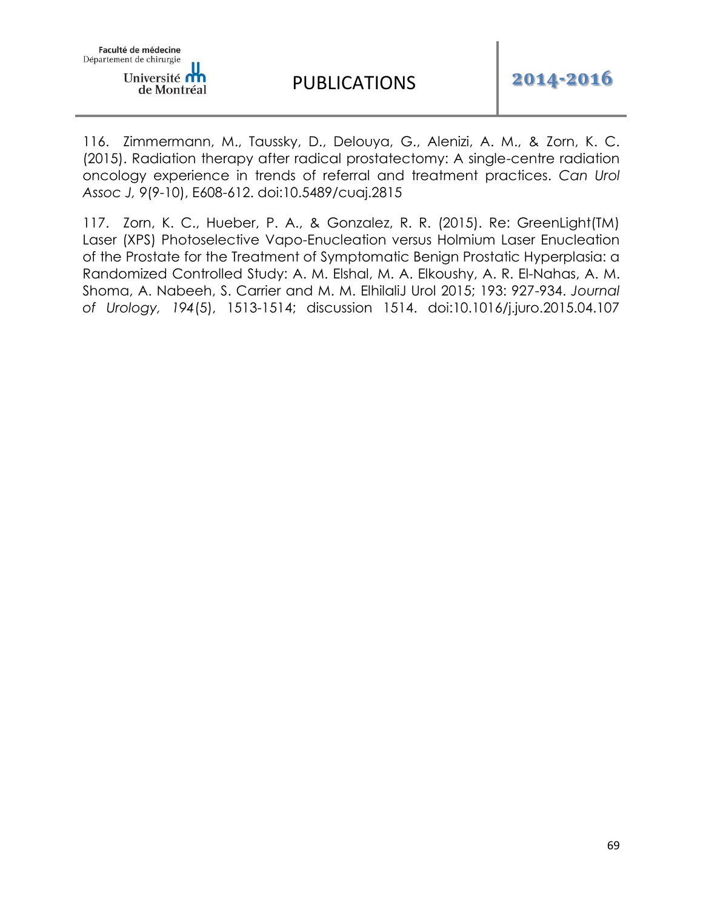116. Zimmermann, M., Taussky, D., Delouya, G., Alenizi, A. M., & Zorn, K. C. (2015). Radiation therapy after radical prostatectomy: A single-centre radiation oncology experience in trends of referral and treatment practices. *Can Urol Assoc J,* 9(9-10), E608-612. doi:10.5489/cuaj.2815

117. Zorn, K. C., Hueber, P. A., & Gonzalez, R. R. (2015). Re: GreenLight(TM) Laser (XPS) Photoselective Vapo-Enucleation versus Holmium Laser Enucleation of the Prostate for the Treatment of Symptomatic Benign Prostatic Hyperplasia: a Randomized Controlled Study: A. M. Elshal, M. A. Elkoushy, A. R. El-Nahas, A. M. Shoma, A. Nabeeh, S. Carrier and M. M. ElhilaliJ Urol 2015; 193: 927-934. *Journal of Urology, 194*(5), 1513-1514; discussion 1514. doi:10.1016/j.juro.2015.04.107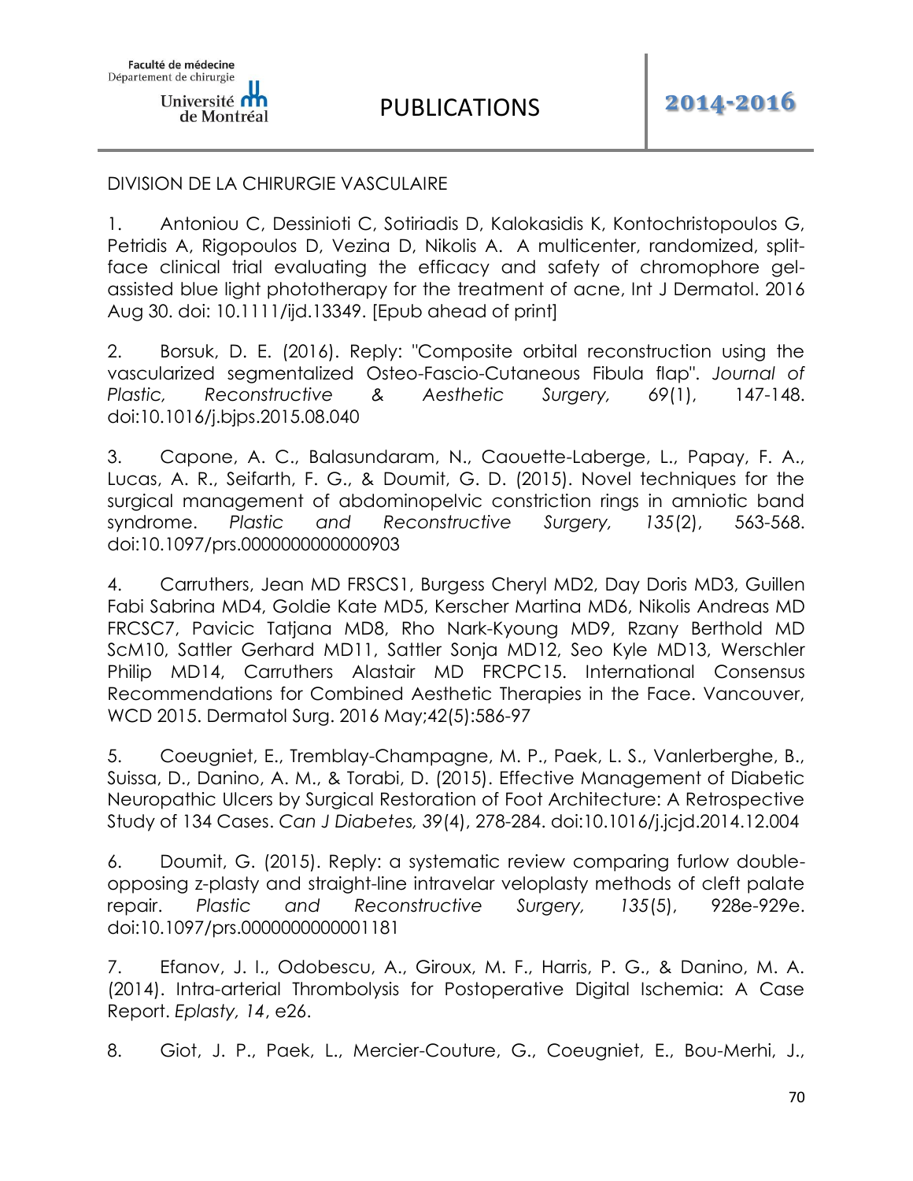DIVISION DE LA CHIRURGIE VASCULAIRE

1. Antoniou C, Dessinioti C, Sotiriadis D, Kalokasidis K, Kontochristopoulos G, Petridis A, Rigopoulos D, Vezina D, Nikolis A. A multicenter, randomized, split-face clinical trial evaluating the efficacy and safety of chromophore gel-assisted blue light phototherapy for the treatment of acne, Int J Dermatol. 2016 Aug 30. doi: 10.1111/ijd.13349. [Epub ahead of print]

2. Borsuk, D. E. (2016). Reply: "Composite orbital reconstruction using the vascularized segmentalized Osteo-Fascio-Cutaneous Fibula flap". *Journal of Plastic, Reconstructive & Aesthetic Surgery, 69*(1), 147-148. doi:10.1016/j.bjps.2015.08.040

3. Capone, A. C., Balasundaram, N., Caouette-Laberge, L., Papay, F. A., Lucas, A. R., Seifarth, F. G., & Doumit, G. D. (2015). Novel techniques for the surgical management of abdominopelvic constriction rings in amniotic band syndrome. *Plastic and Reconstructive Surgery, 135*(2), 563-568. doi:10.1097/prs.0000000000000903

4. Carruthers, Jean MD FRSCS1, Burgess Cheryl MD2, Day Doris MD3, Guillen Fabi Sabrina MD4, Goldie Kate MD5, Kerscher Martina MD6, Nikolis Andreas MD FRCSC7, Pavicic Tatjana MD8, Rho Nark-Kyoung MD9, Rzany Berthold MD ScM10, Sattler Gerhard MD11, Sattler Sonja MD12, Seo Kyle MD13, Werschler Philip MD14, Carruthers Alastair MD FRCPC15. International Consensus Recommendations for Combined Aesthetic Therapies in the Face. Vancouver, WCD 2015. Dermatol Surg. 2016 May;42(5):586-97

5. Coeugniet, E., Tremblay-Champagne, M. P., Paek, L. S., Vanlerberghe, B., Suissa, D., Danino, A. M., & Torabi, D. (2015). Effective Management of Diabetic Neuropathic Ulcers by Surgical Restoration of Foot Architecture: A Retrospective Study of 134 Cases. *Can J Diabetes, 39*(4), 278-284. doi:10.1016/j.jcjd.2014.12.004

6. Doumit, G. (2015). Reply: a systematic review comparing furlow double-opposing z-plasty and straight-line intravelar veloplasty methods of cleft palate repair. *Plastic and Reconstructive Surgery, 135*(5), 928e-929e. doi:10.1097/prs.0000000000001181

7. Efanov, J. I., Odobescu, A., Giroux, M. F., Harris, P. G., & Danino, M. A. (2014). Intra-arterial Thrombolysis for Postoperative Digital Ischemia: A Case Report. *Eplasty, 14*, e26.

8. Giot, J. P., Paek, L., Mercier-Couture, G., Coeugniet, E., Bou-Merhi, J.,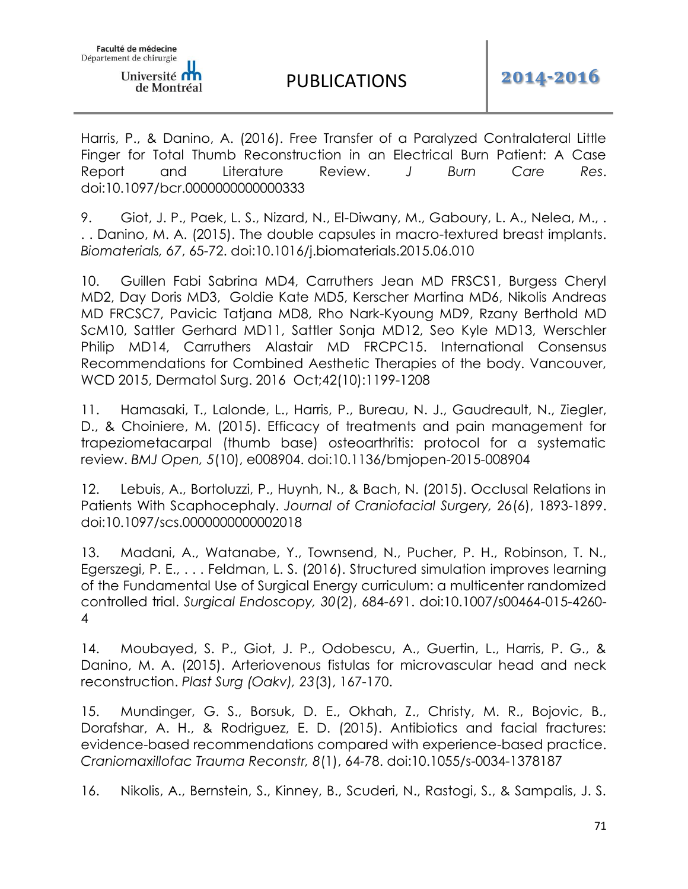Harris, P., & Danino, A. (2016). Free Transfer of a Paralyzed Contralateral Little Finger for Total Thumb Reconstruction in an Electrical Burn Patient: A Case Report and Literature Review. *J Burn Care Res*. doi:10.1097/bcr.0000000000000333

9. Giot, J. P., Paek, L. S., Nizard, N., El-Diwany, M., Gaboury, L. A., Nelea, M., . . . Danino, M. A. (2015). The double capsules in macro-textured breast implants. *Biomaterials, 67*, 65-72. doi:10.1016/j.biomaterials.2015.06.010

10. Guillen Fabi Sabrina MD4, Carruthers Jean MD FRSCS1, Burgess Cheryl MD2, Day Doris MD3, Goldie Kate MD5, Kerscher Martina MD6, Nikolis Andreas MD FRCSC7, Pavicic Tatjana MD8, Rho Nark-Kyoung MD9, Rzany Berthold MD ScM10, Sattler Gerhard MD11, Sattler Sonja MD12, Seo Kyle MD13, Werschler Philip MD14, Carruthers Alastair MD FRCPC15. International Consensus Recommendations for Combined Aesthetic Therapies of the body. Vancouver, WCD 2015, Dermatol Surg. 2016 Oct;42(10):1199-1208

11. Hamasaki, T., Lalonde, L., Harris, P., Bureau, N. J., Gaudreault, N., Ziegler, D., & Choiniere, M. (2015). Efficacy of treatments and pain management for trapeziometacarpal (thumb base) osteoarthritis: protocol for a systematic review. *BMJ Open, 5*(10), e008904. doi:10.1136/bmjopen-2015-008904

12. Lebuis, A., Bortoluzzi, P., Huynh, N., & Bach, N. (2015). Occlusal Relations in Patients With Scaphocephaly. *Journal of Craniofacial Surgery, 26*(6), 1893-1899. doi:10.1097/scs.0000000000002018

13. Madani, A., Watanabe, Y., Townsend, N., Pucher, P. H., Robinson, T. N., Egerszegi, P. E., . . . Feldman, L. S. (2016). Structured simulation improves learning of the Fundamental Use of Surgical Energy curriculum: a multicenter randomized controlled trial. *Surgical Endoscopy, 30*(2), 684-691. doi:10.1007/s00464-015-4260-4

14. Moubayed, S. P., Giot, J. P., Odobescu, A., Guertin, L., Harris, P. G., & Danino, M. A. (2015). Arteriovenous fistulas for microvascular head and neck reconstruction. *Plast Surg (Oakv), 23*(3), 167-170.

15. Mundinger, G. S., Borsuk, D. E., Okhah, Z., Christy, M. R., Bojovic, B., Dorafshar, A. H., & Rodriguez, E. D. (2015). Antibiotics and facial fractures: evidence-based recommendations compared with experience-based practice. *Craniomaxillofac Trauma Reconstr, 8*(1), 64-78. doi:10.1055/s-0034-1378187

16. Nikolis, A., Bernstein, S., Kinney, B., Scuderi, N., Rastogi, S., & Sampalis, J. S.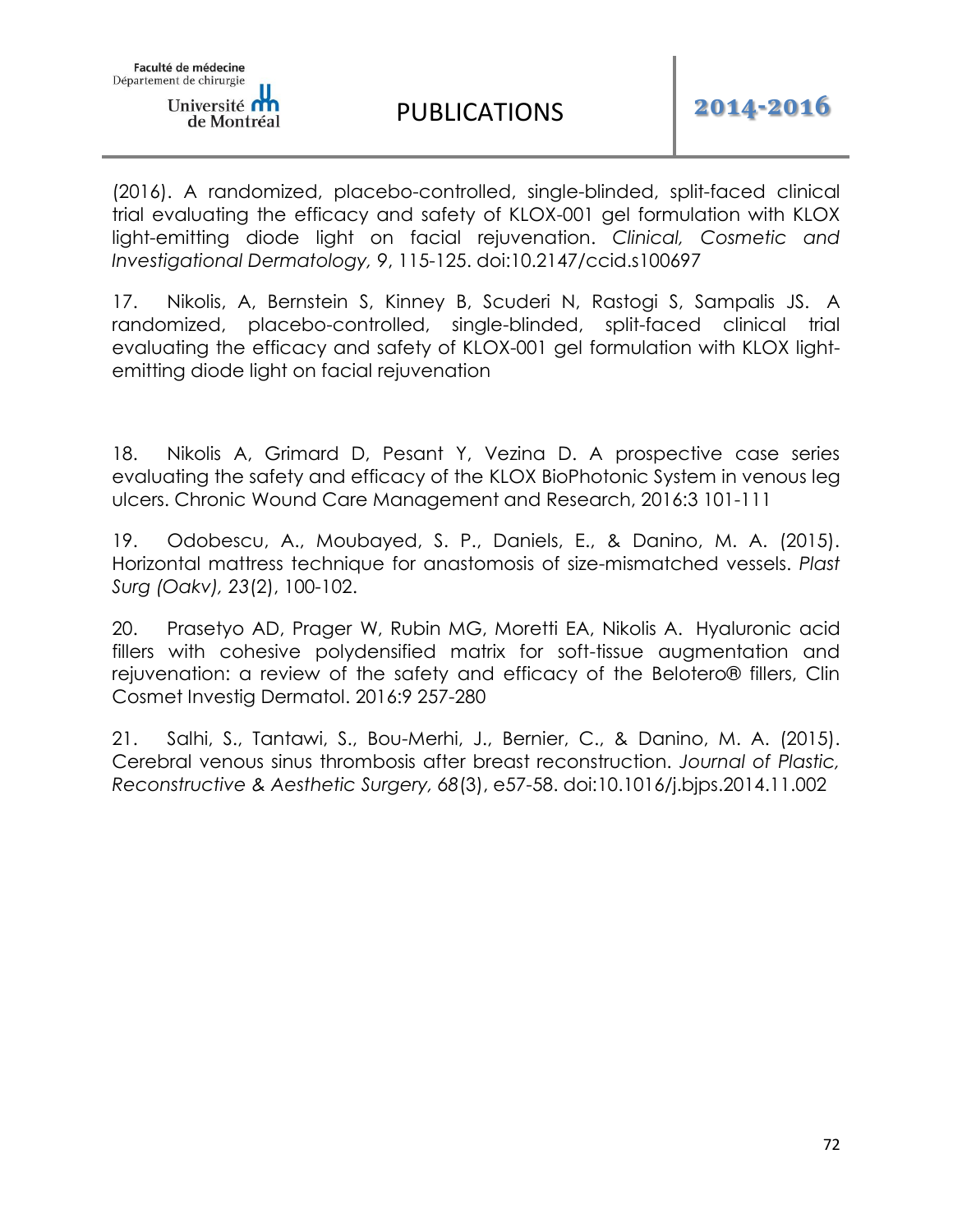(2016). A randomized, placebo-controlled, single-blinded, split-faced clinical trial evaluating the efficacy and safety of KLOX-001 gel formulation with KLOX light-emitting diode light on facial rejuvenation. *Clinical, Cosmetic and Investigational Dermatology,* 9, 115-125. doi:10.2147/ccid.s100697

17. Nikolis, A, Bernstein S, Kinney B, Scuderi N, Rastogi S, Sampalis JS. A randomized, placebo-controlled, single-blinded, split-faced clinical trial evaluating the efficacy and safety of KLOX-001 gel formulation with KLOX light-emitting diode light on facial rejuvenation

18. Nikolis A, Grimard D, Pesant Y, Vezina D. A prospective case series evaluating the safety and efficacy of the KLOX BioPhotonic System in venous leg ulcers. Chronic Wound Care Management and Research, 2016:3 101-111

19. Odobescu, A., Moubayed, S. P., Daniels, E., & Danino, M. A. (2015). Horizontal mattress technique for anastomosis of size-mismatched vessels. *Plast Surg (Oakv), 23*(2), 100-102.

20. Prasetyo AD, Prager W, Rubin MG, Moretti EA, Nikolis A. Hyaluronic acid fillers with cohesive polydensified matrix for soft-tissue augmentation and rejuvenation: a review of the safety and efficacy of the Belotero® fillers, Clin Cosmet Investig Dermatol. 2016:9 257-280

21. Salhi, S., Tantawi, S., Bou-Merhi, J., Bernier, C., & Danino, M. A. (2015). Cerebral venous sinus thrombosis after breast reconstruction. *Journal of Plastic, Reconstructive & Aesthetic Surgery, 68*(3), e57-58. doi:10.1016/j.bjps.2014.11.002